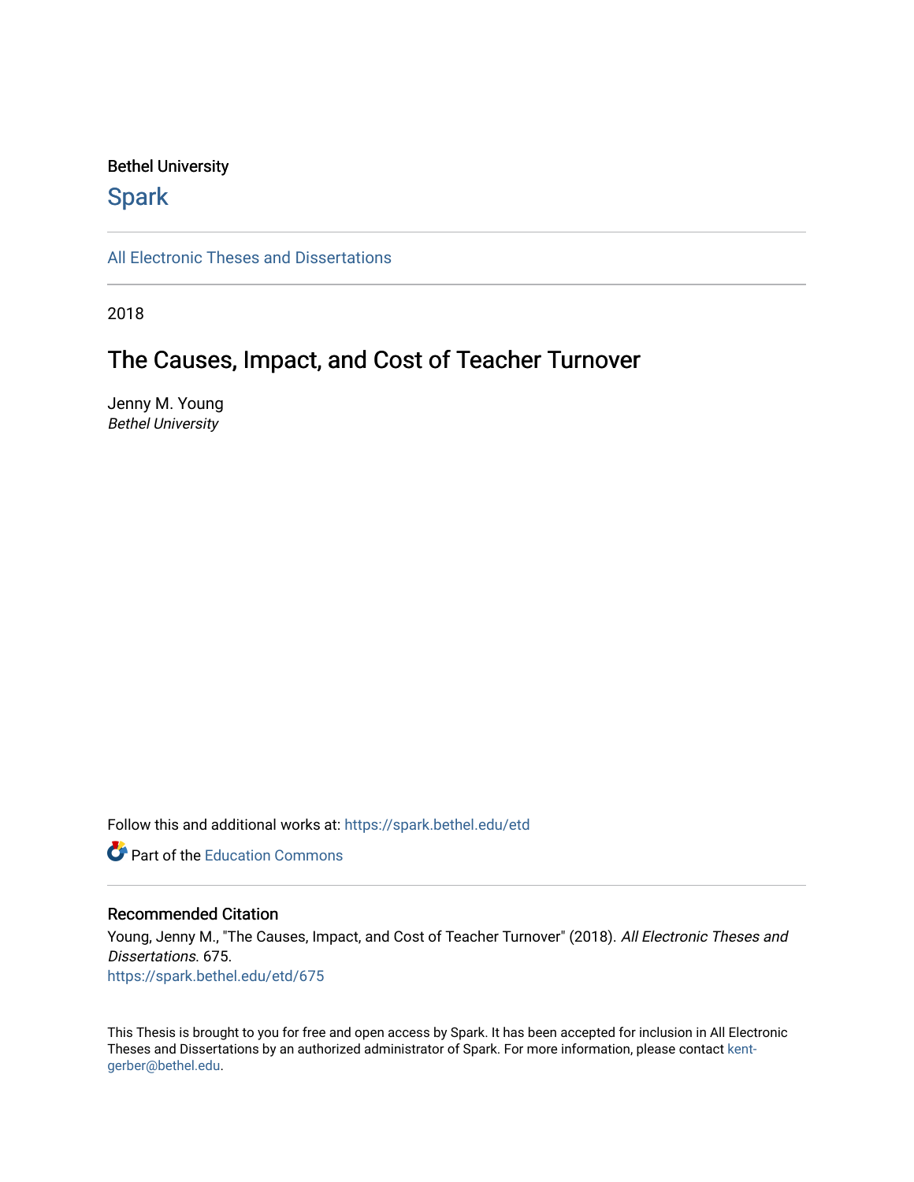Bethel University

# Spark

All Electronic Theses and Dissertations

2018

## The Causes, Impact, and Cost of Teacher Turnover

Jenny M. Young
*Bethel University*

Follow this and additional works at: https://spark.bethel.edu/etd

Part of the Education Commons

### Recommended Citation

Young, Jenny M., "The Causes, Impact, and Cost of Teacher Turnover" (2018). *All Electronic Theses and Dissertations*. 675.
https://spark.bethel.edu/etd/675

This Thesis is brought to you for free and open access by Spark. It has been accepted for inclusion in All Electronic Theses and Dissertations by an authorized administrator of Spark. For more information, please contact kent-gerber@bethel.edu.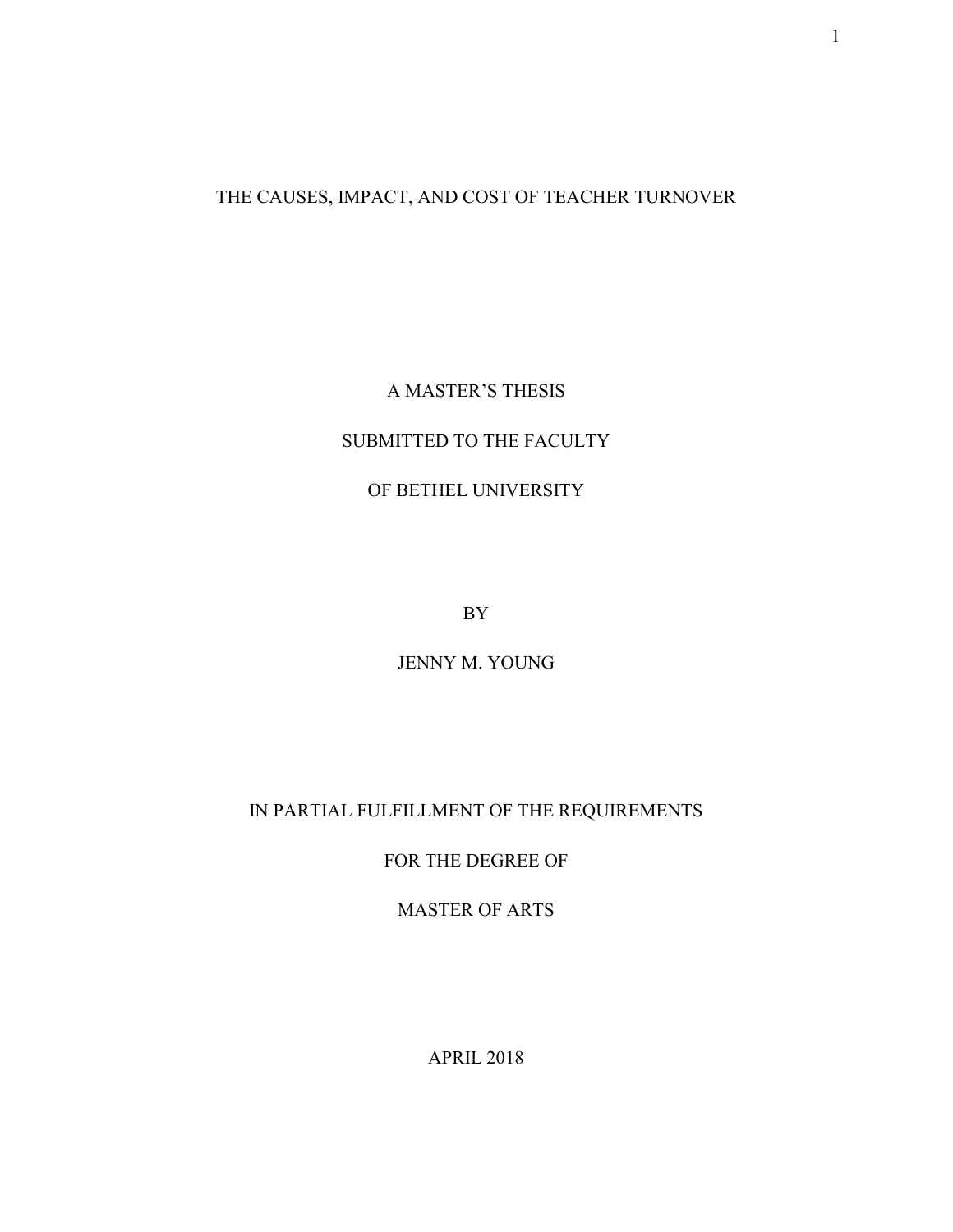# THE CAUSES, IMPACT, AND COST OF TEACHER TURNOVER

A MASTER'S THESIS

SUBMITTED TO THE FACULTY

OF BETHEL UNIVERSITY

BY

JENNY M. YOUNG

IN PARTIAL FULFILLMENT OF THE REQUIREMENTS

FOR THE DEGREE OF

MASTER OF ARTS

APRIL 2018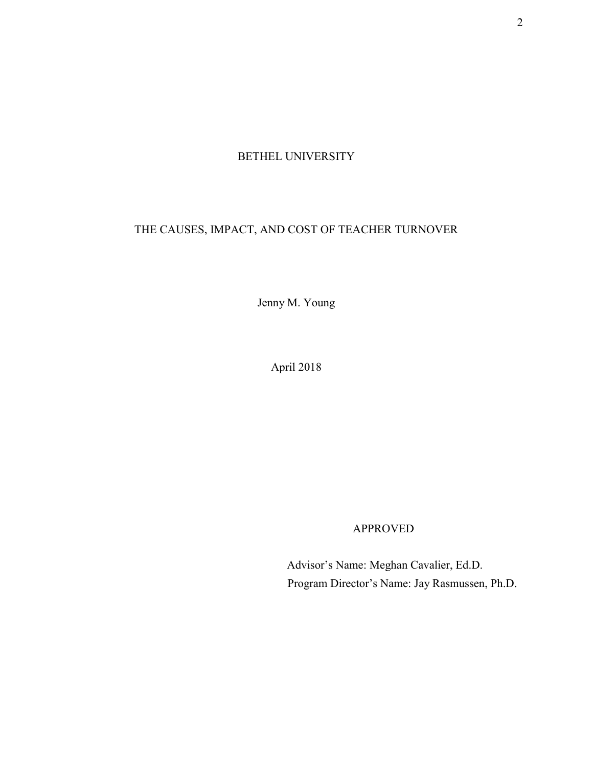BETHEL UNIVERSITY

THE CAUSES, IMPACT, AND COST OF TEACHER TURNOVER

Jenny M. Young

April 2018

APPROVED

Advisor's Name: Meghan Cavalier, Ed.D.

Program Director's Name: Jay Rasmussen, Ph.D.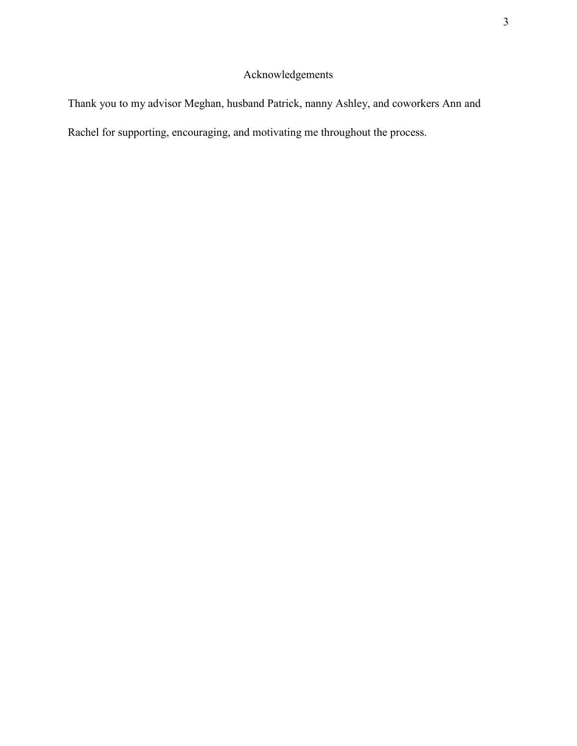# Acknowledgements

Thank you to my advisor Meghan, husband Patrick, nanny Ashley, and coworkers Ann and Rachel for supporting, encouraging, and motivating me throughout the process.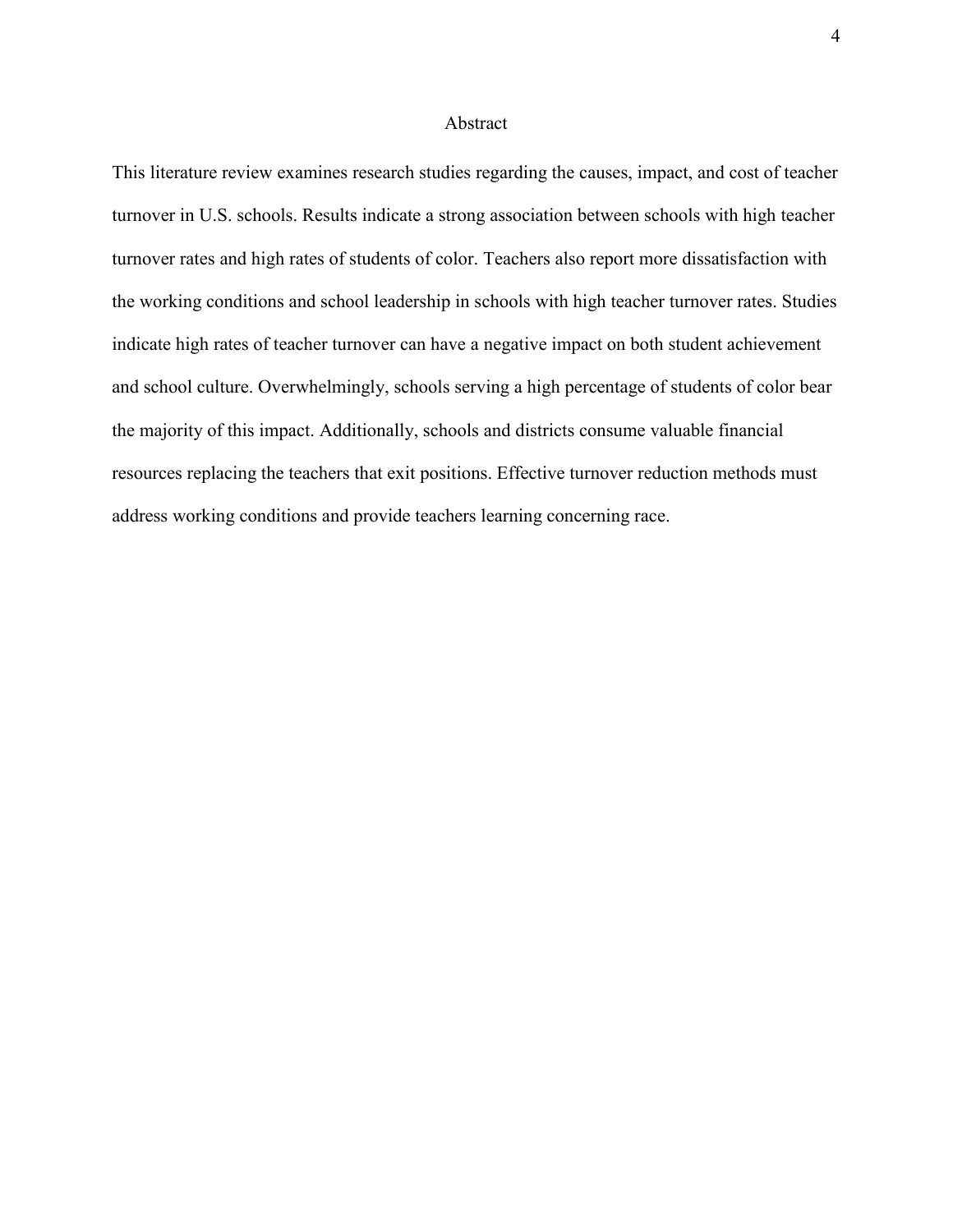# Abstract

This literature review examines research studies regarding the causes, impact, and cost of teacher turnover in U.S. schools. Results indicate a strong association between schools with high teacher turnover rates and high rates of students of color. Teachers also report more dissatisfaction with the working conditions and school leadership in schools with high teacher turnover rates. Studies indicate high rates of teacher turnover can have a negative impact on both student achievement and school culture. Overwhelmingly, schools serving a high percentage of students of color bear the majority of this impact. Additionally, schools and districts consume valuable financial resources replacing the teachers that exit positions. Effective turnover reduction methods must address working conditions and provide teachers learning concerning race.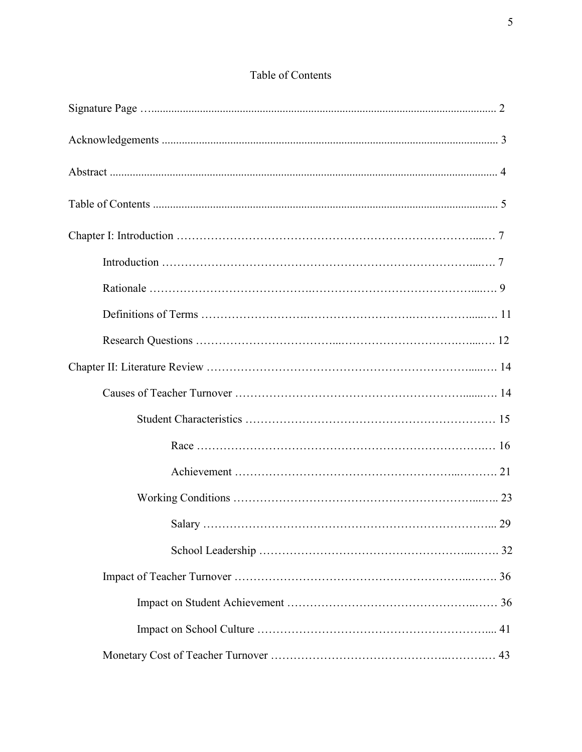# Table of Contents

Signature Page …....................................................................................................................... 2

Acknowledgements .................................................................................................................... 3

Abstract ...................................................................................................................................... 4

Table of Contents ....................................................................................................................... 5

Chapter I: Introduction ………………………………………………………………….....… 7

- Introduction …………………………………………………………………….....…. 7
- Rationale …………………………………….……………………………………...…. 9
- Definitions of Terms ………………………….………………………….……………....…. 11
- Research Questions ……………………………....……………………………..…...…. 12

Chapter II: Literature Review …………………………………………………………......…. 14

- Causes of Teacher Turnover ………………………………………………………......…. 14
  - Student Characteristics ………………………………………………………… 15
    - Race ………………………………………………………………….… 16
    - Achievement …………………………………………………...………. 21
  - Working Conditions ……………………………………………………...….. 23
    - Salary ………………………………………………………………... 29
    - School Leadership …………………………………………….....……. 32
- Impact of Teacher Turnover …………………………………………………...……. 36
  - Impact on Student Achievement …………………………………………..…… 36
  - Impact on School Culture ……………………………………………………..... 41
- Monetary Cost of Teacher Turnover ……………………………………..……….… 43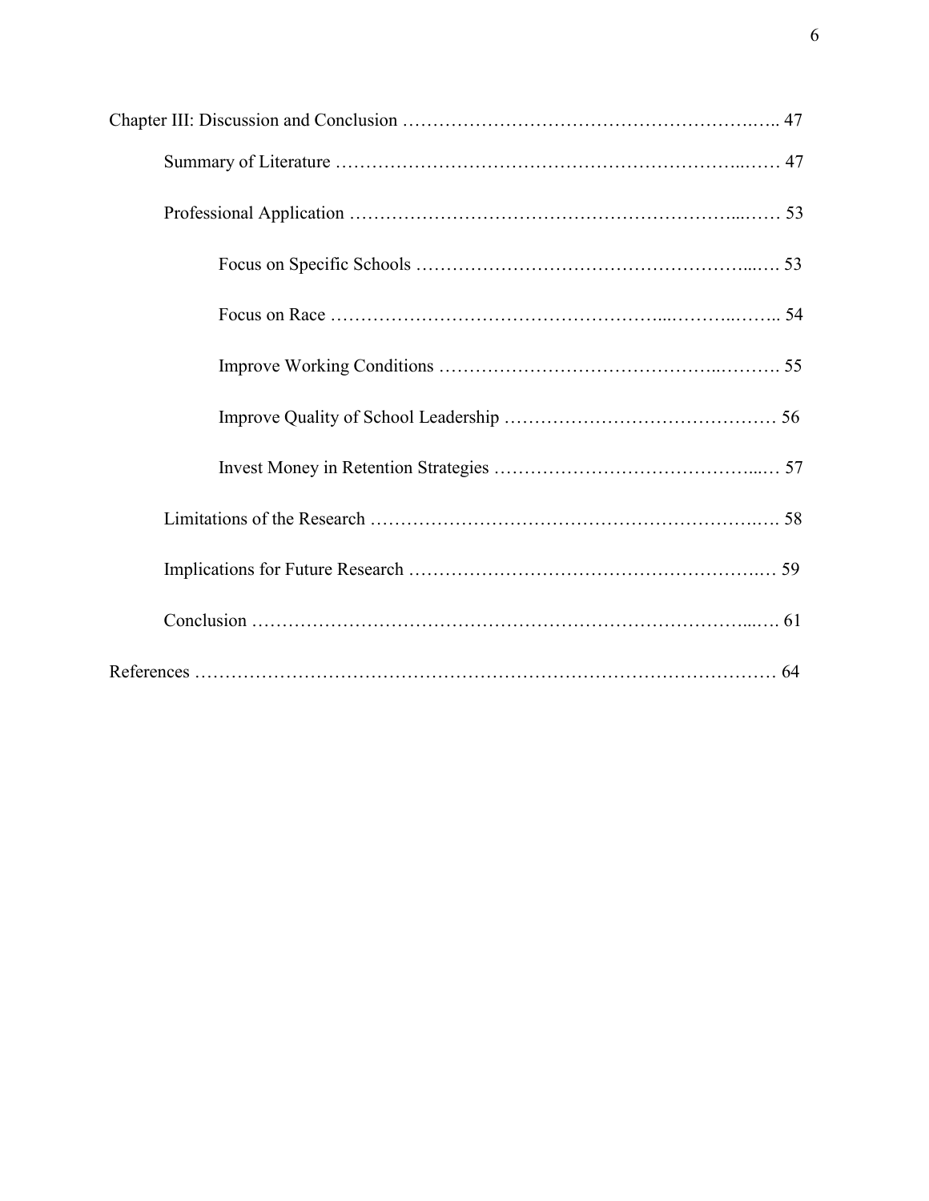Chapter III: Discussion and Conclusion ……………………………………………………..….. 47

Summary of Literature ………………………………………………………..…… 47

Professional Application …………………………………………………...…… 53

Focus on Specific Schools ……………………………………………...…. 53

Focus on Race …………………………………………...………..…….. 54

Improve Working Conditions ……………………………………..………. 55

Improve Quality of School Leadership ……………………………………… 56

Invest Money in Retention Strategies ……………………………………...… 57

Limitations of the Research …………………………………………………….…. 58

Implications for Future Research ……………………………………………….… 59

Conclusion ……………………………………………………………………...…. 61

References ………………………………………………………………………………… 64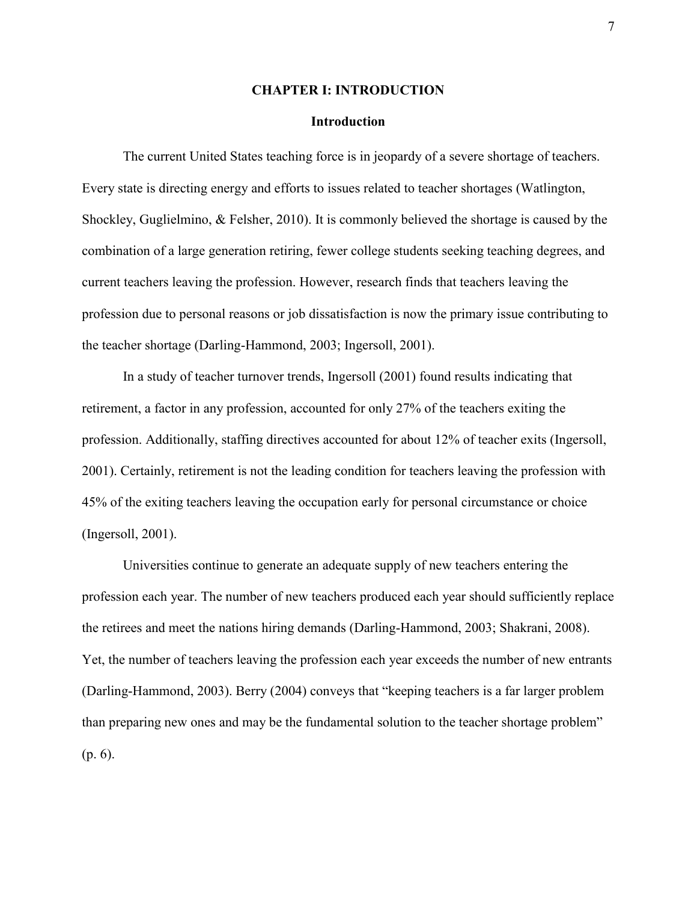# CHAPTER I: INTRODUCTION

## Introduction

The current United States teaching force is in jeopardy of a severe shortage of teachers. Every state is directing energy and efforts to issues related to teacher shortages (Watlington, Shockley, Guglielmino, & Felsher, 2010). It is commonly believed the shortage is caused by the combination of a large generation retiring, fewer college students seeking teaching degrees, and current teachers leaving the profession. However, research finds that teachers leaving the profession due to personal reasons or job dissatisfaction is now the primary issue contributing to the teacher shortage (Darling-Hammond, 2003; Ingersoll, 2001).

In a study of teacher turnover trends, Ingersoll (2001) found results indicating that retirement, a factor in any profession, accounted for only 27% of the teachers exiting the profession. Additionally, staffing directives accounted for about 12% of teacher exits (Ingersoll, 2001). Certainly, retirement is not the leading condition for teachers leaving the profession with 45% of the exiting teachers leaving the occupation early for personal circumstance or choice (Ingersoll, 2001).

Universities continue to generate an adequate supply of new teachers entering the profession each year. The number of new teachers produced each year should sufficiently replace the retirees and meet the nations hiring demands (Darling-Hammond, 2003; Shakrani, 2008). Yet, the number of teachers leaving the profession each year exceeds the number of new entrants (Darling-Hammond, 2003). Berry (2004) conveys that "keeping teachers is a far larger problem than preparing new ones and may be the fundamental solution to the teacher shortage problem" (p. 6).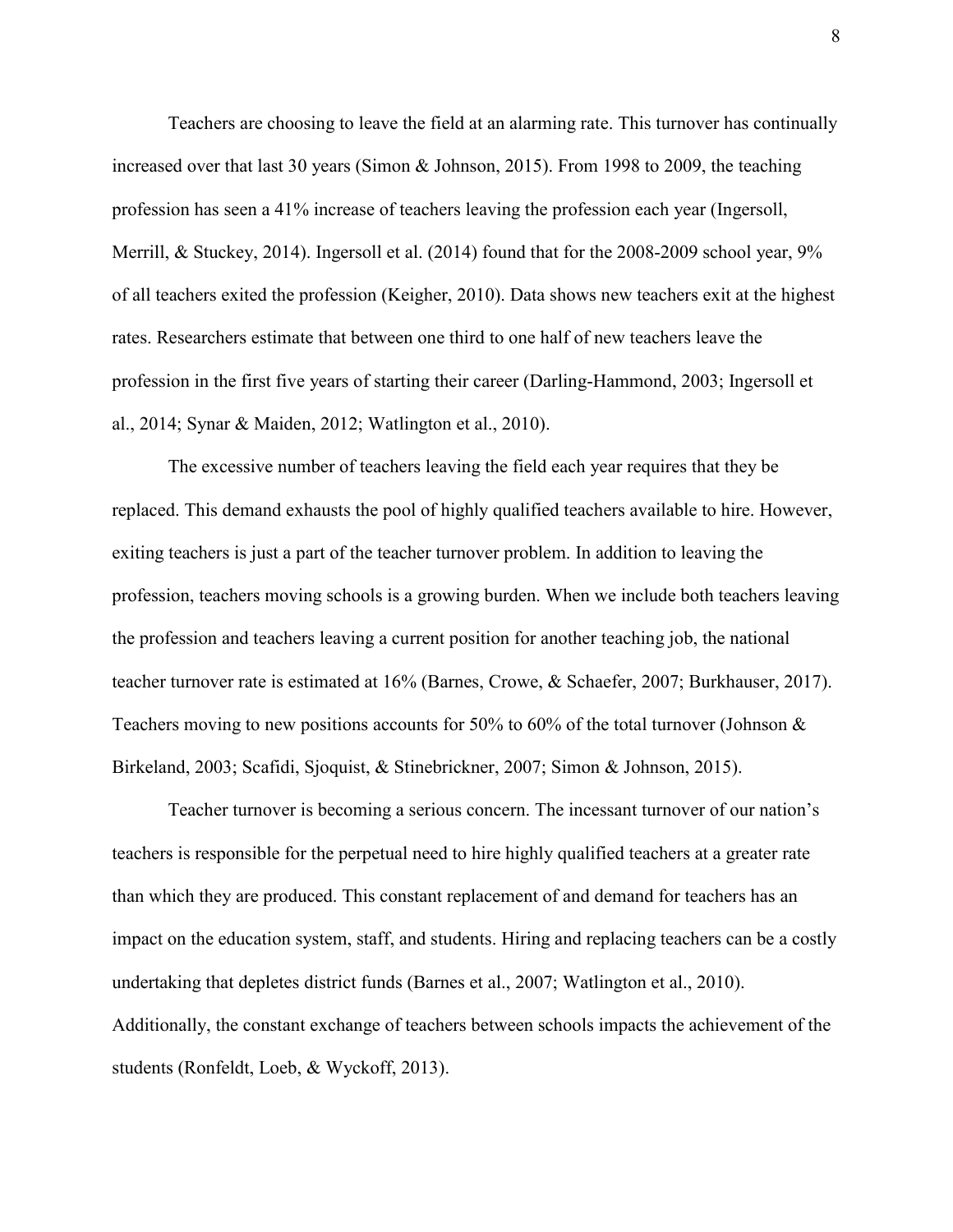Teachers are choosing to leave the field at an alarming rate. This turnover has continually increased over that last 30 years (Simon & Johnson, 2015). From 1998 to 2009, the teaching profession has seen a 41% increase of teachers leaving the profession each year (Ingersoll, Merrill, & Stuckey, 2014). Ingersoll et al. (2014) found that for the 2008-2009 school year, 9% of all teachers exited the profession (Keigher, 2010). Data shows new teachers exit at the highest rates. Researchers estimate that between one third to one half of new teachers leave the profession in the first five years of starting their career (Darling-Hammond, 2003; Ingersoll et al., 2014; Synar & Maiden, 2012; Watlington et al., 2010).

The excessive number of teachers leaving the field each year requires that they be replaced. This demand exhausts the pool of highly qualified teachers available to hire. However, exiting teachers is just a part of the teacher turnover problem. In addition to leaving the profession, teachers moving schools is a growing burden. When we include both teachers leaving the profession and teachers leaving a current position for another teaching job, the national teacher turnover rate is estimated at 16% (Barnes, Crowe, & Schaefer, 2007; Burkhauser, 2017). Teachers moving to new positions accounts for 50% to 60% of the total turnover (Johnson & Birkeland, 2003; Scafidi, Sjoquist, & Stinebrickner, 2007; Simon & Johnson, 2015).

Teacher turnover is becoming a serious concern. The incessant turnover of our nation's teachers is responsible for the perpetual need to hire highly qualified teachers at a greater rate than which they are produced. This constant replacement of and demand for teachers has an impact on the education system, staff, and students. Hiring and replacing teachers can be a costly undertaking that depletes district funds (Barnes et al., 2007; Watlington et al., 2010). Additionally, the constant exchange of teachers between schools impacts the achievement of the students (Ronfeldt, Loeb, & Wyckoff, 2013).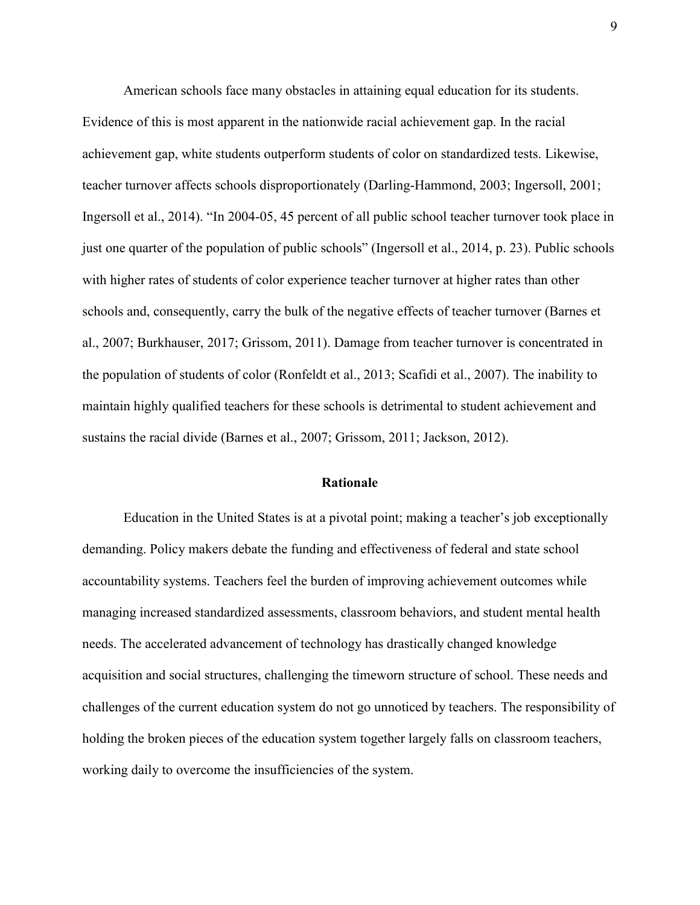American schools face many obstacles in attaining equal education for its students. Evidence of this is most apparent in the nationwide racial achievement gap. In the racial achievement gap, white students outperform students of color on standardized tests. Likewise, teacher turnover affects schools disproportionately (Darling-Hammond, 2003; Ingersoll, 2001; Ingersoll et al., 2014). "In 2004-05, 45 percent of all public school teacher turnover took place in just one quarter of the population of public schools" (Ingersoll et al., 2014, p. 23). Public schools with higher rates of students of color experience teacher turnover at higher rates than other schools and, consequently, carry the bulk of the negative effects of teacher turnover (Barnes et al., 2007; Burkhauser, 2017; Grissom, 2011). Damage from teacher turnover is concentrated in the population of students of color (Ronfeldt et al., 2013; Scafidi et al., 2007). The inability to maintain highly qualified teachers for these schools is detrimental to student achievement and sustains the racial divide (Barnes et al., 2007; Grissom, 2011; Jackson, 2012).

## Rationale

Education in the United States is at a pivotal point; making a teacher's job exceptionally demanding. Policy makers debate the funding and effectiveness of federal and state school accountability systems. Teachers feel the burden of improving achievement outcomes while managing increased standardized assessments, classroom behaviors, and student mental health needs. The accelerated advancement of technology has drastically changed knowledge acquisition and social structures, challenging the timeworn structure of school. These needs and challenges of the current education system do not go unnoticed by teachers. The responsibility of holding the broken pieces of the education system together largely falls on classroom teachers, working daily to overcome the insufficiencies of the system.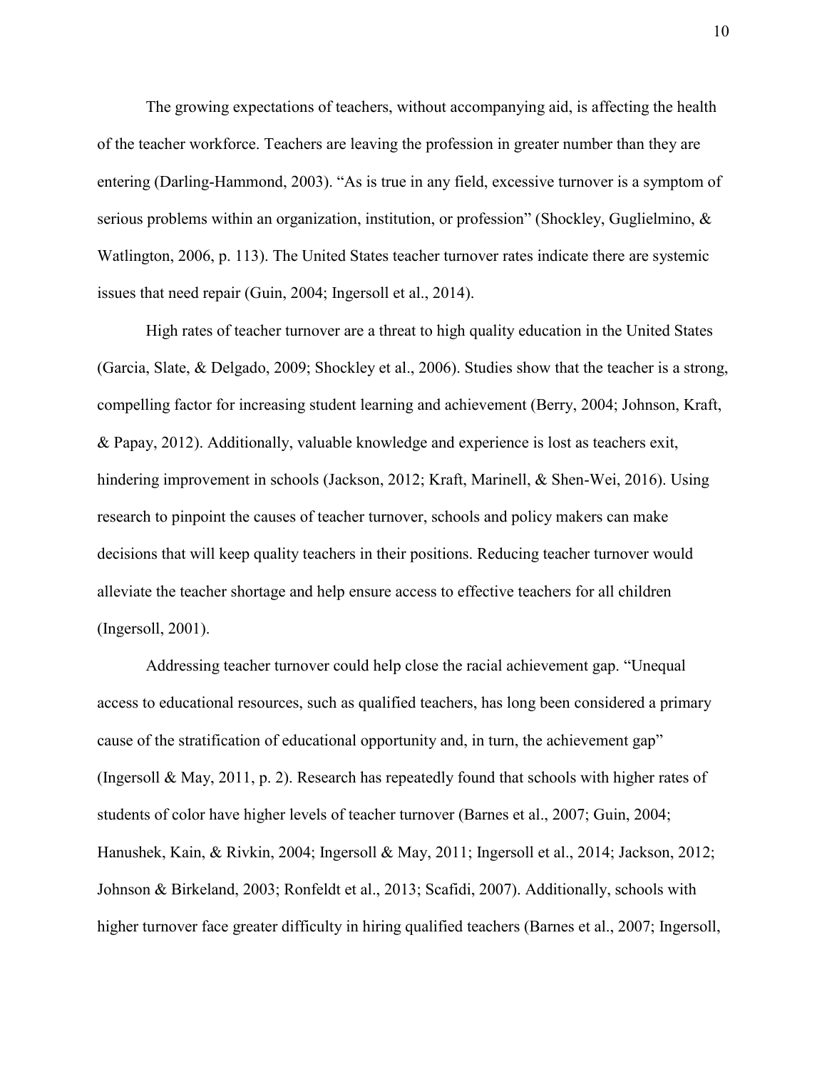The growing expectations of teachers, without accompanying aid, is affecting the health of the teacher workforce. Teachers are leaving the profession in greater number than they are entering (Darling-Hammond, 2003). "As is true in any field, excessive turnover is a symptom of serious problems within an organization, institution, or profession" (Shockley, Guglielmino, & Watlington, 2006, p. 113). The United States teacher turnover rates indicate there are systemic issues that need repair (Guin, 2004; Ingersoll et al., 2014).

High rates of teacher turnover are a threat to high quality education in the United States (Garcia, Slate, & Delgado, 2009; Shockley et al., 2006). Studies show that the teacher is a strong, compelling factor for increasing student learning and achievement (Berry, 2004; Johnson, Kraft, & Papay, 2012). Additionally, valuable knowledge and experience is lost as teachers exit, hindering improvement in schools (Jackson, 2012; Kraft, Marinell, & Shen-Wei, 2016). Using research to pinpoint the causes of teacher turnover, schools and policy makers can make decisions that will keep quality teachers in their positions. Reducing teacher turnover would alleviate the teacher shortage and help ensure access to effective teachers for all children (Ingersoll, 2001).

Addressing teacher turnover could help close the racial achievement gap. "Unequal access to educational resources, such as qualified teachers, has long been considered a primary cause of the stratification of educational opportunity and, in turn, the achievement gap" (Ingersoll & May, 2011, p. 2). Research has repeatedly found that schools with higher rates of students of color have higher levels of teacher turnover (Barnes et al., 2007; Guin, 2004; Hanushek, Kain, & Rivkin, 2004; Ingersoll & May, 2011; Ingersoll et al., 2014; Jackson, 2012; Johnson & Birkeland, 2003; Ronfeldt et al., 2013; Scafidi, 2007). Additionally, schools with higher turnover face greater difficulty in hiring qualified teachers (Barnes et al., 2007; Ingersoll,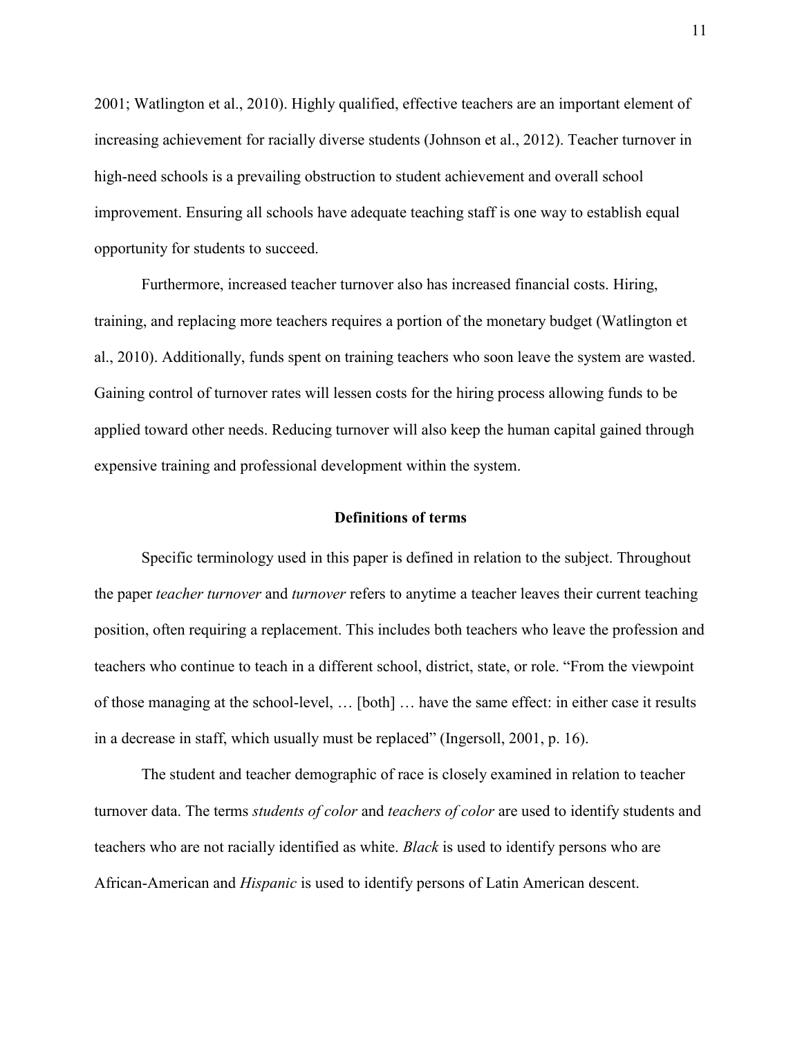2001; Watlington et al., 2010). Highly qualified, effective teachers are an important element of increasing achievement for racially diverse students (Johnson et al., 2012). Teacher turnover in high-need schools is a prevailing obstruction to student achievement and overall school improvement. Ensuring all schools have adequate teaching staff is one way to establish equal opportunity for students to succeed.

Furthermore, increased teacher turnover also has increased financial costs. Hiring, training, and replacing more teachers requires a portion of the monetary budget (Watlington et al., 2010). Additionally, funds spent on training teachers who soon leave the system are wasted. Gaining control of turnover rates will lessen costs for the hiring process allowing funds to be applied toward other needs. Reducing turnover will also keep the human capital gained through expensive training and professional development within the system.

## Definitions of terms

Specific terminology used in this paper is defined in relation to the subject. Throughout the paper *teacher turnover* and *turnover* refers to anytime a teacher leaves their current teaching position, often requiring a replacement. This includes both teachers who leave the profession and teachers who continue to teach in a different school, district, state, or role. "From the viewpoint of those managing at the school-level, … [both] … have the same effect: in either case it results in a decrease in staff, which usually must be replaced" (Ingersoll, 2001, p. 16).

The student and teacher demographic of race is closely examined in relation to teacher turnover data. The terms *students of color* and *teachers of color* are used to identify students and teachers who are not racially identified as white. *Black* is used to identify persons who are African-American and *Hispanic* is used to identify persons of Latin American descent.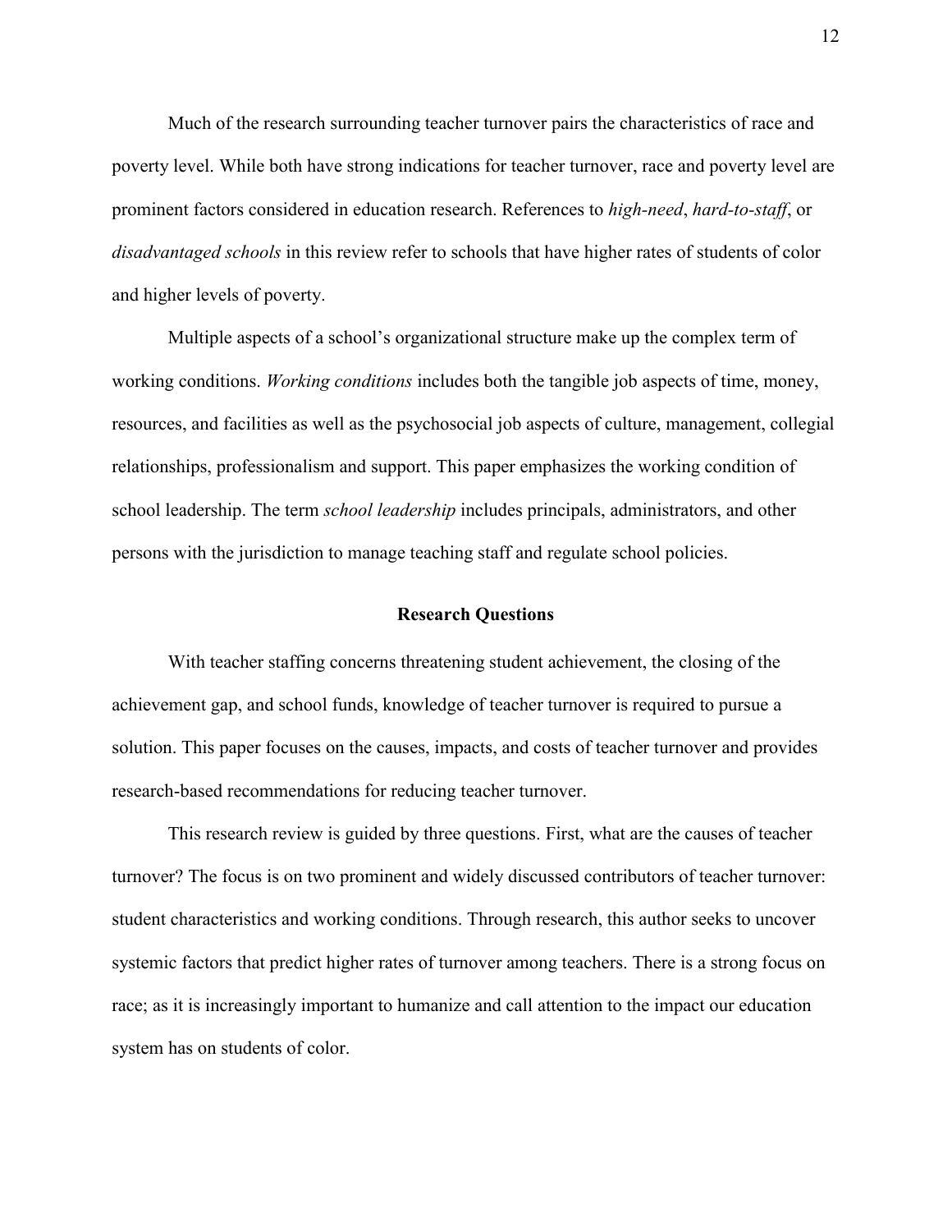Much of the research surrounding teacher turnover pairs the characteristics of race and poverty level. While both have strong indications for teacher turnover, race and poverty level are prominent factors considered in education research. References to *high-need*, *hard-to-staff*, or *disadvantaged schools* in this review refer to schools that have higher rates of students of color and higher levels of poverty.

Multiple aspects of a school's organizational structure make up the complex term of working conditions. *Working conditions* includes both the tangible job aspects of time, money, resources, and facilities as well as the psychosocial job aspects of culture, management, collegial relationships, professionalism and support. This paper emphasizes the working condition of school leadership. The term *school leadership* includes principals, administrators, and other persons with the jurisdiction to manage teaching staff and regulate school policies.

## Research Questions

With teacher staffing concerns threatening student achievement, the closing of the achievement gap, and school funds, knowledge of teacher turnover is required to pursue a solution. This paper focuses on the causes, impacts, and costs of teacher turnover and provides research-based recommendations for reducing teacher turnover.

This research review is guided by three questions. First, what are the causes of teacher turnover? The focus is on two prominent and widely discussed contributors of teacher turnover: student characteristics and working conditions. Through research, this author seeks to uncover systemic factors that predict higher rates of turnover among teachers. There is a strong focus on race; as it is increasingly important to humanize and call attention to the impact our education system has on students of color.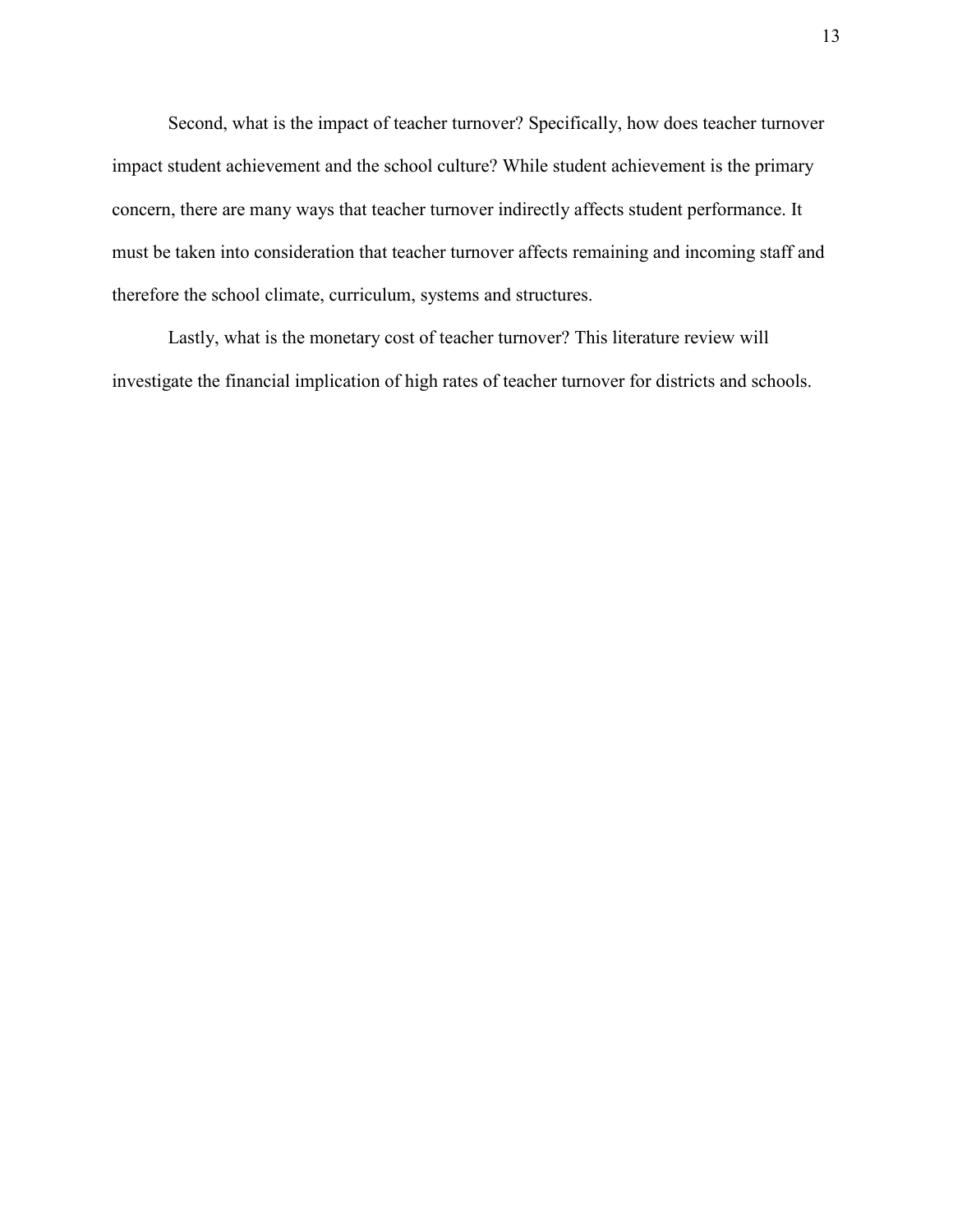Second, what is the impact of teacher turnover? Specifically, how does teacher turnover impact student achievement and the school culture? While student achievement is the primary concern, there are many ways that teacher turnover indirectly affects student performance. It must be taken into consideration that teacher turnover affects remaining and incoming staff and therefore the school climate, curriculum, systems and structures.

Lastly, what is the monetary cost of teacher turnover? This literature review will investigate the financial implication of high rates of teacher turnover for districts and schools.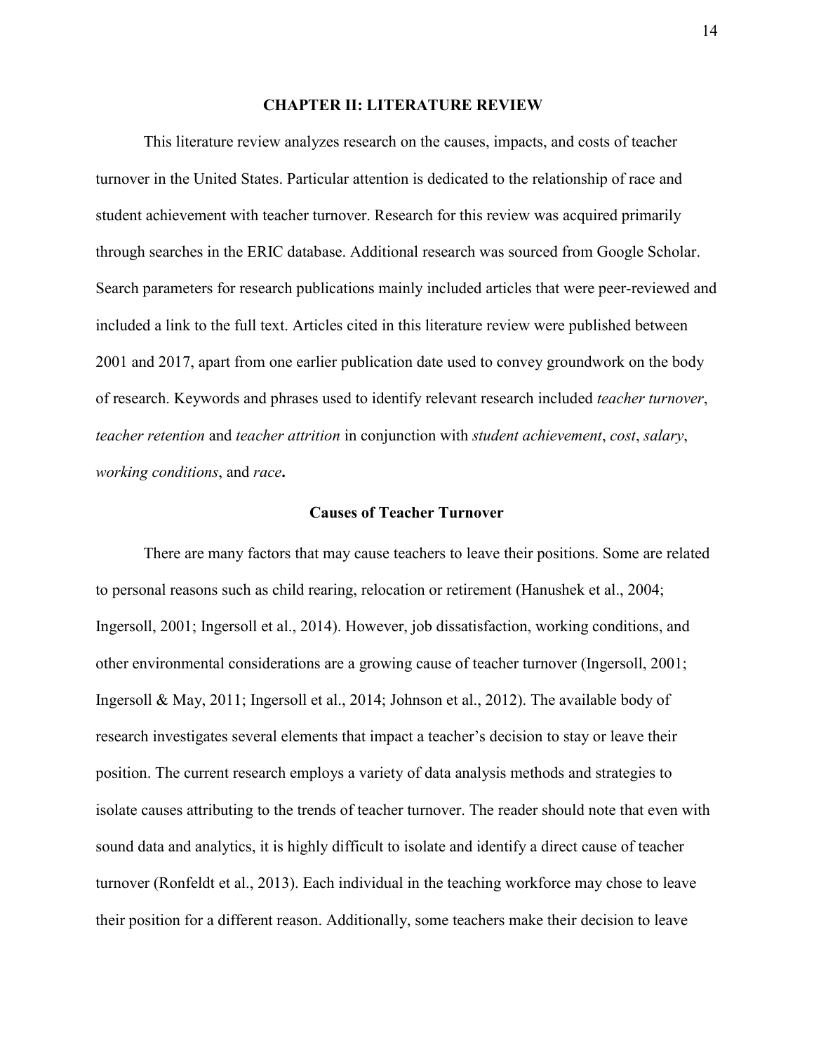# CHAPTER II: LITERATURE REVIEW

This literature review analyzes research on the causes, impacts, and costs of teacher turnover in the United States. Particular attention is dedicated to the relationship of race and student achievement with teacher turnover. Research for this review was acquired primarily through searches in the ERIC database. Additional research was sourced from Google Scholar. Search parameters for research publications mainly included articles that were peer-reviewed and included a link to the full text. Articles cited in this literature review were published between 2001 and 2017, apart from one earlier publication date used to convey groundwork on the body of research. Keywords and phrases used to identify relevant research included *teacher turnover*, *teacher retention* and *teacher attrition* in conjunction with *student achievement*, *cost*, *salary*, *working conditions*, and *race***.**

## Causes of Teacher Turnover

There are many factors that may cause teachers to leave their positions. Some are related to personal reasons such as child rearing, relocation or retirement (Hanushek et al., 2004; Ingersoll, 2001; Ingersoll et al., 2014). However, job dissatisfaction, working conditions, and other environmental considerations are a growing cause of teacher turnover (Ingersoll, 2001; Ingersoll & May, 2011; Ingersoll et al., 2014; Johnson et al., 2012). The available body of research investigates several elements that impact a teacher's decision to stay or leave their position. The current research employs a variety of data analysis methods and strategies to isolate causes attributing to the trends of teacher turnover. The reader should note that even with sound data and analytics, it is highly difficult to isolate and identify a direct cause of teacher turnover (Ronfeldt et al., 2013). Each individual in the teaching workforce may chose to leave their position for a different reason. Additionally, some teachers make their decision to leave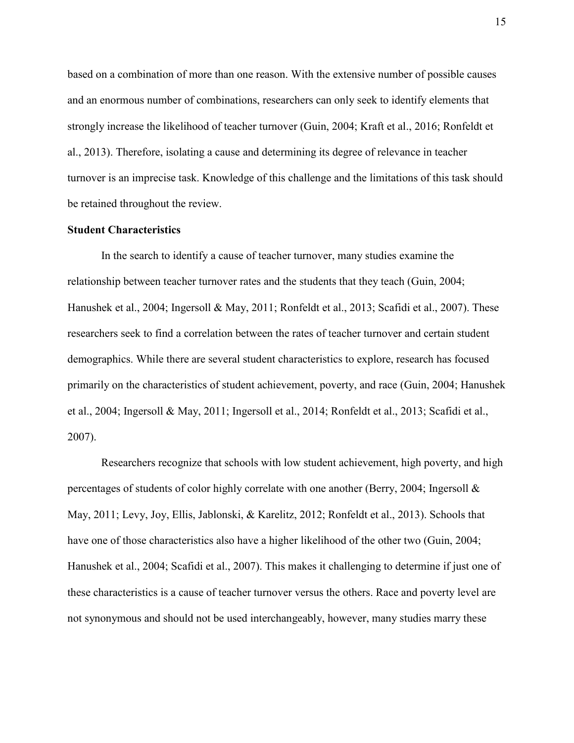based on a combination of more than one reason. With the extensive number of possible causes and an enormous number of combinations, researchers can only seek to identify elements that strongly increase the likelihood of teacher turnover (Guin, 2004; Kraft et al., 2016; Ronfeldt et al., 2013). Therefore, isolating a cause and determining its degree of relevance in teacher turnover is an imprecise task. Knowledge of this challenge and the limitations of this task should be retained throughout the review.

**Student Characteristics**

In the search to identify a cause of teacher turnover, many studies examine the relationship between teacher turnover rates and the students that they teach (Guin, 2004; Hanushek et al., 2004; Ingersoll & May, 2011; Ronfeldt et al., 2013; Scafidi et al., 2007). These researchers seek to find a correlation between the rates of teacher turnover and certain student demographics. While there are several student characteristics to explore, research has focused primarily on the characteristics of student achievement, poverty, and race (Guin, 2004; Hanushek et al., 2004; Ingersoll & May, 2011; Ingersoll et al., 2014; Ronfeldt et al., 2013; Scafidi et al., 2007).

Researchers recognize that schools with low student achievement, high poverty, and high percentages of students of color highly correlate with one another (Berry, 2004; Ingersoll & May, 2011; Levy, Joy, Ellis, Jablonski, & Karelitz, 2012; Ronfeldt et al., 2013). Schools that have one of those characteristics also have a higher likelihood of the other two (Guin, 2004; Hanushek et al., 2004; Scafidi et al., 2007). This makes it challenging to determine if just one of these characteristics is a cause of teacher turnover versus the others. Race and poverty level are not synonymous and should not be used interchangeably, however, many studies marry these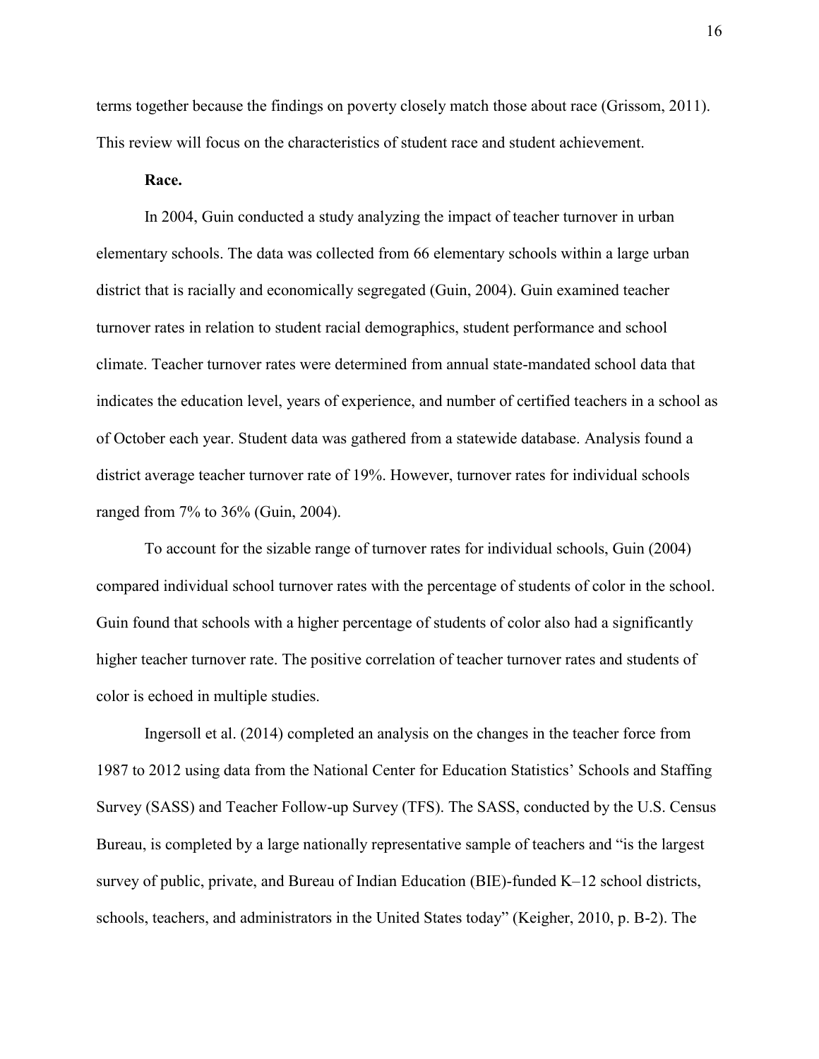terms together because the findings on poverty closely match those about race (Grissom, 2011). This review will focus on the characteristics of student race and student achievement.

**Race.**

In 2004, Guin conducted a study analyzing the impact of teacher turnover in urban elementary schools. The data was collected from 66 elementary schools within a large urban district that is racially and economically segregated (Guin, 2004). Guin examined teacher turnover rates in relation to student racial demographics, student performance and school climate. Teacher turnover rates were determined from annual state-mandated school data that indicates the education level, years of experience, and number of certified teachers in a school as of October each year. Student data was gathered from a statewide database. Analysis found a district average teacher turnover rate of 19%. However, turnover rates for individual schools ranged from 7% to 36% (Guin, 2004).

To account for the sizable range of turnover rates for individual schools, Guin (2004) compared individual school turnover rates with the percentage of students of color in the school. Guin found that schools with a higher percentage of students of color also had a significantly higher teacher turnover rate. The positive correlation of teacher turnover rates and students of color is echoed in multiple studies.

Ingersoll et al. (2014) completed an analysis on the changes in the teacher force from 1987 to 2012 using data from the National Center for Education Statistics' Schools and Staffing Survey (SASS) and Teacher Follow-up Survey (TFS). The SASS, conducted by the U.S. Census Bureau, is completed by a large nationally representative sample of teachers and "is the largest survey of public, private, and Bureau of Indian Education (BIE)-funded K–12 school districts, schools, teachers, and administrators in the United States today" (Keigher, 2010, p. B-2). The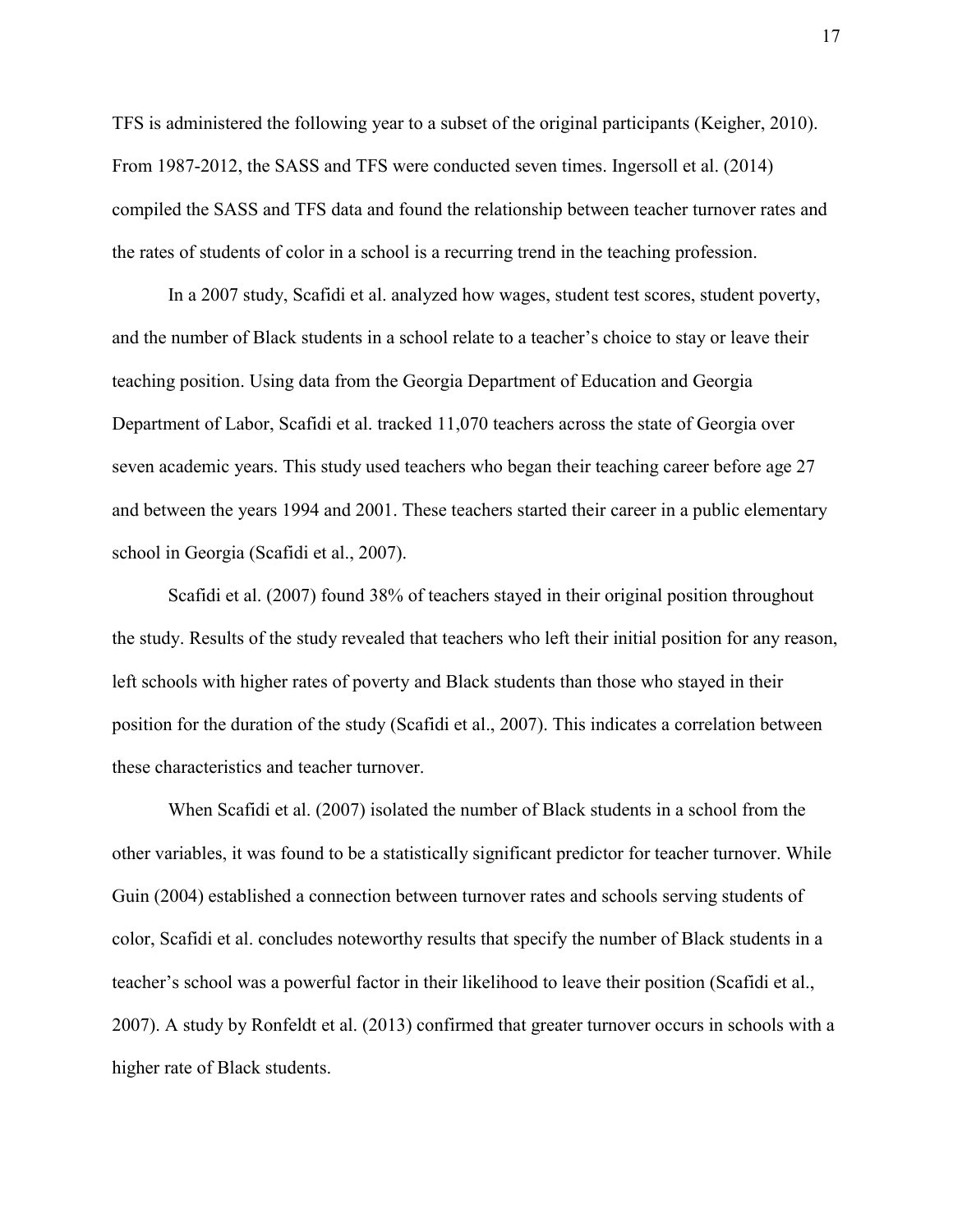TFS is administered the following year to a subset of the original participants (Keigher, 2010). From 1987-2012, the SASS and TFS were conducted seven times. Ingersoll et al. (2014) compiled the SASS and TFS data and found the relationship between teacher turnover rates and the rates of students of color in a school is a recurring trend in the teaching profession.

In a 2007 study, Scafidi et al. analyzed how wages, student test scores, student poverty, and the number of Black students in a school relate to a teacher's choice to stay or leave their teaching position. Using data from the Georgia Department of Education and Georgia Department of Labor, Scafidi et al. tracked 11,070 teachers across the state of Georgia over seven academic years. This study used teachers who began their teaching career before age 27 and between the years 1994 and 2001. These teachers started their career in a public elementary school in Georgia (Scafidi et al., 2007).

Scafidi et al. (2007) found 38% of teachers stayed in their original position throughout the study. Results of the study revealed that teachers who left their initial position for any reason, left schools with higher rates of poverty and Black students than those who stayed in their position for the duration of the study (Scafidi et al., 2007). This indicates a correlation between these characteristics and teacher turnover.

When Scafidi et al. (2007) isolated the number of Black students in a school from the other variables, it was found to be a statistically significant predictor for teacher turnover. While Guin (2004) established a connection between turnover rates and schools serving students of color, Scafidi et al. concludes noteworthy results that specify the number of Black students in a teacher's school was a powerful factor in their likelihood to leave their position (Scafidi et al., 2007). A study by Ronfeldt et al. (2013) confirmed that greater turnover occurs in schools with a higher rate of Black students.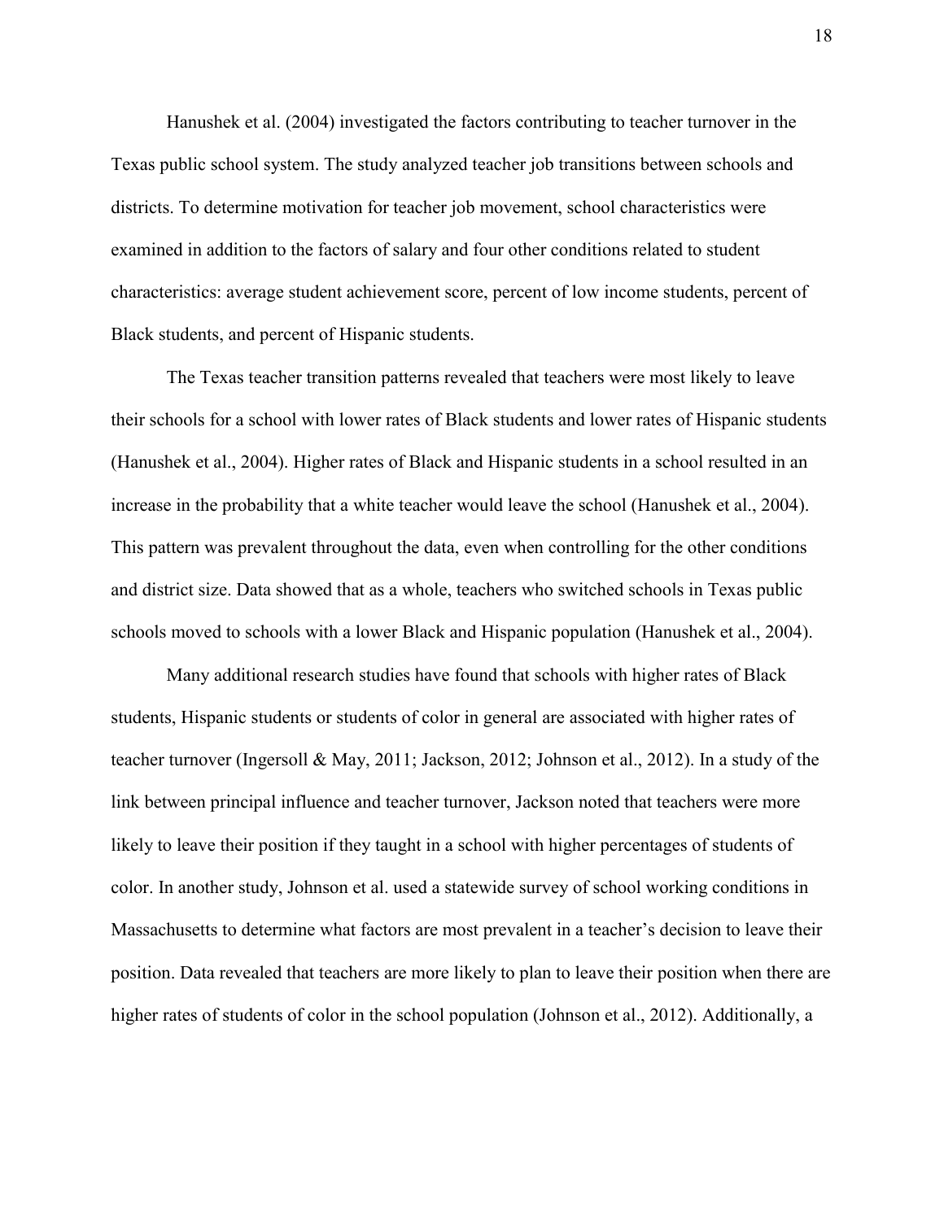Hanushek et al. (2004) investigated the factors contributing to teacher turnover in the Texas public school system. The study analyzed teacher job transitions between schools and districts. To determine motivation for teacher job movement, school characteristics were examined in addition to the factors of salary and four other conditions related to student characteristics: average student achievement score, percent of low income students, percent of Black students, and percent of Hispanic students.

The Texas teacher transition patterns revealed that teachers were most likely to leave their schools for a school with lower rates of Black students and lower rates of Hispanic students (Hanushek et al., 2004). Higher rates of Black and Hispanic students in a school resulted in an increase in the probability that a white teacher would leave the school (Hanushek et al., 2004). This pattern was prevalent throughout the data, even when controlling for the other conditions and district size. Data showed that as a whole, teachers who switched schools in Texas public schools moved to schools with a lower Black and Hispanic population (Hanushek et al., 2004).

Many additional research studies have found that schools with higher rates of Black students, Hispanic students or students of color in general are associated with higher rates of teacher turnover (Ingersoll & May, 2011; Jackson, 2012; Johnson et al., 2012). In a study of the link between principal influence and teacher turnover, Jackson noted that teachers were more likely to leave their position if they taught in a school with higher percentages of students of color. In another study, Johnson et al. used a statewide survey of school working conditions in Massachusetts to determine what factors are most prevalent in a teacher's decision to leave their position. Data revealed that teachers are more likely to plan to leave their position when there are higher rates of students of color in the school population (Johnson et al., 2012). Additionally, a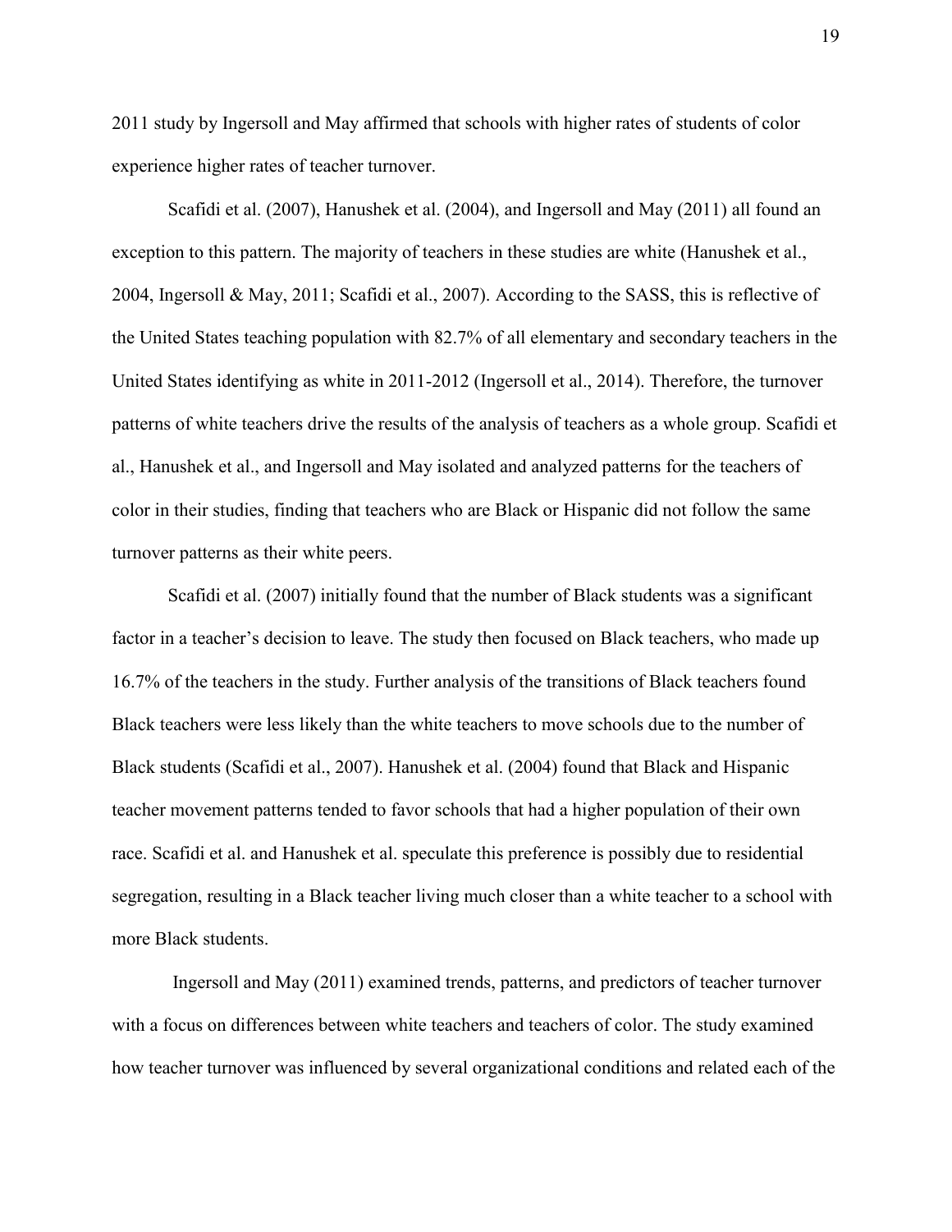2011 study by Ingersoll and May affirmed that schools with higher rates of students of color experience higher rates of teacher turnover.

Scafidi et al. (2007), Hanushek et al. (2004), and Ingersoll and May (2011) all found an exception to this pattern. The majority of teachers in these studies are white (Hanushek et al., 2004, Ingersoll & May, 2011; Scafidi et al., 2007). According to the SASS, this is reflective of the United States teaching population with 82.7% of all elementary and secondary teachers in the United States identifying as white in 2011-2012 (Ingersoll et al., 2014). Therefore, the turnover patterns of white teachers drive the results of the analysis of teachers as a whole group. Scafidi et al., Hanushek et al., and Ingersoll and May isolated and analyzed patterns for the teachers of color in their studies, finding that teachers who are Black or Hispanic did not follow the same turnover patterns as their white peers.

Scafidi et al. (2007) initially found that the number of Black students was a significant factor in a teacher's decision to leave. The study then focused on Black teachers, who made up 16.7% of the teachers in the study. Further analysis of the transitions of Black teachers found Black teachers were less likely than the white teachers to move schools due to the number of Black students (Scafidi et al., 2007). Hanushek et al. (2004) found that Black and Hispanic teacher movement patterns tended to favor schools that had a higher population of their own race. Scafidi et al. and Hanushek et al. speculate this preference is possibly due to residential segregation, resulting in a Black teacher living much closer than a white teacher to a school with more Black students.

Ingersoll and May (2011) examined trends, patterns, and predictors of teacher turnover with a focus on differences between white teachers and teachers of color. The study examined how teacher turnover was influenced by several organizational conditions and related each of the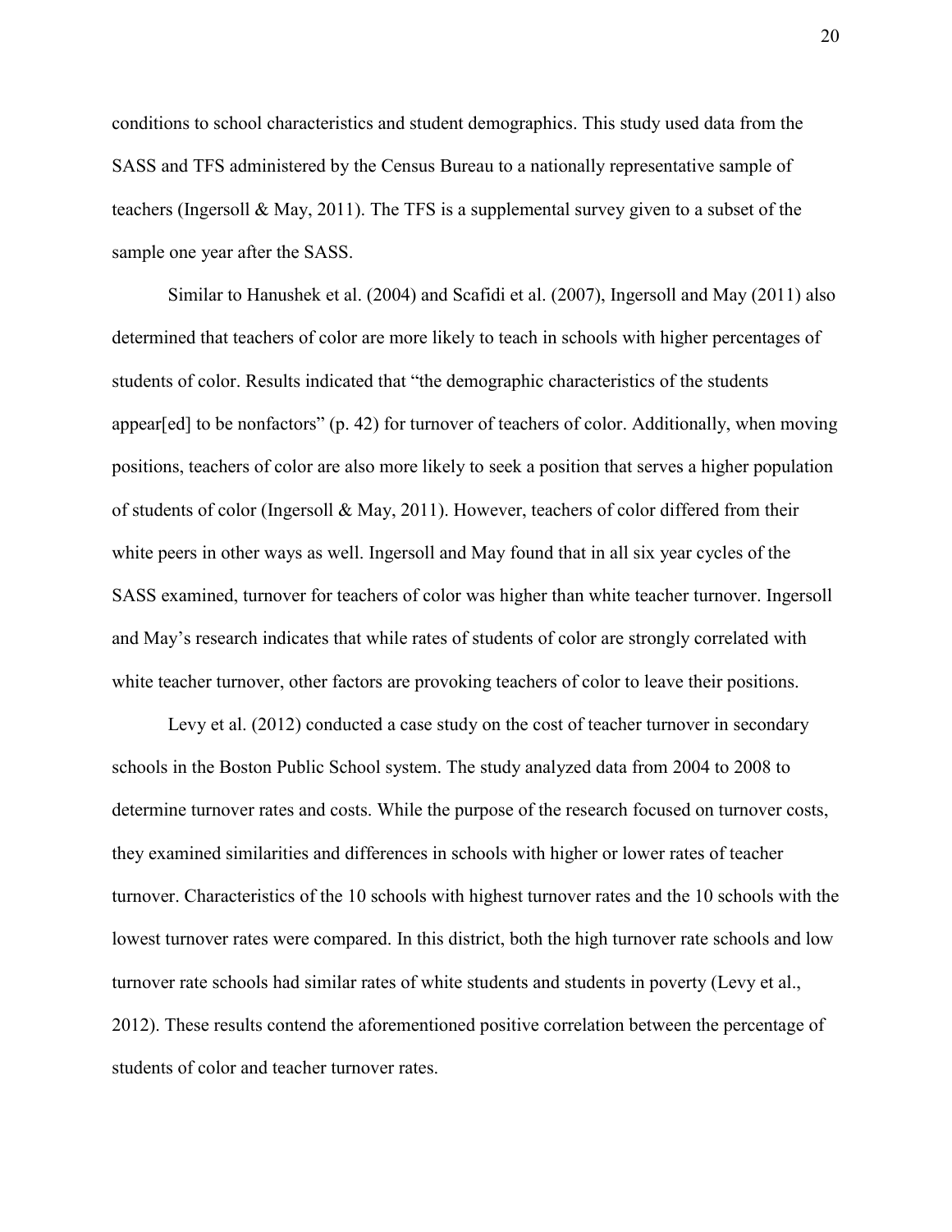conditions to school characteristics and student demographics. This study used data from the SASS and TFS administered by the Census Bureau to a nationally representative sample of teachers (Ingersoll & May, 2011). The TFS is a supplemental survey given to a subset of the sample one year after the SASS.

Similar to Hanushek et al. (2004) and Scafidi et al. (2007), Ingersoll and May (2011) also determined that teachers of color are more likely to teach in schools with higher percentages of students of color. Results indicated that "the demographic characteristics of the students appear[ed] to be nonfactors" (p. 42) for turnover of teachers of color. Additionally, when moving positions, teachers of color are also more likely to seek a position that serves a higher population of students of color (Ingersoll & May, 2011). However, teachers of color differed from their white peers in other ways as well. Ingersoll and May found that in all six year cycles of the SASS examined, turnover for teachers of color was higher than white teacher turnover. Ingersoll and May's research indicates that while rates of students of color are strongly correlated with white teacher turnover, other factors are provoking teachers of color to leave their positions.

Levy et al. (2012) conducted a case study on the cost of teacher turnover in secondary schools in the Boston Public School system. The study analyzed data from 2004 to 2008 to determine turnover rates and costs. While the purpose of the research focused on turnover costs, they examined similarities and differences in schools with higher or lower rates of teacher turnover. Characteristics of the 10 schools with highest turnover rates and the 10 schools with the lowest turnover rates were compared. In this district, both the high turnover rate schools and low turnover rate schools had similar rates of white students and students in poverty (Levy et al., 2012). These results contend the aforementioned positive correlation between the percentage of students of color and teacher turnover rates.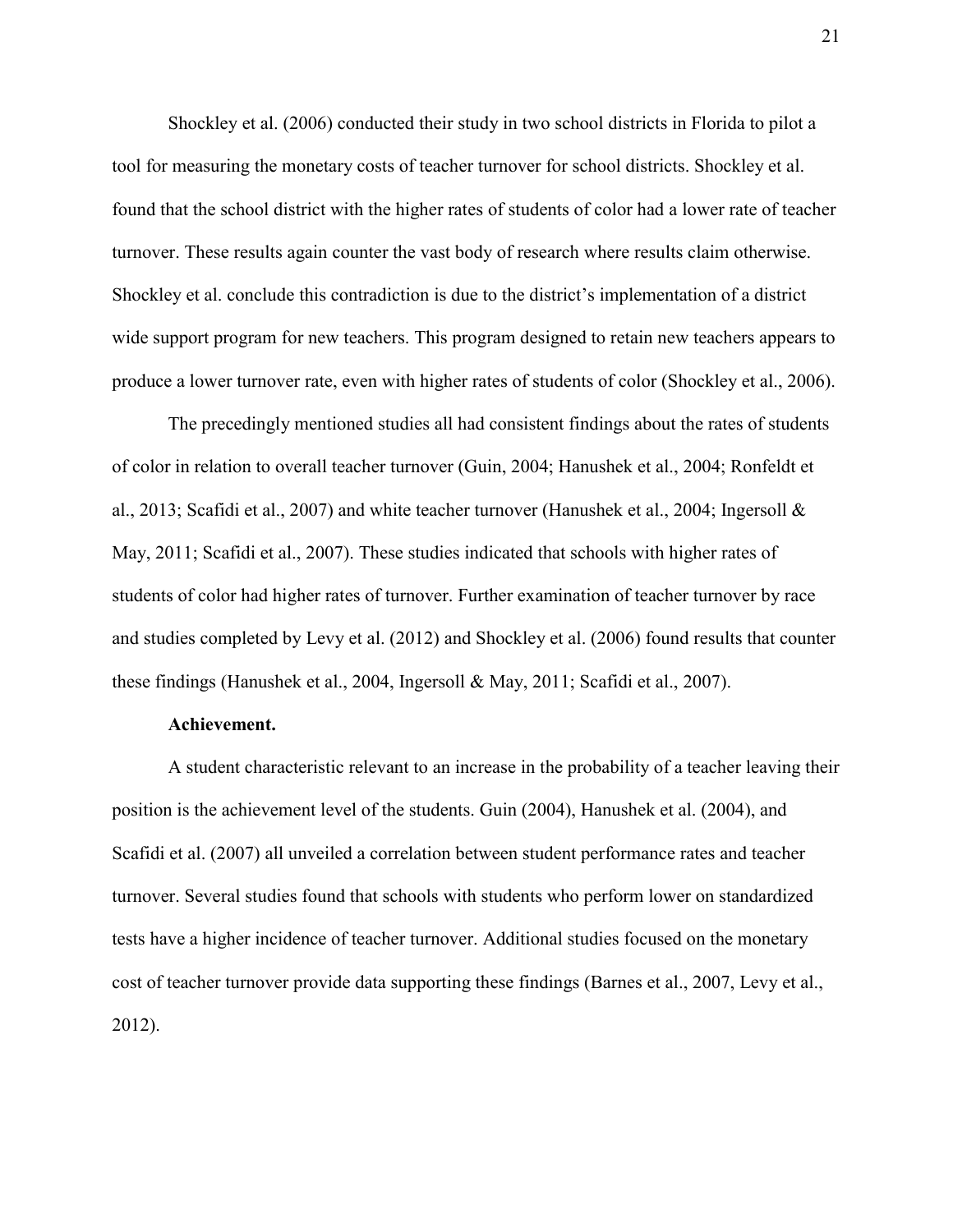Shockley et al. (2006) conducted their study in two school districts in Florida to pilot a tool for measuring the monetary costs of teacher turnover for school districts. Shockley et al. found that the school district with the higher rates of students of color had a lower rate of teacher turnover. These results again counter the vast body of research where results claim otherwise. Shockley et al. conclude this contradiction is due to the district's implementation of a district wide support program for new teachers. This program designed to retain new teachers appears to produce a lower turnover rate, even with higher rates of students of color (Shockley et al., 2006).

The precedingly mentioned studies all had consistent findings about the rates of students of color in relation to overall teacher turnover (Guin, 2004; Hanushek et al., 2004; Ronfeldt et al., 2013; Scafidi et al., 2007) and white teacher turnover (Hanushek et al., 2004; Ingersoll & May, 2011; Scafidi et al., 2007). These studies indicated that schools with higher rates of students of color had higher rates of turnover. Further examination of teacher turnover by race and studies completed by Levy et al. (2012) and Shockley et al. (2006) found results that counter these findings (Hanushek et al., 2004, Ingersoll & May, 2011; Scafidi et al., 2007).

**Achievement.**

A student characteristic relevant to an increase in the probability of a teacher leaving their position is the achievement level of the students. Guin (2004), Hanushek et al. (2004), and Scafidi et al. (2007) all unveiled a correlation between student performance rates and teacher turnover. Several studies found that schools with students who perform lower on standardized tests have a higher incidence of teacher turnover. Additional studies focused on the monetary cost of teacher turnover provide data supporting these findings (Barnes et al., 2007, Levy et al., 2012).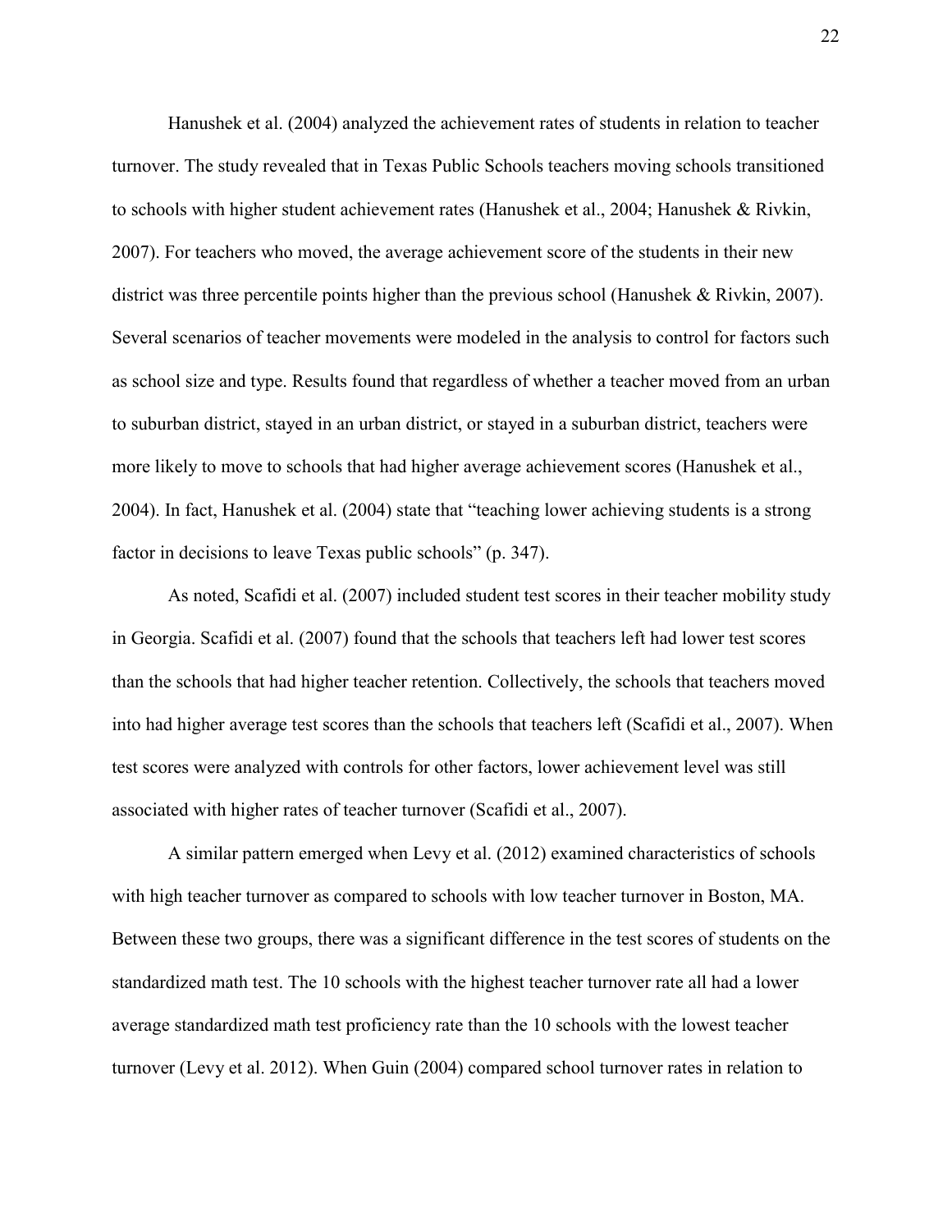Hanushek et al. (2004) analyzed the achievement rates of students in relation to teacher turnover. The study revealed that in Texas Public Schools teachers moving schools transitioned to schools with higher student achievement rates (Hanushek et al., 2004; Hanushek & Rivkin, 2007). For teachers who moved, the average achievement score of the students in their new district was three percentile points higher than the previous school (Hanushek & Rivkin, 2007). Several scenarios of teacher movements were modeled in the analysis to control for factors such as school size and type. Results found that regardless of whether a teacher moved from an urban to suburban district, stayed in an urban district, or stayed in a suburban district, teachers were more likely to move to schools that had higher average achievement scores (Hanushek et al., 2004). In fact, Hanushek et al. (2004) state that "teaching lower achieving students is a strong factor in decisions to leave Texas public schools" (p. 347).

As noted, Scafidi et al. (2007) included student test scores in their teacher mobility study in Georgia. Scafidi et al. (2007) found that the schools that teachers left had lower test scores than the schools that had higher teacher retention. Collectively, the schools that teachers moved into had higher average test scores than the schools that teachers left (Scafidi et al., 2007). When test scores were analyzed with controls for other factors, lower achievement level was still associated with higher rates of teacher turnover (Scafidi et al., 2007).

A similar pattern emerged when Levy et al. (2012) examined characteristics of schools with high teacher turnover as compared to schools with low teacher turnover in Boston, MA. Between these two groups, there was a significant difference in the test scores of students on the standardized math test. The 10 schools with the highest teacher turnover rate all had a lower average standardized math test proficiency rate than the 10 schools with the lowest teacher turnover (Levy et al. 2012). When Guin (2004) compared school turnover rates in relation to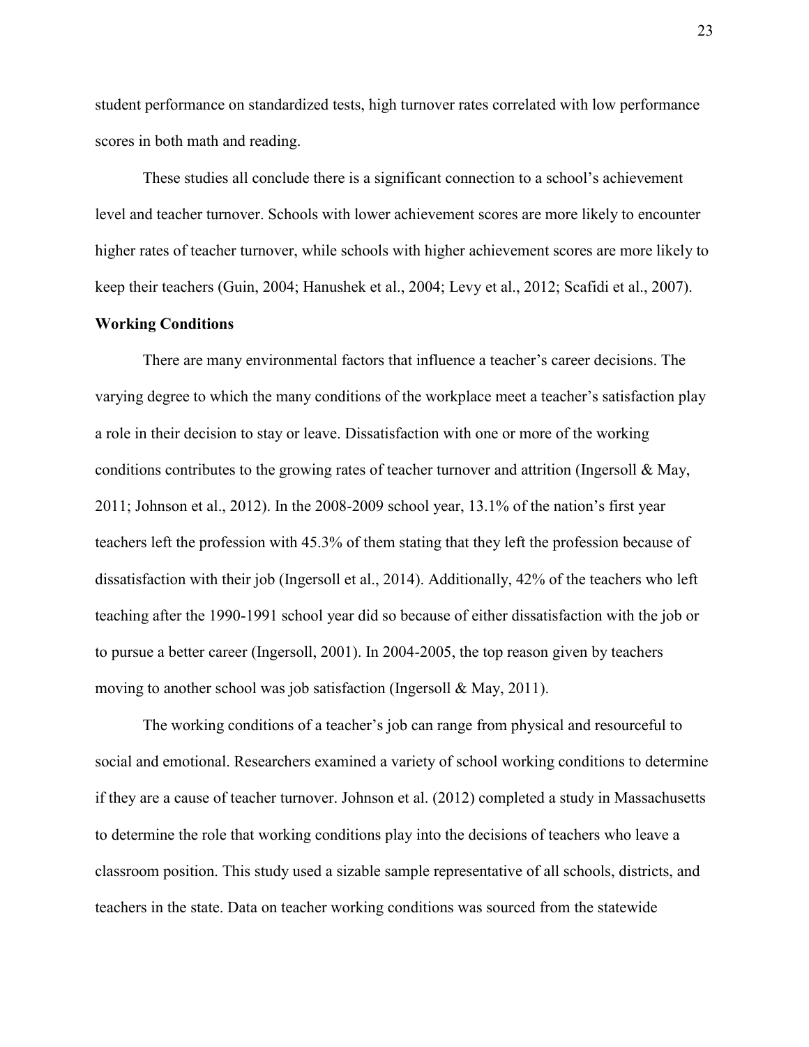student performance on standardized tests, high turnover rates correlated with low performance scores in both math and reading.

These studies all conclude there is a significant connection to a school's achievement level and teacher turnover. Schools with lower achievement scores are more likely to encounter higher rates of teacher turnover, while schools with higher achievement scores are more likely to keep their teachers (Guin, 2004; Hanushek et al., 2004; Levy et al., 2012; Scafidi et al., 2007).

**Working Conditions**

There are many environmental factors that influence a teacher's career decisions. The varying degree to which the many conditions of the workplace meet a teacher's satisfaction play a role in their decision to stay or leave. Dissatisfaction with one or more of the working conditions contributes to the growing rates of teacher turnover and attrition (Ingersoll & May, 2011; Johnson et al., 2012). In the 2008-2009 school year, 13.1% of the nation's first year teachers left the profession with 45.3% of them stating that they left the profession because of dissatisfaction with their job (Ingersoll et al., 2014). Additionally, 42% of the teachers who left teaching after the 1990-1991 school year did so because of either dissatisfaction with the job or to pursue a better career (Ingersoll, 2001). In 2004-2005, the top reason given by teachers moving to another school was job satisfaction (Ingersoll & May, 2011).

The working conditions of a teacher's job can range from physical and resourceful to social and emotional. Researchers examined a variety of school working conditions to determine if they are a cause of teacher turnover. Johnson et al. (2012) completed a study in Massachusetts to determine the role that working conditions play into the decisions of teachers who leave a classroom position. This study used a sizable sample representative of all schools, districts, and teachers in the state. Data on teacher working conditions was sourced from the statewide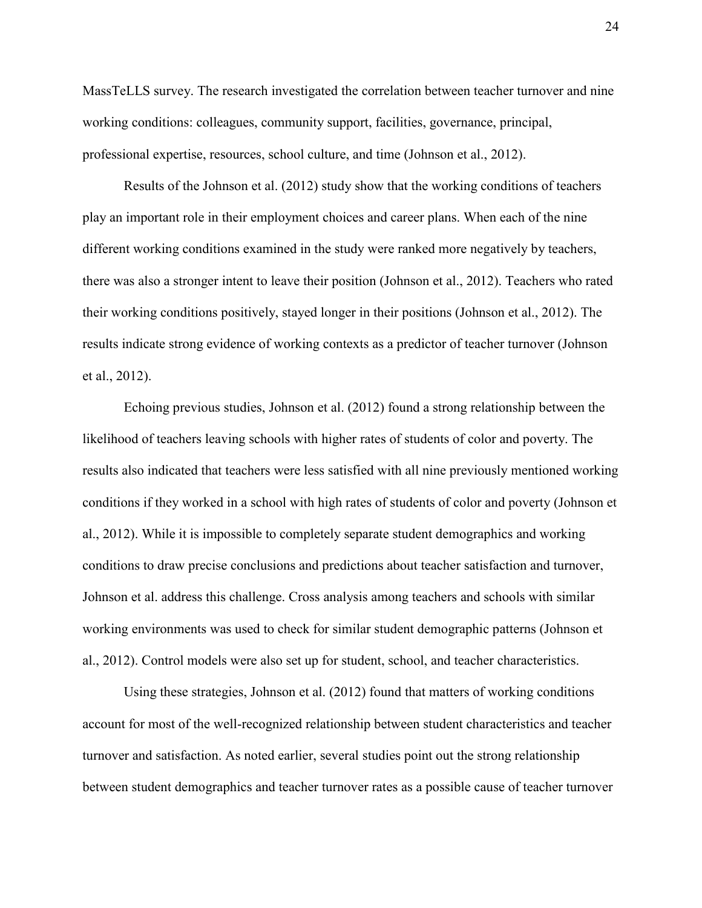MassTeLLS survey. The research investigated the correlation between teacher turnover and nine working conditions: colleagues, community support, facilities, governance, principal, professional expertise, resources, school culture, and time (Johnson et al., 2012).

Results of the Johnson et al. (2012) study show that the working conditions of teachers play an important role in their employment choices and career plans. When each of the nine different working conditions examined in the study were ranked more negatively by teachers, there was also a stronger intent to leave their position (Johnson et al., 2012). Teachers who rated their working conditions positively, stayed longer in their positions (Johnson et al., 2012). The results indicate strong evidence of working contexts as a predictor of teacher turnover (Johnson et al., 2012).

Echoing previous studies, Johnson et al. (2012) found a strong relationship between the likelihood of teachers leaving schools with higher rates of students of color and poverty. The results also indicated that teachers were less satisfied with all nine previously mentioned working conditions if they worked in a school with high rates of students of color and poverty (Johnson et al., 2012). While it is impossible to completely separate student demographics and working conditions to draw precise conclusions and predictions about teacher satisfaction and turnover, Johnson et al. address this challenge. Cross analysis among teachers and schools with similar working environments was used to check for similar student demographic patterns (Johnson et al., 2012). Control models were also set up for student, school, and teacher characteristics.

Using these strategies, Johnson et al. (2012) found that matters of working conditions account for most of the well-recognized relationship between student characteristics and teacher turnover and satisfaction. As noted earlier, several studies point out the strong relationship between student demographics and teacher turnover rates as a possible cause of teacher turnover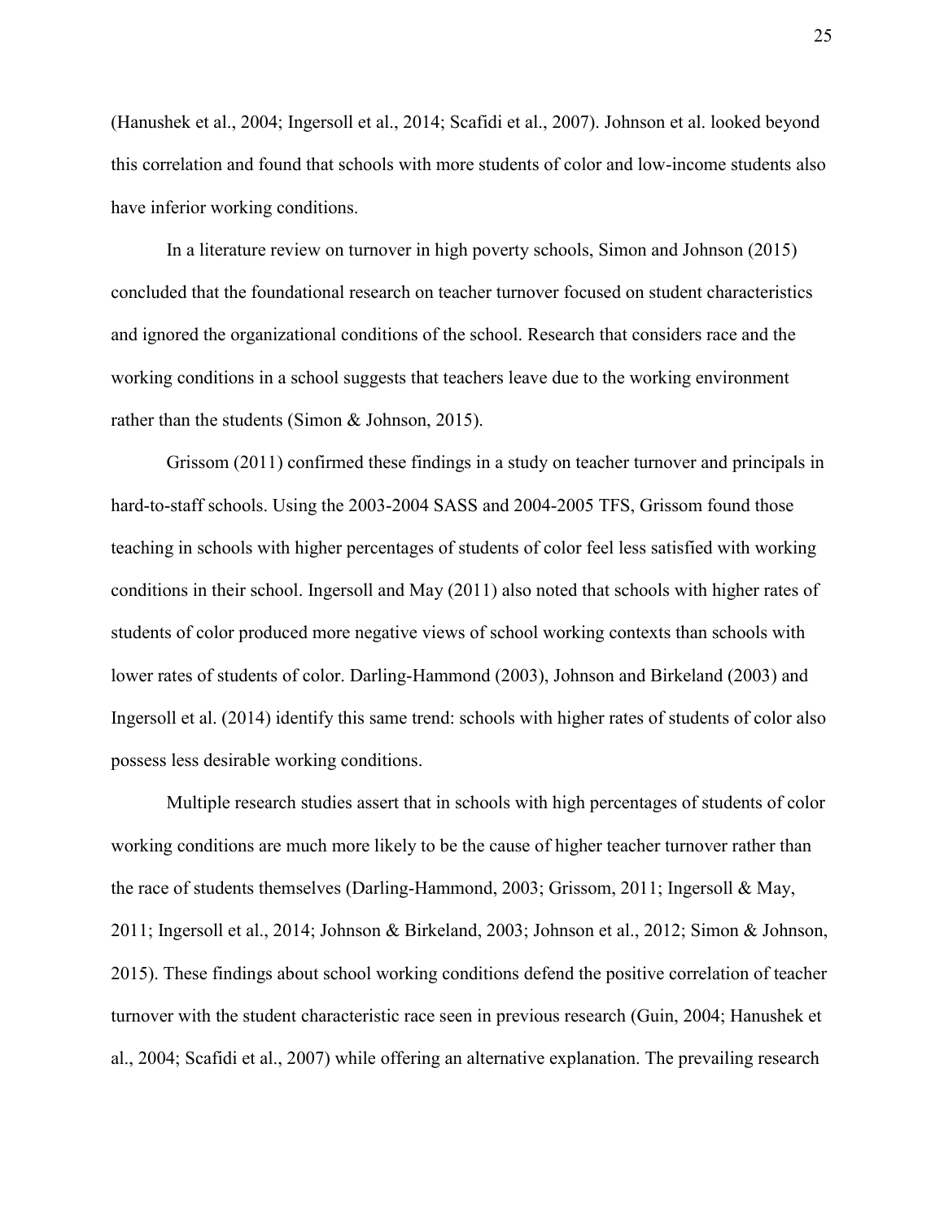(Hanushek et al., 2004; Ingersoll et al., 2014; Scafidi et al., 2007). Johnson et al. looked beyond this correlation and found that schools with more students of color and low-income students also have inferior working conditions.

In a literature review on turnover in high poverty schools, Simon and Johnson (2015) concluded that the foundational research on teacher turnover focused on student characteristics and ignored the organizational conditions of the school. Research that considers race and the working conditions in a school suggests that teachers leave due to the working environment rather than the students (Simon & Johnson, 2015).

Grissom (2011) confirmed these findings in a study on teacher turnover and principals in hard-to-staff schools. Using the 2003-2004 SASS and 2004-2005 TFS, Grissom found those teaching in schools with higher percentages of students of color feel less satisfied with working conditions in their school. Ingersoll and May (2011) also noted that schools with higher rates of students of color produced more negative views of school working contexts than schools with lower rates of students of color. Darling-Hammond (2003), Johnson and Birkeland (2003) and Ingersoll et al. (2014) identify this same trend: schools with higher rates of students of color also possess less desirable working conditions.

Multiple research studies assert that in schools with high percentages of students of color working conditions are much more likely to be the cause of higher teacher turnover rather than the race of students themselves (Darling-Hammond, 2003; Grissom, 2011; Ingersoll & May, 2011; Ingersoll et al., 2014; Johnson & Birkeland, 2003; Johnson et al., 2012; Simon & Johnson, 2015). These findings about school working conditions defend the positive correlation of teacher turnover with the student characteristic race seen in previous research (Guin, 2004; Hanushek et al., 2004; Scafidi et al., 2007) while offering an alternative explanation. The prevailing research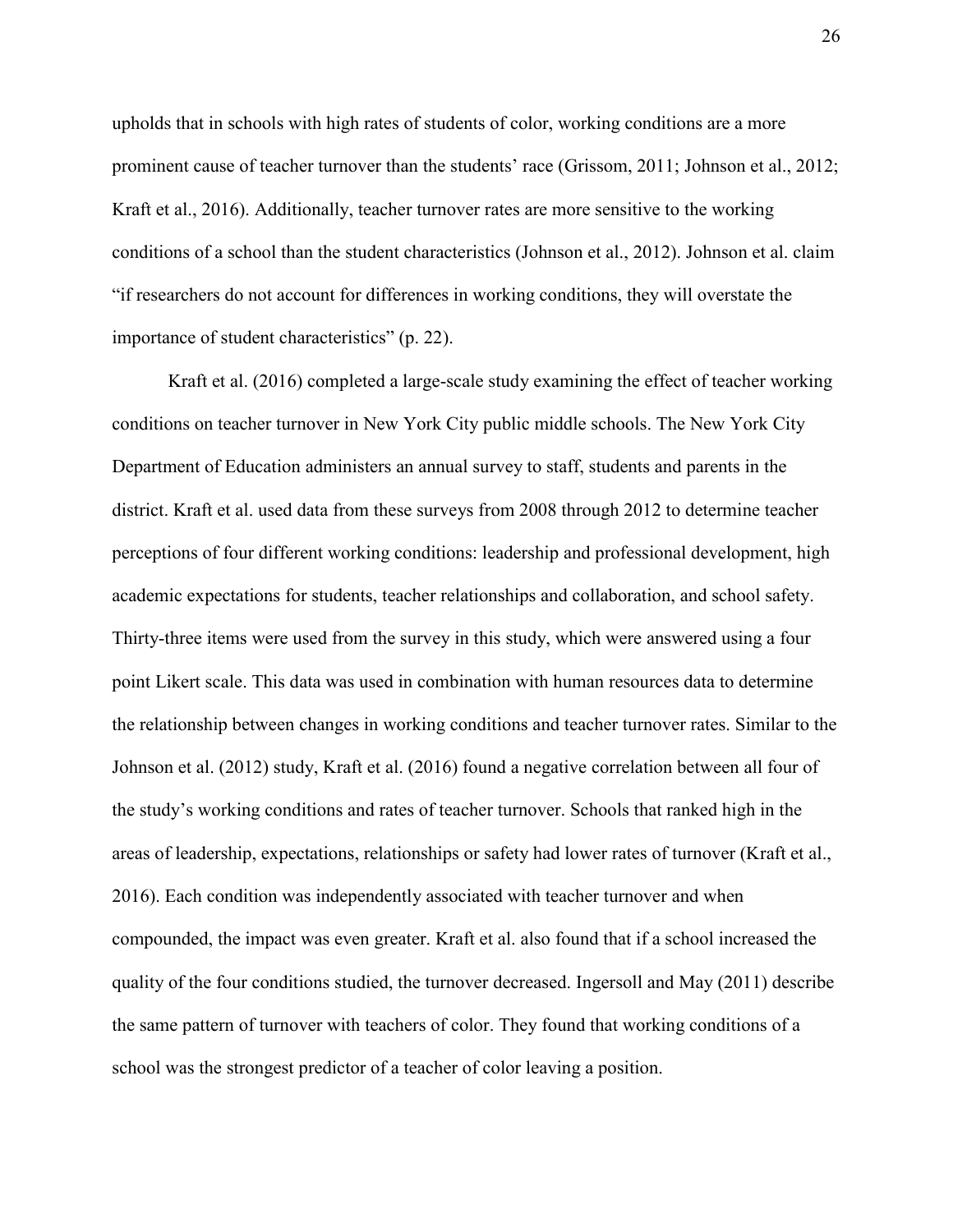upholds that in schools with high rates of students of color, working conditions are a more prominent cause of teacher turnover than the students' race (Grissom, 2011; Johnson et al., 2012; Kraft et al., 2016). Additionally, teacher turnover rates are more sensitive to the working conditions of a school than the student characteristics (Johnson et al., 2012). Johnson et al. claim "if researchers do not account for differences in working conditions, they will overstate the importance of student characteristics" (p. 22).

Kraft et al. (2016) completed a large-scale study examining the effect of teacher working conditions on teacher turnover in New York City public middle schools. The New York City Department of Education administers an annual survey to staff, students and parents in the district. Kraft et al. used data from these surveys from 2008 through 2012 to determine teacher perceptions of four different working conditions: leadership and professional development, high academic expectations for students, teacher relationships and collaboration, and school safety. Thirty-three items were used from the survey in this study, which were answered using a four point Likert scale. This data was used in combination with human resources data to determine the relationship between changes in working conditions and teacher turnover rates. Similar to the Johnson et al. (2012) study, Kraft et al. (2016) found a negative correlation between all four of the study's working conditions and rates of teacher turnover. Schools that ranked high in the areas of leadership, expectations, relationships or safety had lower rates of turnover (Kraft et al., 2016). Each condition was independently associated with teacher turnover and when compounded, the impact was even greater. Kraft et al. also found that if a school increased the quality of the four conditions studied, the turnover decreased. Ingersoll and May (2011) describe the same pattern of turnover with teachers of color. They found that working conditions of a school was the strongest predictor of a teacher of color leaving a position.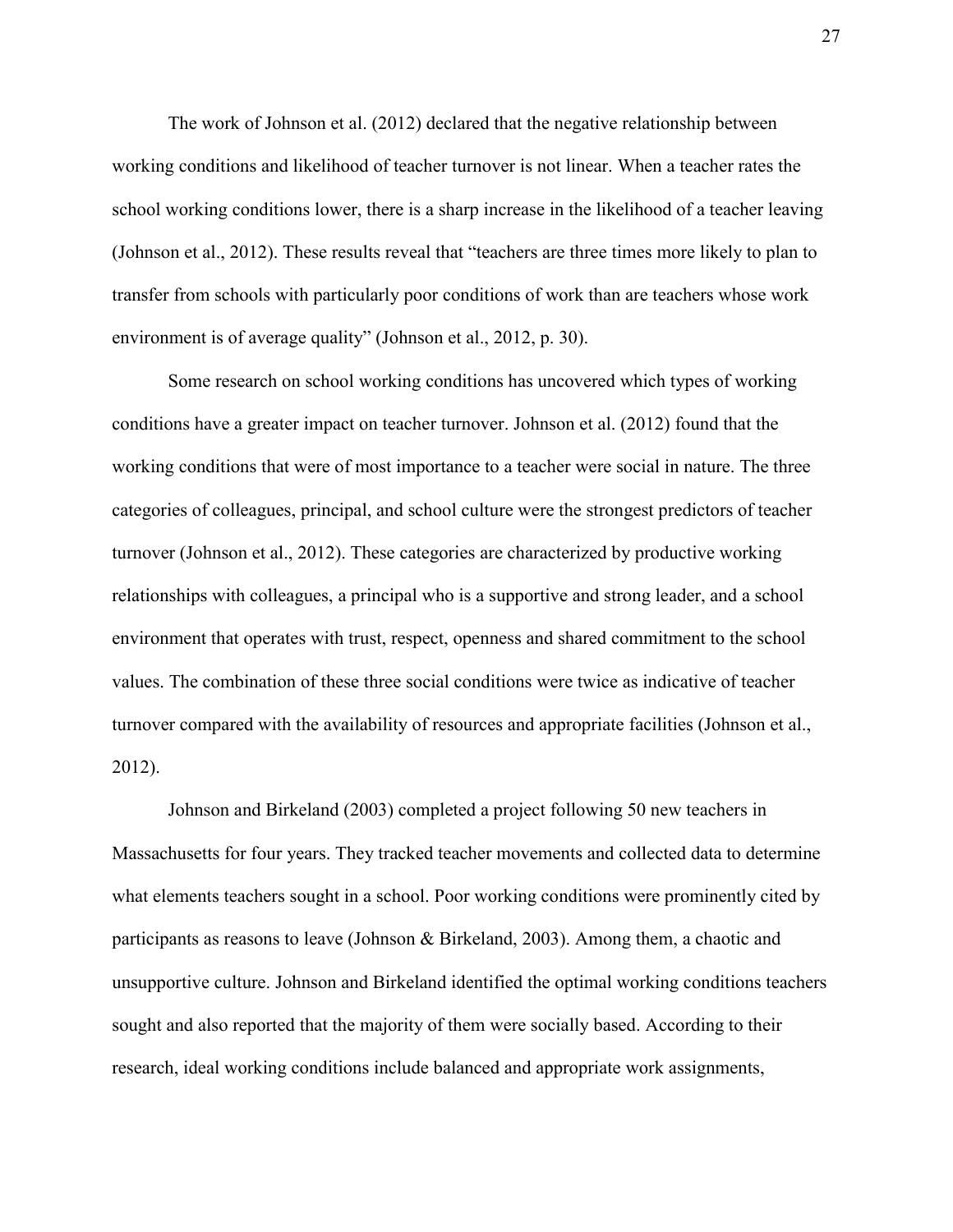The work of Johnson et al. (2012) declared that the negative relationship between working conditions and likelihood of teacher turnover is not linear. When a teacher rates the school working conditions lower, there is a sharp increase in the likelihood of a teacher leaving (Johnson et al., 2012). These results reveal that "teachers are three times more likely to plan to transfer from schools with particularly poor conditions of work than are teachers whose work environment is of average quality" (Johnson et al., 2012, p. 30).

Some research on school working conditions has uncovered which types of working conditions have a greater impact on teacher turnover. Johnson et al. (2012) found that the working conditions that were of most importance to a teacher were social in nature. The three categories of colleagues, principal, and school culture were the strongest predictors of teacher turnover (Johnson et al., 2012). These categories are characterized by productive working relationships with colleagues, a principal who is a supportive and strong leader, and a school environment that operates with trust, respect, openness and shared commitment to the school values. The combination of these three social conditions were twice as indicative of teacher turnover compared with the availability of resources and appropriate facilities (Johnson et al., 2012).

Johnson and Birkeland (2003) completed a project following 50 new teachers in Massachusetts for four years. They tracked teacher movements and collected data to determine what elements teachers sought in a school. Poor working conditions were prominently cited by participants as reasons to leave (Johnson & Birkeland, 2003). Among them, a chaotic and unsupportive culture. Johnson and Birkeland identified the optimal working conditions teachers sought and also reported that the majority of them were socially based. According to their research, ideal working conditions include balanced and appropriate work assignments,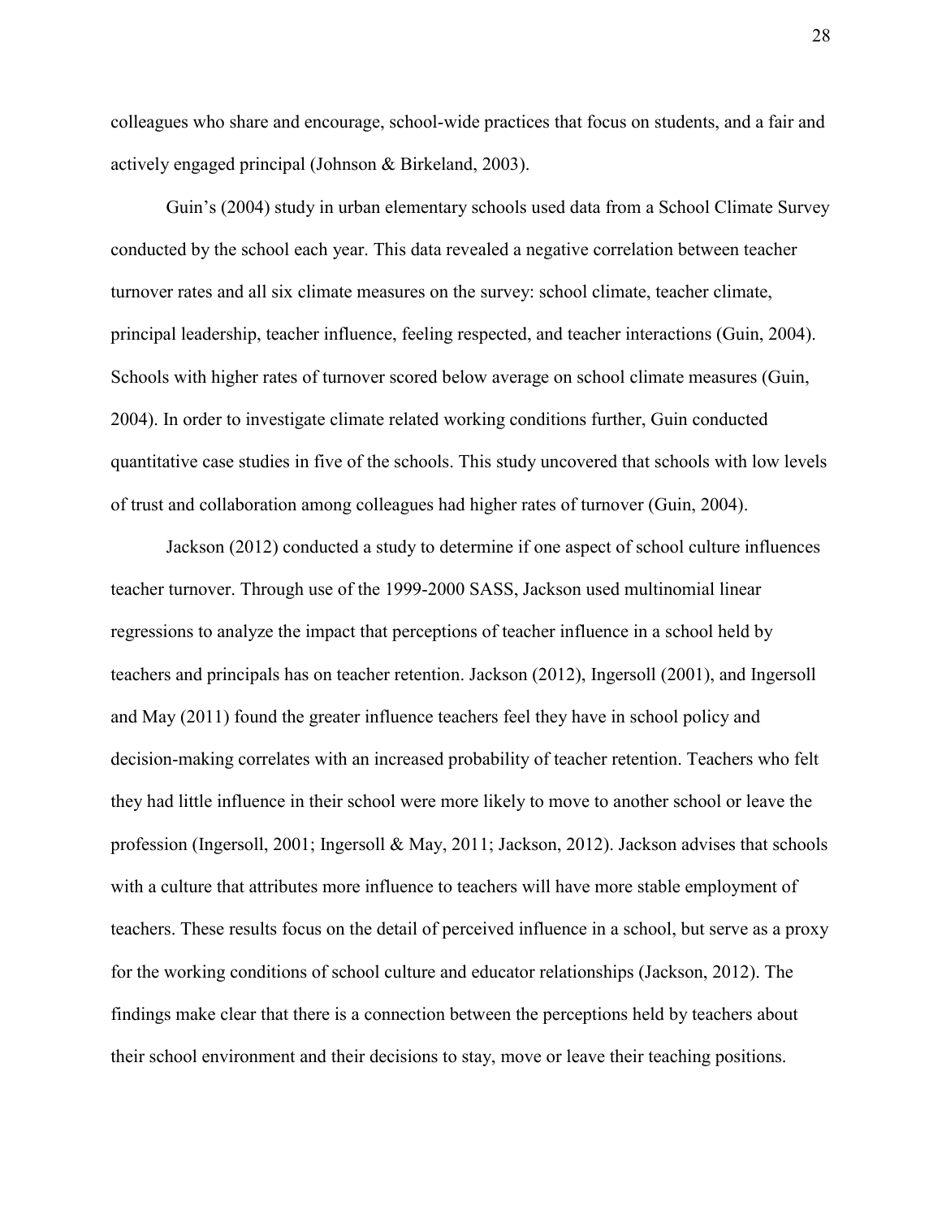colleagues who share and encourage, school-wide practices that focus on students, and a fair and actively engaged principal (Johnson & Birkeland, 2003).

Guin's (2004) study in urban elementary schools used data from a School Climate Survey conducted by the school each year. This data revealed a negative correlation between teacher turnover rates and all six climate measures on the survey: school climate, teacher climate, principal leadership, teacher influence, feeling respected, and teacher interactions (Guin, 2004). Schools with higher rates of turnover scored below average on school climate measures (Guin, 2004). In order to investigate climate related working conditions further, Guin conducted quantitative case studies in five of the schools. This study uncovered that schools with low levels of trust and collaboration among colleagues had higher rates of turnover (Guin, 2004).

Jackson (2012) conducted a study to determine if one aspect of school culture influences teacher turnover. Through use of the 1999-2000 SASS, Jackson used multinomial linear regressions to analyze the impact that perceptions of teacher influence in a school held by teachers and principals has on teacher retention. Jackson (2012), Ingersoll (2001), and Ingersoll and May (2011) found the greater influence teachers feel they have in school policy and decision-making correlates with an increased probability of teacher retention. Teachers who felt they had little influence in their school were more likely to move to another school or leave the profession (Ingersoll, 2001; Ingersoll & May, 2011; Jackson, 2012). Jackson advises that schools with a culture that attributes more influence to teachers will have more stable employment of teachers. These results focus on the detail of perceived influence in a school, but serve as a proxy for the working conditions of school culture and educator relationships (Jackson, 2012). The findings make clear that there is a connection between the perceptions held by teachers about their school environment and their decisions to stay, move or leave their teaching positions.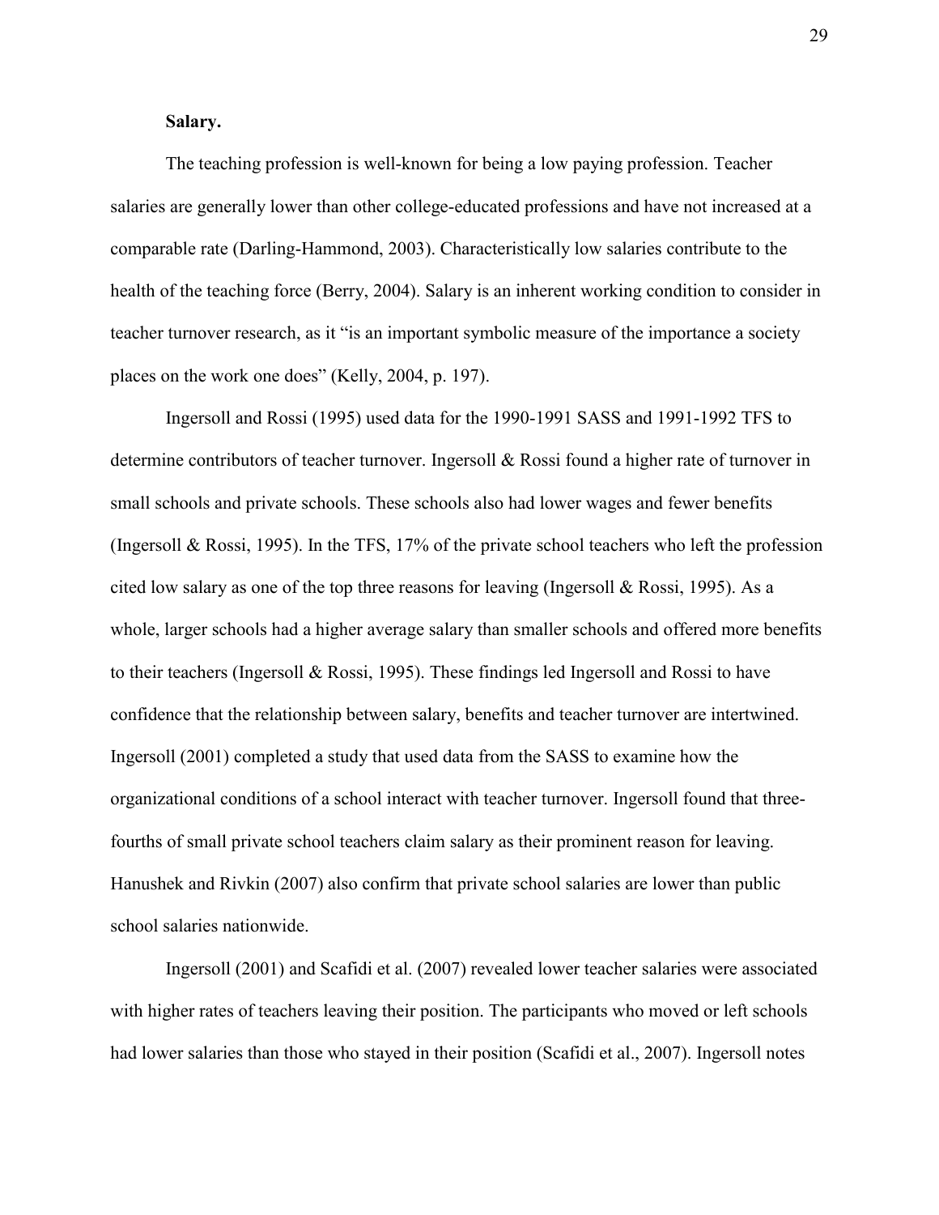**Salary.**

The teaching profession is well-known for being a low paying profession. Teacher salaries are generally lower than other college-educated professions and have not increased at a comparable rate (Darling-Hammond, 2003). Characteristically low salaries contribute to the health of the teaching force (Berry, 2004). Salary is an inherent working condition to consider in teacher turnover research, as it "is an important symbolic measure of the importance a society places on the work one does" (Kelly, 2004, p. 197).

Ingersoll and Rossi (1995) used data for the 1990-1991 SASS and 1991-1992 TFS to determine contributors of teacher turnover. Ingersoll & Rossi found a higher rate of turnover in small schools and private schools. These schools also had lower wages and fewer benefits (Ingersoll & Rossi, 1995). In the TFS, 17% of the private school teachers who left the profession cited low salary as one of the top three reasons for leaving (Ingersoll & Rossi, 1995). As a whole, larger schools had a higher average salary than smaller schools and offered more benefits to their teachers (Ingersoll & Rossi, 1995). These findings led Ingersoll and Rossi to have confidence that the relationship between salary, benefits and teacher turnover are intertwined. Ingersoll (2001) completed a study that used data from the SASS to examine how the organizational conditions of a school interact with teacher turnover. Ingersoll found that three-fourths of small private school teachers claim salary as their prominent reason for leaving. Hanushek and Rivkin (2007) also confirm that private school salaries are lower than public school salaries nationwide.

Ingersoll (2001) and Scafidi et al. (2007) revealed lower teacher salaries were associated with higher rates of teachers leaving their position. The participants who moved or left schools had lower salaries than those who stayed in their position (Scafidi et al., 2007). Ingersoll notes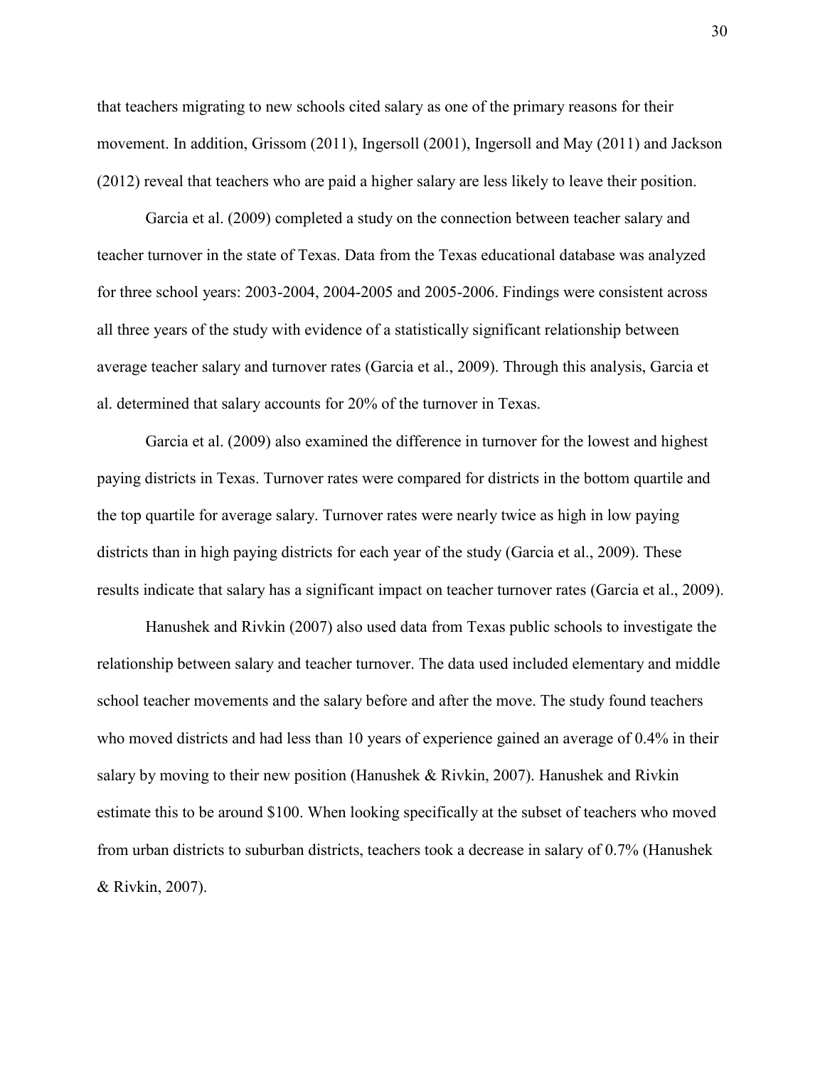that teachers migrating to new schools cited salary as one of the primary reasons for their movement. In addition, Grissom (2011), Ingersoll (2001), Ingersoll and May (2011) and Jackson (2012) reveal that teachers who are paid a higher salary are less likely to leave their position.

Garcia et al. (2009) completed a study on the connection between teacher salary and teacher turnover in the state of Texas. Data from the Texas educational database was analyzed for three school years: 2003-2004, 2004-2005 and 2005-2006. Findings were consistent across all three years of the study with evidence of a statistically significant relationship between average teacher salary and turnover rates (Garcia et al., 2009). Through this analysis, Garcia et al. determined that salary accounts for 20% of the turnover in Texas.

Garcia et al. (2009) also examined the difference in turnover for the lowest and highest paying districts in Texas. Turnover rates were compared for districts in the bottom quartile and the top quartile for average salary. Turnover rates were nearly twice as high in low paying districts than in high paying districts for each year of the study (Garcia et al., 2009). These results indicate that salary has a significant impact on teacher turnover rates (Garcia et al., 2009).

Hanushek and Rivkin (2007) also used data from Texas public schools to investigate the relationship between salary and teacher turnover. The data used included elementary and middle school teacher movements and the salary before and after the move. The study found teachers who moved districts and had less than 10 years of experience gained an average of 0.4% in their salary by moving to their new position (Hanushek & Rivkin, 2007). Hanushek and Rivkin estimate this to be around $100. When looking specifically at the subset of teachers who moved from urban districts to suburban districts, teachers took a decrease in salary of 0.7% (Hanushek & Rivkin, 2007).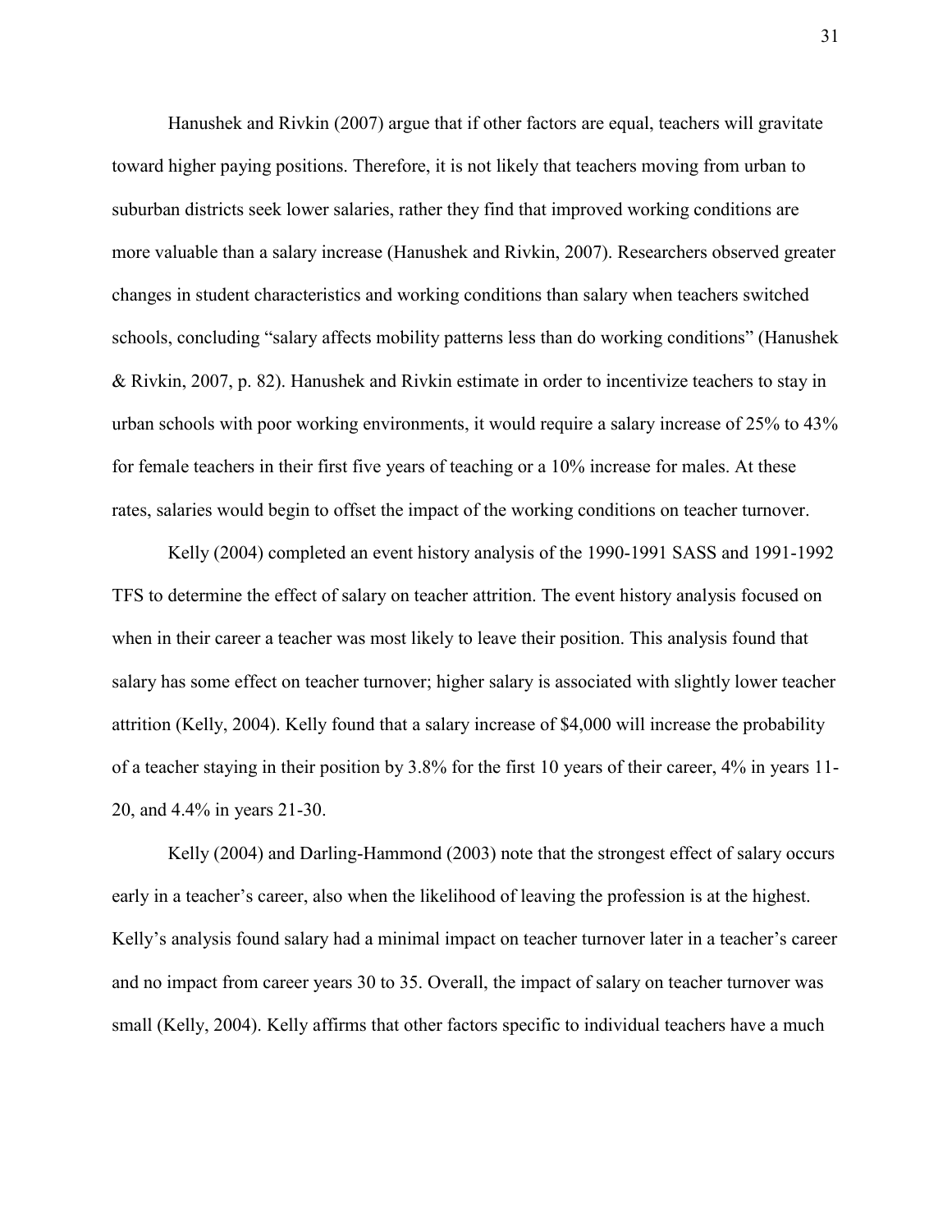Hanushek and Rivkin (2007) argue that if other factors are equal, teachers will gravitate toward higher paying positions. Therefore, it is not likely that teachers moving from urban to suburban districts seek lower salaries, rather they find that improved working conditions are more valuable than a salary increase (Hanushek and Rivkin, 2007). Researchers observed greater changes in student characteristics and working conditions than salary when teachers switched schools, concluding "salary affects mobility patterns less than do working conditions" (Hanushek & Rivkin, 2007, p. 82). Hanushek and Rivkin estimate in order to incentivize teachers to stay in urban schools with poor working environments, it would require a salary increase of 25% to 43% for female teachers in their first five years of teaching or a 10% increase for males. At these rates, salaries would begin to offset the impact of the working conditions on teacher turnover.

Kelly (2004) completed an event history analysis of the 1990-1991 SASS and 1991-1992 TFS to determine the effect of salary on teacher attrition. The event history analysis focused on when in their career a teacher was most likely to leave their position. This analysis found that salary has some effect on teacher turnover; higher salary is associated with slightly lower teacher attrition (Kelly, 2004). Kelly found that a salary increase of $4,000 will increase the probability of a teacher staying in their position by 3.8% for the first 10 years of their career, 4% in years 11-20, and 4.4% in years 21-30.

Kelly (2004) and Darling-Hammond (2003) note that the strongest effect of salary occurs early in a teacher's career, also when the likelihood of leaving the profession is at the highest. Kelly's analysis found salary had a minimal impact on teacher turnover later in a teacher's career and no impact from career years 30 to 35. Overall, the impact of salary on teacher turnover was small (Kelly, 2004). Kelly affirms that other factors specific to individual teachers have a much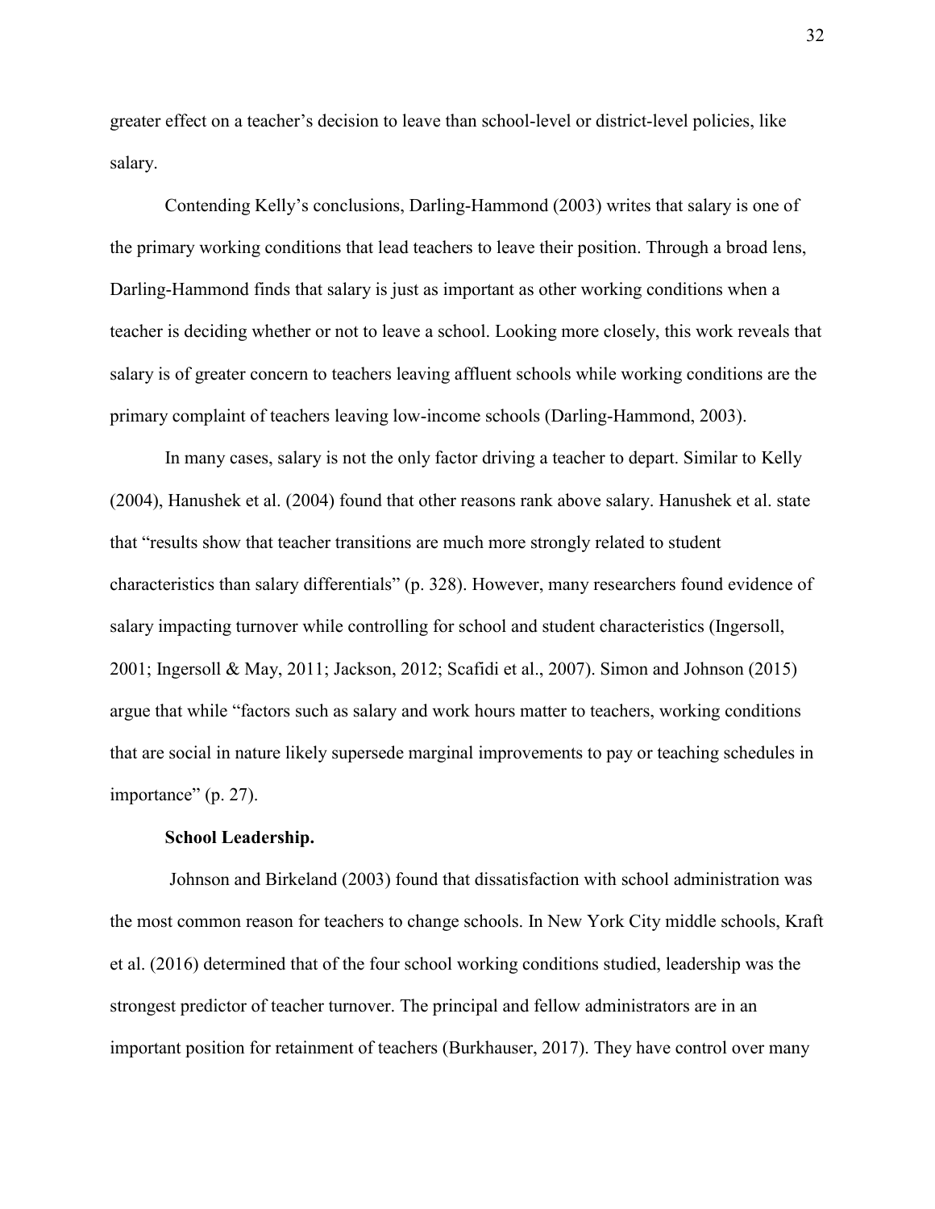greater effect on a teacher's decision to leave than school-level or district-level policies, like salary.

Contending Kelly's conclusions, Darling-Hammond (2003) writes that salary is one of the primary working conditions that lead teachers to leave their position. Through a broad lens, Darling-Hammond finds that salary is just as important as other working conditions when a teacher is deciding whether or not to leave a school. Looking more closely, this work reveals that salary is of greater concern to teachers leaving affluent schools while working conditions are the primary complaint of teachers leaving low-income schools (Darling-Hammond, 2003).

In many cases, salary is not the only factor driving a teacher to depart. Similar to Kelly (2004), Hanushek et al. (2004) found that other reasons rank above salary. Hanushek et al. state that "results show that teacher transitions are much more strongly related to student characteristics than salary differentials" (p. 328). However, many researchers found evidence of salary impacting turnover while controlling for school and student characteristics (Ingersoll, 2001; Ingersoll & May, 2011; Jackson, 2012; Scafidi et al., 2007). Simon and Johnson (2015) argue that while "factors such as salary and work hours matter to teachers, working conditions that are social in nature likely supersede marginal improvements to pay or teaching schedules in importance" (p. 27).

**School Leadership.**

Johnson and Birkeland (2003) found that dissatisfaction with school administration was the most common reason for teachers to change schools. In New York City middle schools, Kraft et al. (2016) determined that of the four school working conditions studied, leadership was the strongest predictor of teacher turnover. The principal and fellow administrators are in an important position for retainment of teachers (Burkhauser, 2017). They have control over many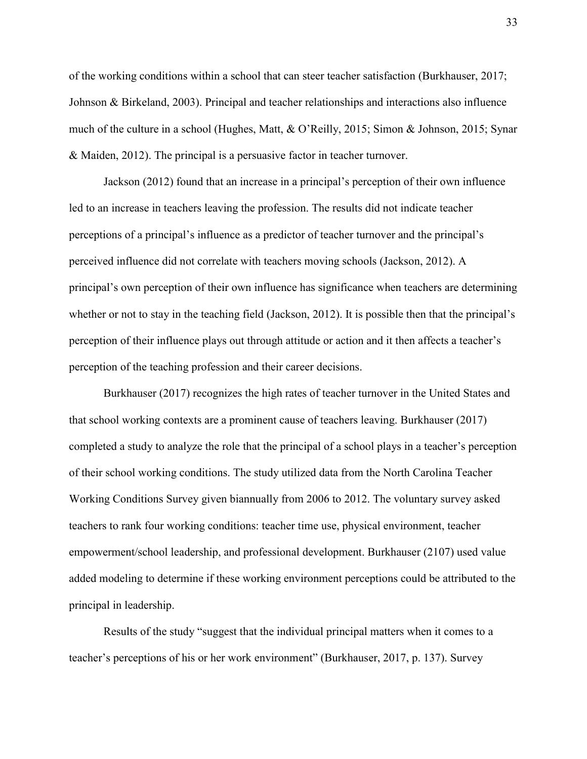of the working conditions within a school that can steer teacher satisfaction (Burkhauser, 2017; Johnson & Birkeland, 2003). Principal and teacher relationships and interactions also influence much of the culture in a school (Hughes, Matt, & O'Reilly, 2015; Simon & Johnson, 2015; Synar & Maiden, 2012). The principal is a persuasive factor in teacher turnover.

Jackson (2012) found that an increase in a principal's perception of their own influence led to an increase in teachers leaving the profession. The results did not indicate teacher perceptions of a principal's influence as a predictor of teacher turnover and the principal's perceived influence did not correlate with teachers moving schools (Jackson, 2012). A principal's own perception of their own influence has significance when teachers are determining whether or not to stay in the teaching field (Jackson, 2012). It is possible then that the principal's perception of their influence plays out through attitude or action and it then affects a teacher's perception of the teaching profession and their career decisions.

Burkhauser (2017) recognizes the high rates of teacher turnover in the United States and that school working contexts are a prominent cause of teachers leaving. Burkhauser (2017) completed a study to analyze the role that the principal of a school plays in a teacher's perception of their school working conditions. The study utilized data from the North Carolina Teacher Working Conditions Survey given biannually from 2006 to 2012. The voluntary survey asked teachers to rank four working conditions: teacher time use, physical environment, teacher empowerment/school leadership, and professional development. Burkhauser (2107) used value added modeling to determine if these working environment perceptions could be attributed to the principal in leadership.

Results of the study "suggest that the individual principal matters when it comes to a teacher's perceptions of his or her work environment" (Burkhauser, 2017, p. 137). Survey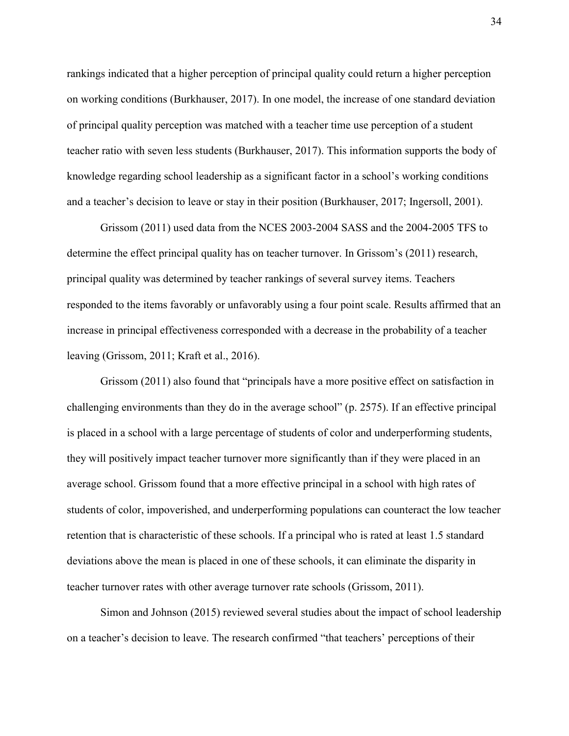rankings indicated that a higher perception of principal quality could return a higher perception on working conditions (Burkhauser, 2017). In one model, the increase of one standard deviation of principal quality perception was matched with a teacher time use perception of a student teacher ratio with seven less students (Burkhauser, 2017). This information supports the body of knowledge regarding school leadership as a significant factor in a school's working conditions and a teacher's decision to leave or stay in their position (Burkhauser, 2017; Ingersoll, 2001).

Grissom (2011) used data from the NCES 2003-2004 SASS and the 2004-2005 TFS to determine the effect principal quality has on teacher turnover. In Grissom's (2011) research, principal quality was determined by teacher rankings of several survey items. Teachers responded to the items favorably or unfavorably using a four point scale. Results affirmed that an increase in principal effectiveness corresponded with a decrease in the probability of a teacher leaving (Grissom, 2011; Kraft et al., 2016).

Grissom (2011) also found that "principals have a more positive effect on satisfaction in challenging environments than they do in the average school" (p. 2575). If an effective principal is placed in a school with a large percentage of students of color and underperforming students, they will positively impact teacher turnover more significantly than if they were placed in an average school. Grissom found that a more effective principal in a school with high rates of students of color, impoverished, and underperforming populations can counteract the low teacher retention that is characteristic of these schools. If a principal who is rated at least 1.5 standard deviations above the mean is placed in one of these schools, it can eliminate the disparity in teacher turnover rates with other average turnover rate schools (Grissom, 2011).

Simon and Johnson (2015) reviewed several studies about the impact of school leadership on a teacher's decision to leave. The research confirmed "that teachers' perceptions of their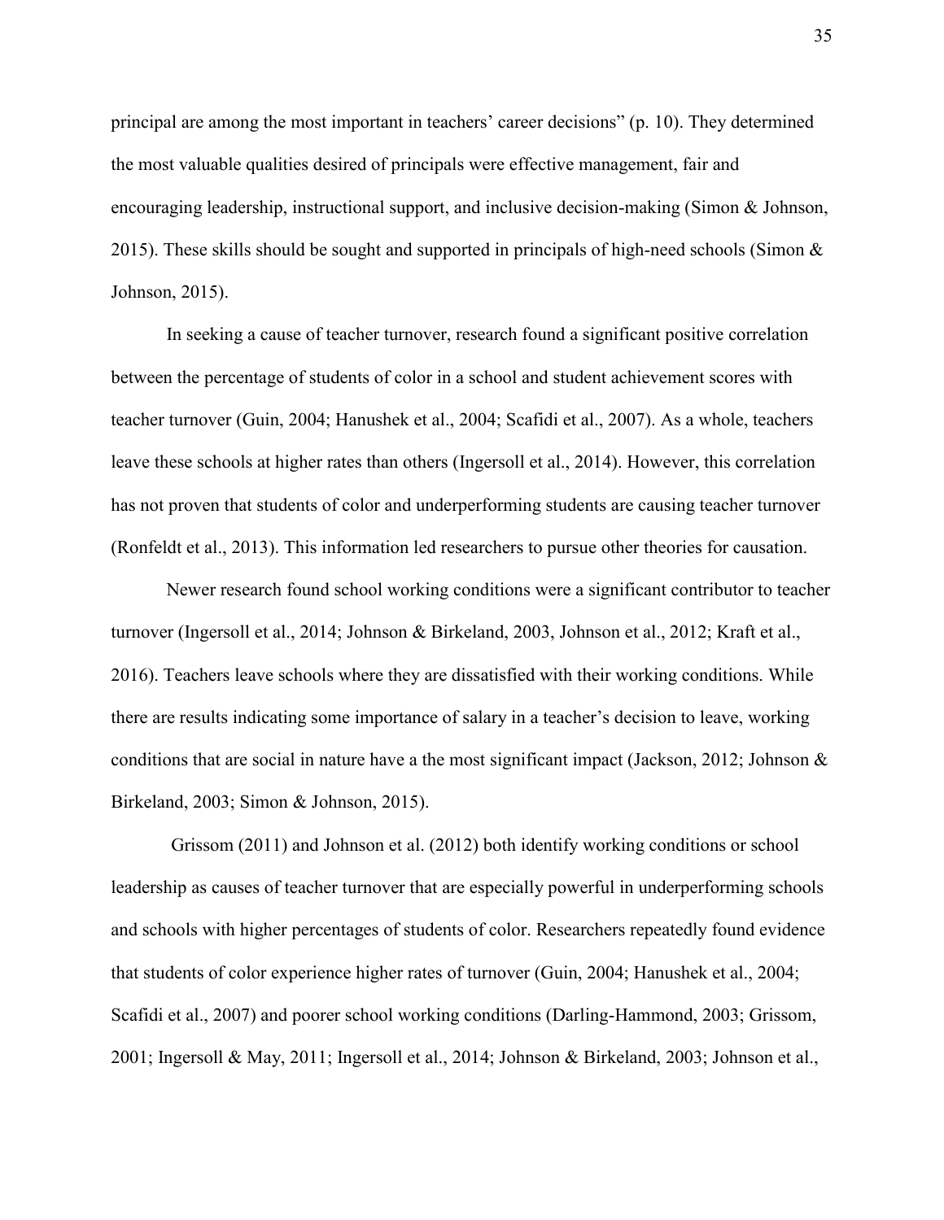principal are among the most important in teachers' career decisions" (p. 10). They determined the most valuable qualities desired of principals were effective management, fair and encouraging leadership, instructional support, and inclusive decision-making (Simon & Johnson, 2015). These skills should be sought and supported in principals of high-need schools (Simon & Johnson, 2015).

In seeking a cause of teacher turnover, research found a significant positive correlation between the percentage of students of color in a school and student achievement scores with teacher turnover (Guin, 2004; Hanushek et al., 2004; Scafidi et al., 2007). As a whole, teachers leave these schools at higher rates than others (Ingersoll et al., 2014). However, this correlation has not proven that students of color and underperforming students are causing teacher turnover (Ronfeldt et al., 2013). This information led researchers to pursue other theories for causation.

Newer research found school working conditions were a significant contributor to teacher turnover (Ingersoll et al., 2014; Johnson & Birkeland, 2003, Johnson et al., 2012; Kraft et al., 2016). Teachers leave schools where they are dissatisfied with their working conditions. While there are results indicating some importance of salary in a teacher's decision to leave, working conditions that are social in nature have a the most significant impact (Jackson, 2012; Johnson & Birkeland, 2003; Simon & Johnson, 2015).

Grissom (2011) and Johnson et al. (2012) both identify working conditions or school leadership as causes of teacher turnover that are especially powerful in underperforming schools and schools with higher percentages of students of color. Researchers repeatedly found evidence that students of color experience higher rates of turnover (Guin, 2004; Hanushek et al., 2004; Scafidi et al., 2007) and poorer school working conditions (Darling-Hammond, 2003; Grissom, 2001; Ingersoll & May, 2011; Ingersoll et al., 2014; Johnson & Birkeland, 2003; Johnson et al.,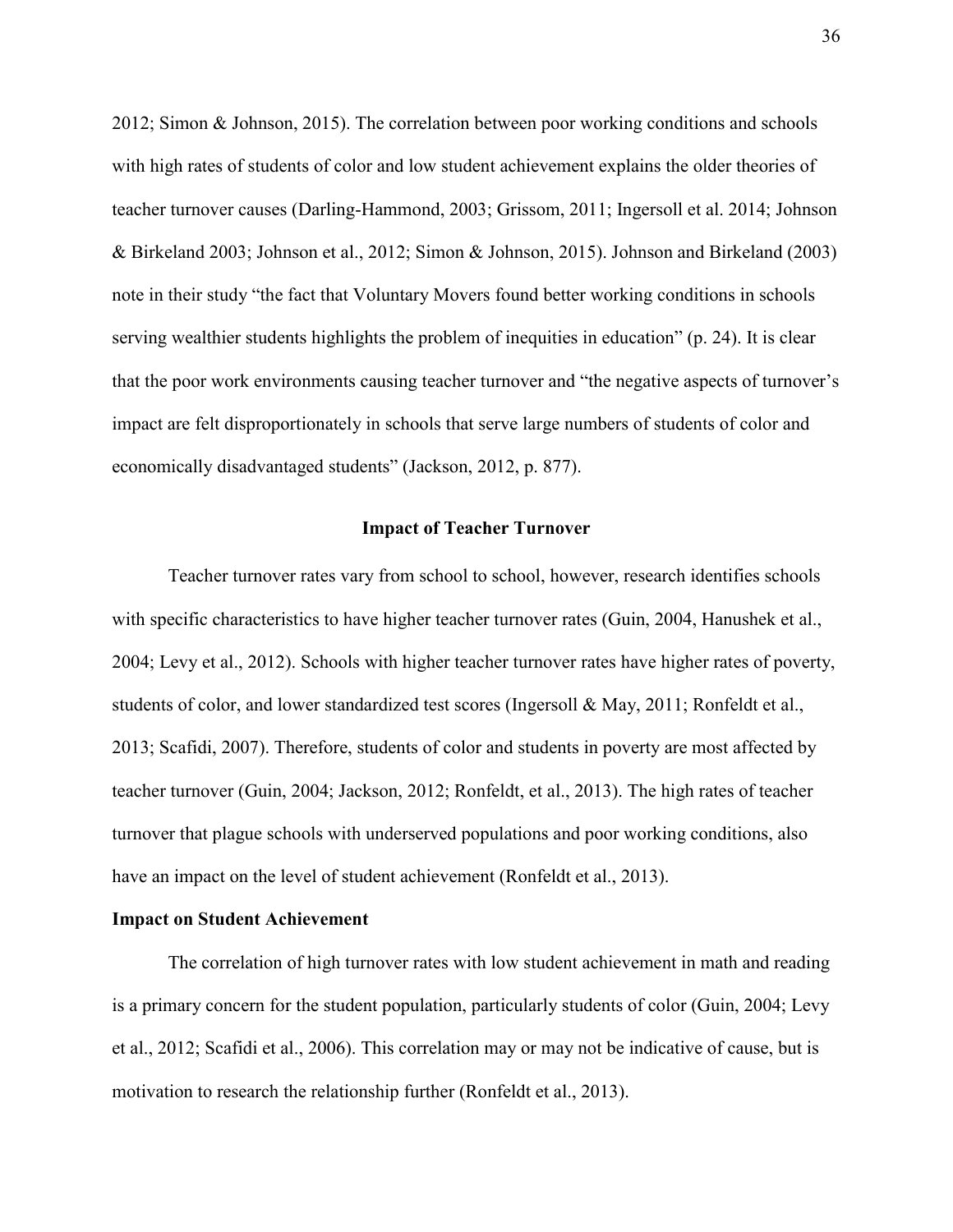2012; Simon & Johnson, 2015). The correlation between poor working conditions and schools with high rates of students of color and low student achievement explains the older theories of teacher turnover causes (Darling-Hammond, 2003; Grissom, 2011; Ingersoll et al. 2014; Johnson & Birkeland 2003; Johnson et al., 2012; Simon & Johnson, 2015). Johnson and Birkeland (2003) note in their study "the fact that Voluntary Movers found better working conditions in schools serving wealthier students highlights the problem of inequities in education" (p. 24). It is clear that the poor work environments causing teacher turnover and "the negative aspects of turnover's impact are felt disproportionately in schools that serve large numbers of students of color and economically disadvantaged students" (Jackson, 2012, p. 877).

## Impact of Teacher Turnover

Teacher turnover rates vary from school to school, however, research identifies schools with specific characteristics to have higher teacher turnover rates (Guin, 2004, Hanushek et al., 2004; Levy et al., 2012). Schools with higher teacher turnover rates have higher rates of poverty, students of color, and lower standardized test scores (Ingersoll & May, 2011; Ronfeldt et al., 2013; Scafidi, 2007). Therefore, students of color and students in poverty are most affected by teacher turnover (Guin, 2004; Jackson, 2012; Ronfeldt, et al., 2013). The high rates of teacher turnover that plague schools with underserved populations and poor working conditions, also have an impact on the level of student achievement (Ronfeldt et al., 2013).

### Impact on Student Achievement

The correlation of high turnover rates with low student achievement in math and reading is a primary concern for the student population, particularly students of color (Guin, 2004; Levy et al., 2012; Scafidi et al., 2006). This correlation may or may not be indicative of cause, but is motivation to research the relationship further (Ronfeldt et al., 2013).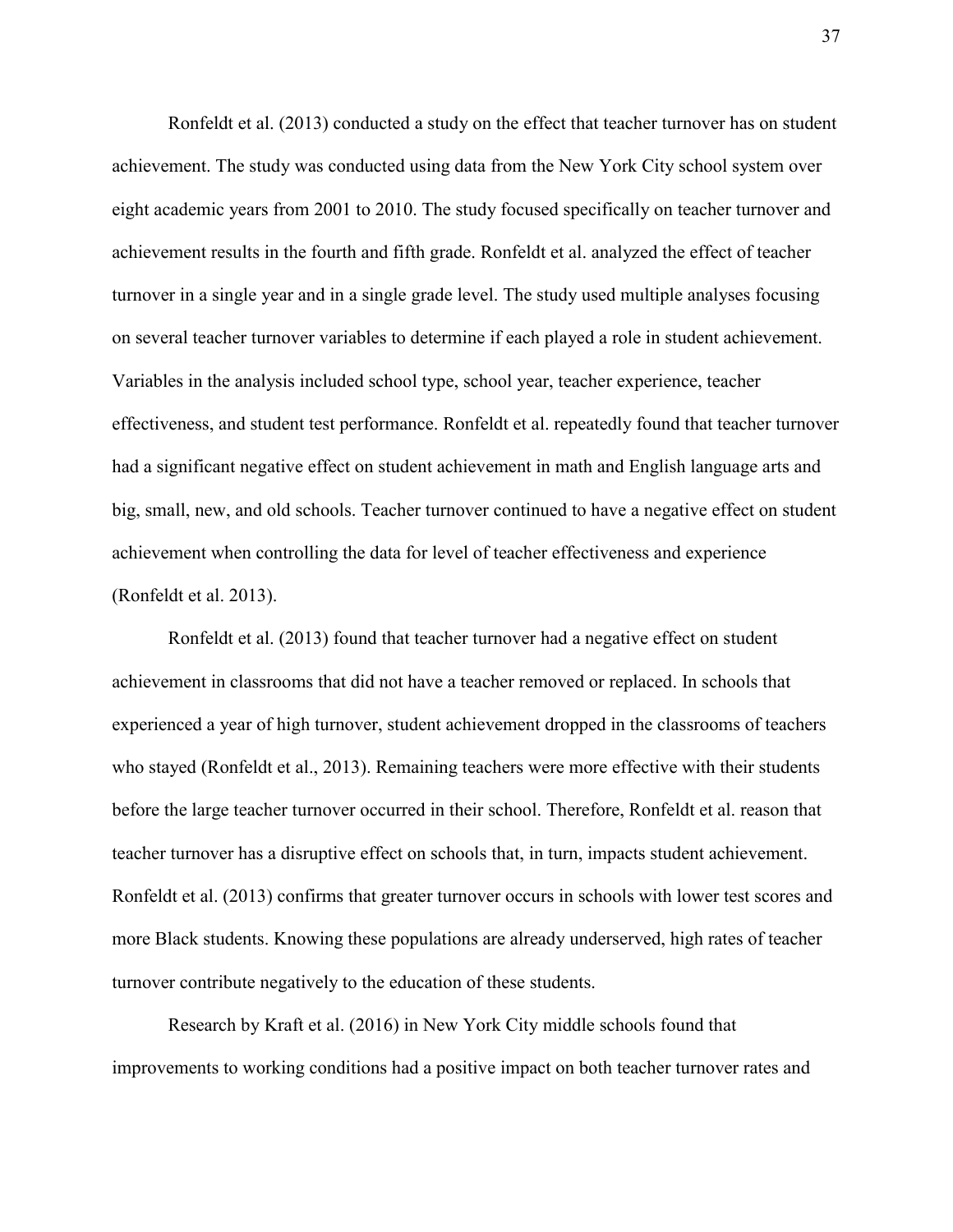Ronfeldt et al. (2013) conducted a study on the effect that teacher turnover has on student achievement. The study was conducted using data from the New York City school system over eight academic years from 2001 to 2010. The study focused specifically on teacher turnover and achievement results in the fourth and fifth grade. Ronfeldt et al. analyzed the effect of teacher turnover in a single year and in a single grade level. The study used multiple analyses focusing on several teacher turnover variables to determine if each played a role in student achievement. Variables in the analysis included school type, school year, teacher experience, teacher effectiveness, and student test performance. Ronfeldt et al. repeatedly found that teacher turnover had a significant negative effect on student achievement in math and English language arts and big, small, new, and old schools. Teacher turnover continued to have a negative effect on student achievement when controlling the data for level of teacher effectiveness and experience (Ronfeldt et al. 2013).

Ronfeldt et al. (2013) found that teacher turnover had a negative effect on student achievement in classrooms that did not have a teacher removed or replaced. In schools that experienced a year of high turnover, student achievement dropped in the classrooms of teachers who stayed (Ronfeldt et al., 2013). Remaining teachers were more effective with their students before the large teacher turnover occurred in their school. Therefore, Ronfeldt et al. reason that teacher turnover has a disruptive effect on schools that, in turn, impacts student achievement. Ronfeldt et al. (2013) confirms that greater turnover occurs in schools with lower test scores and more Black students. Knowing these populations are already underserved, high rates of teacher turnover contribute negatively to the education of these students.

Research by Kraft et al. (2016) in New York City middle schools found that improvements to working conditions had a positive impact on both teacher turnover rates and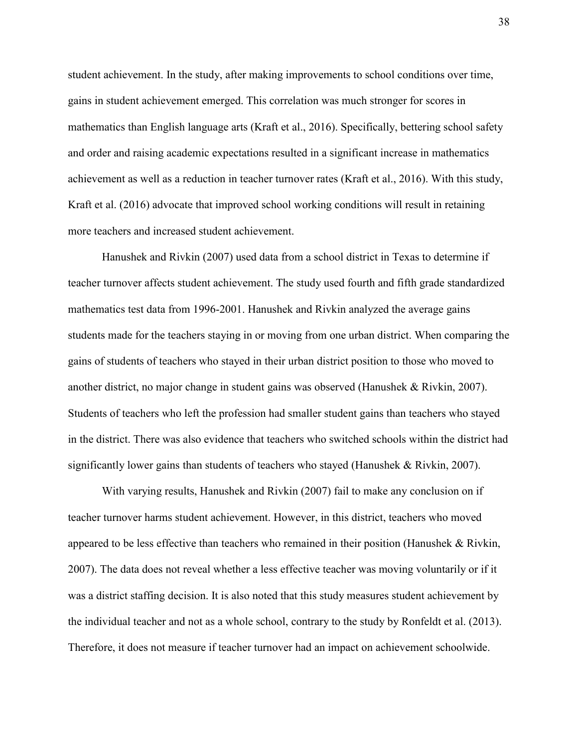student achievement. In the study, after making improvements to school conditions over time, gains in student achievement emerged. This correlation was much stronger for scores in mathematics than English language arts (Kraft et al., 2016). Specifically, bettering school safety and order and raising academic expectations resulted in a significant increase in mathematics achievement as well as a reduction in teacher turnover rates (Kraft et al., 2016). With this study, Kraft et al. (2016) advocate that improved school working conditions will result in retaining more teachers and increased student achievement.

Hanushek and Rivkin (2007) used data from a school district in Texas to determine if teacher turnover affects student achievement. The study used fourth and fifth grade standardized mathematics test data from 1996-2001. Hanushek and Rivkin analyzed the average gains students made for the teachers staying in or moving from one urban district. When comparing the gains of students of teachers who stayed in their urban district position to those who moved to another district, no major change in student gains was observed (Hanushek & Rivkin, 2007). Students of teachers who left the profession had smaller student gains than teachers who stayed in the district. There was also evidence that teachers who switched schools within the district had significantly lower gains than students of teachers who stayed (Hanushek & Rivkin, 2007).

With varying results, Hanushek and Rivkin (2007) fail to make any conclusion on if teacher turnover harms student achievement. However, in this district, teachers who moved appeared to be less effective than teachers who remained in their position (Hanushek & Rivkin, 2007). The data does not reveal whether a less effective teacher was moving voluntarily or if it was a district staffing decision. It is also noted that this study measures student achievement by the individual teacher and not as a whole school, contrary to the study by Ronfeldt et al. (2013). Therefore, it does not measure if teacher turnover had an impact on achievement schoolwide.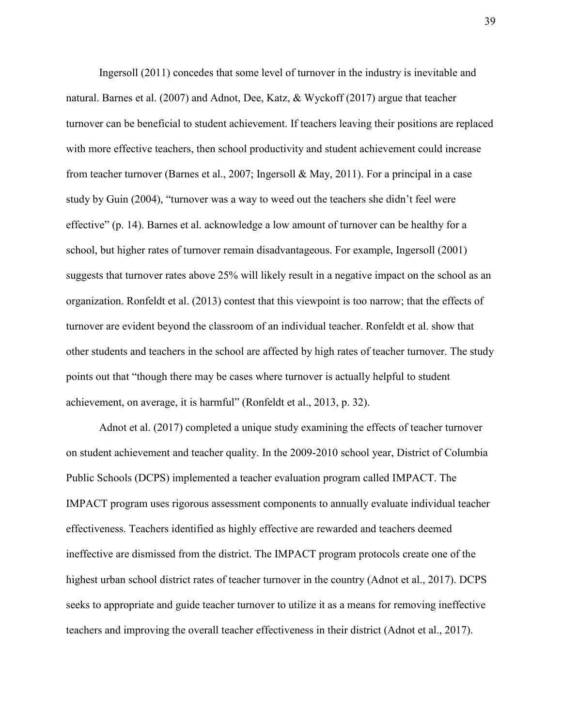Ingersoll (2011) concedes that some level of turnover in the industry is inevitable and natural. Barnes et al. (2007) and Adnot, Dee, Katz, & Wyckoff (2017) argue that teacher turnover can be beneficial to student achievement. If teachers leaving their positions are replaced with more effective teachers, then school productivity and student achievement could increase from teacher turnover (Barnes et al., 2007; Ingersoll & May, 2011). For a principal in a case study by Guin (2004), "turnover was a way to weed out the teachers she didn't feel were effective" (p. 14). Barnes et al. acknowledge a low amount of turnover can be healthy for a school, but higher rates of turnover remain disadvantageous. For example, Ingersoll (2001) suggests that turnover rates above 25% will likely result in a negative impact on the school as an organization. Ronfeldt et al. (2013) contest that this viewpoint is too narrow; that the effects of turnover are evident beyond the classroom of an individual teacher. Ronfeldt et al. show that other students and teachers in the school are affected by high rates of teacher turnover. The study points out that "though there may be cases where turnover is actually helpful to student achievement, on average, it is harmful" (Ronfeldt et al., 2013, p. 32).

Adnot et al. (2017) completed a unique study examining the effects of teacher turnover on student achievement and teacher quality. In the 2009-2010 school year, District of Columbia Public Schools (DCPS) implemented a teacher evaluation program called IMPACT. The IMPACT program uses rigorous assessment components to annually evaluate individual teacher effectiveness. Teachers identified as highly effective are rewarded and teachers deemed ineffective are dismissed from the district. The IMPACT program protocols create one of the highest urban school district rates of teacher turnover in the country (Adnot et al., 2017). DCPS seeks to appropriate and guide teacher turnover to utilize it as a means for removing ineffective teachers and improving the overall teacher effectiveness in their district (Adnot et al., 2017).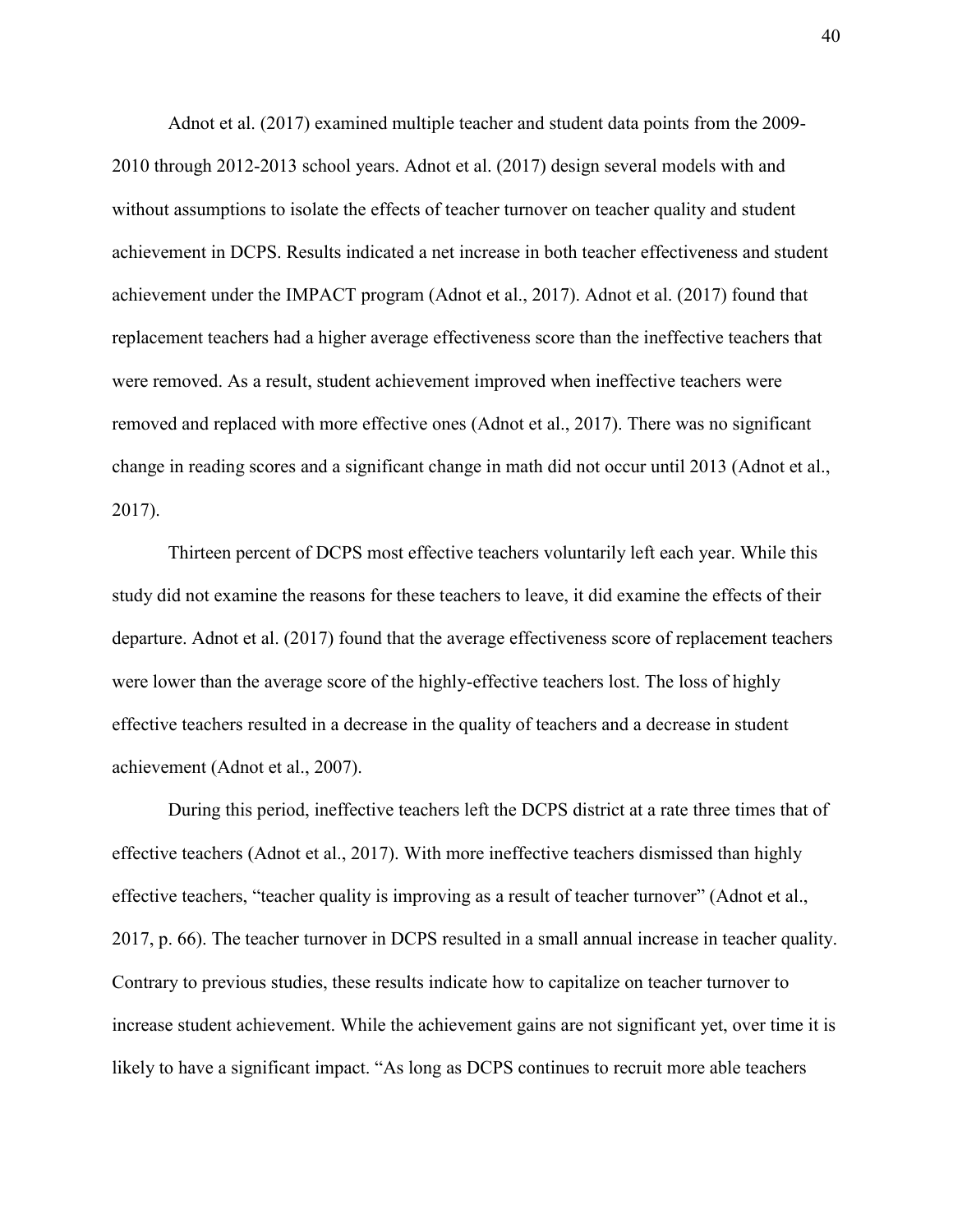Adnot et al. (2017) examined multiple teacher and student data points from the 2009-2010 through 2012-2013 school years. Adnot et al. (2017) design several models with and without assumptions to isolate the effects of teacher turnover on teacher quality and student achievement in DCPS. Results indicated a net increase in both teacher effectiveness and student achievement under the IMPACT program (Adnot et al., 2017). Adnot et al. (2017) found that replacement teachers had a higher average effectiveness score than the ineffective teachers that were removed. As a result, student achievement improved when ineffective teachers were removed and replaced with more effective ones (Adnot et al., 2017). There was no significant change in reading scores and a significant change in math did not occur until 2013 (Adnot et al., 2017).

Thirteen percent of DCPS most effective teachers voluntarily left each year. While this study did not examine the reasons for these teachers to leave, it did examine the effects of their departure. Adnot et al. (2017) found that the average effectiveness score of replacement teachers were lower than the average score of the highly-effective teachers lost. The loss of highly effective teachers resulted in a decrease in the quality of teachers and a decrease in student achievement (Adnot et al., 2007).

During this period, ineffective teachers left the DCPS district at a rate three times that of effective teachers (Adnot et al., 2017). With more ineffective teachers dismissed than highly effective teachers, “teacher quality is improving as a result of teacher turnover” (Adnot et al., 2017, p. 66). The teacher turnover in DCPS resulted in a small annual increase in teacher quality. Contrary to previous studies, these results indicate how to capitalize on teacher turnover to increase student achievement. While the achievement gains are not significant yet, over time it is likely to have a significant impact. “As long as DCPS continues to recruit more able teachers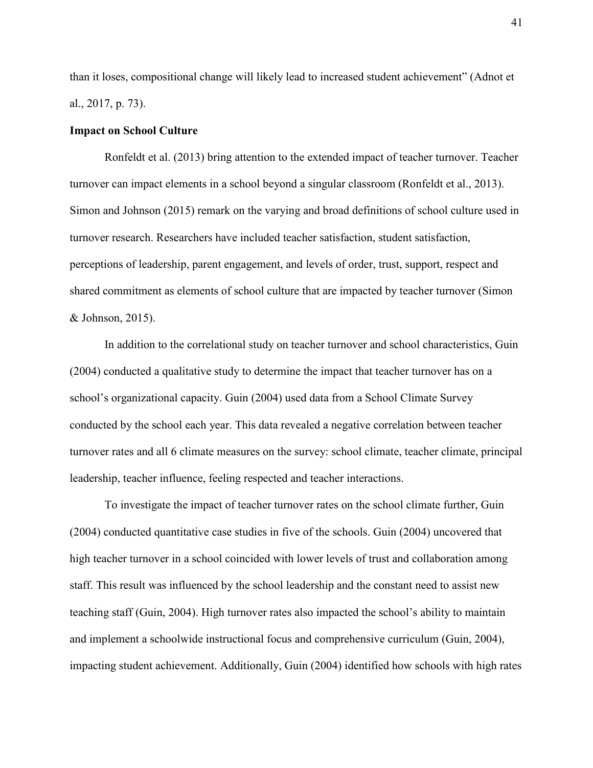than it loses, compositional change will likely lead to increased student achievement" (Adnot et al., 2017, p. 73).

**Impact on School Culture**

Ronfeldt et al. (2013) bring attention to the extended impact of teacher turnover. Teacher turnover can impact elements in a school beyond a singular classroom (Ronfeldt et al., 2013). Simon and Johnson (2015) remark on the varying and broad definitions of school culture used in turnover research. Researchers have included teacher satisfaction, student satisfaction, perceptions of leadership, parent engagement, and levels of order, trust, support, respect and shared commitment as elements of school culture that are impacted by teacher turnover (Simon & Johnson, 2015).

In addition to the correlational study on teacher turnover and school characteristics, Guin (2004) conducted a qualitative study to determine the impact that teacher turnover has on a school's organizational capacity. Guin (2004) used data from a School Climate Survey conducted by the school each year. This data revealed a negative correlation between teacher turnover rates and all 6 climate measures on the survey: school climate, teacher climate, principal leadership, teacher influence, feeling respected and teacher interactions.

To investigate the impact of teacher turnover rates on the school climate further, Guin (2004) conducted quantitative case studies in five of the schools. Guin (2004) uncovered that high teacher turnover in a school coincided with lower levels of trust and collaboration among staff. This result was influenced by the school leadership and the constant need to assist new teaching staff (Guin, 2004). High turnover rates also impacted the school's ability to maintain and implement a schoolwide instructional focus and comprehensive curriculum (Guin, 2004), impacting student achievement. Additionally, Guin (2004) identified how schools with high rates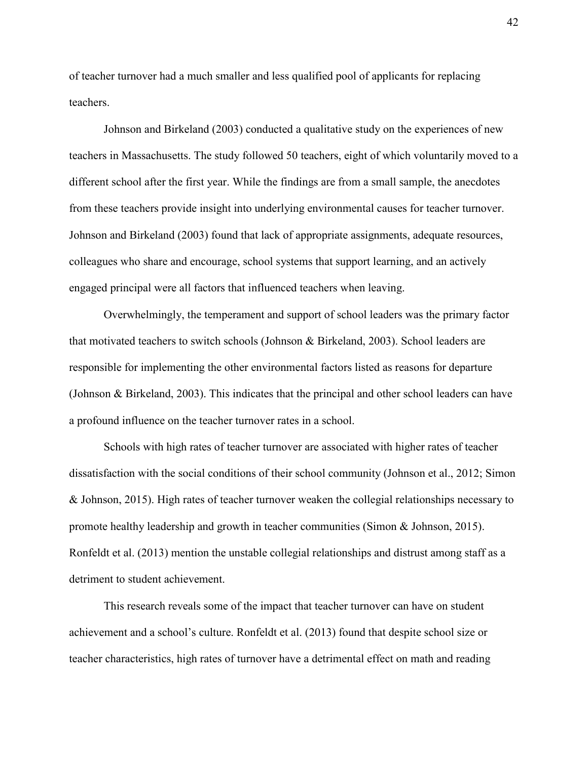of teacher turnover had a much smaller and less qualified pool of applicants for replacing teachers.

Johnson and Birkeland (2003) conducted a qualitative study on the experiences of new teachers in Massachusetts. The study followed 50 teachers, eight of which voluntarily moved to a different school after the first year. While the findings are from a small sample, the anecdotes from these teachers provide insight into underlying environmental causes for teacher turnover. Johnson and Birkeland (2003) found that lack of appropriate assignments, adequate resources, colleagues who share and encourage, school systems that support learning, and an actively engaged principal were all factors that influenced teachers when leaving.

Overwhelmingly, the temperament and support of school leaders was the primary factor that motivated teachers to switch schools (Johnson & Birkeland, 2003). School leaders are responsible for implementing the other environmental factors listed as reasons for departure (Johnson & Birkeland, 2003). This indicates that the principal and other school leaders can have a profound influence on the teacher turnover rates in a school.

Schools with high rates of teacher turnover are associated with higher rates of teacher dissatisfaction with the social conditions of their school community (Johnson et al., 2012; Simon & Johnson, 2015). High rates of teacher turnover weaken the collegial relationships necessary to promote healthy leadership and growth in teacher communities (Simon & Johnson, 2015). Ronfeldt et al. (2013) mention the unstable collegial relationships and distrust among staff as a detriment to student achievement.

This research reveals some of the impact that teacher turnover can have on student achievement and a school's culture. Ronfeldt et al. (2013) found that despite school size or teacher characteristics, high rates of turnover have a detrimental effect on math and reading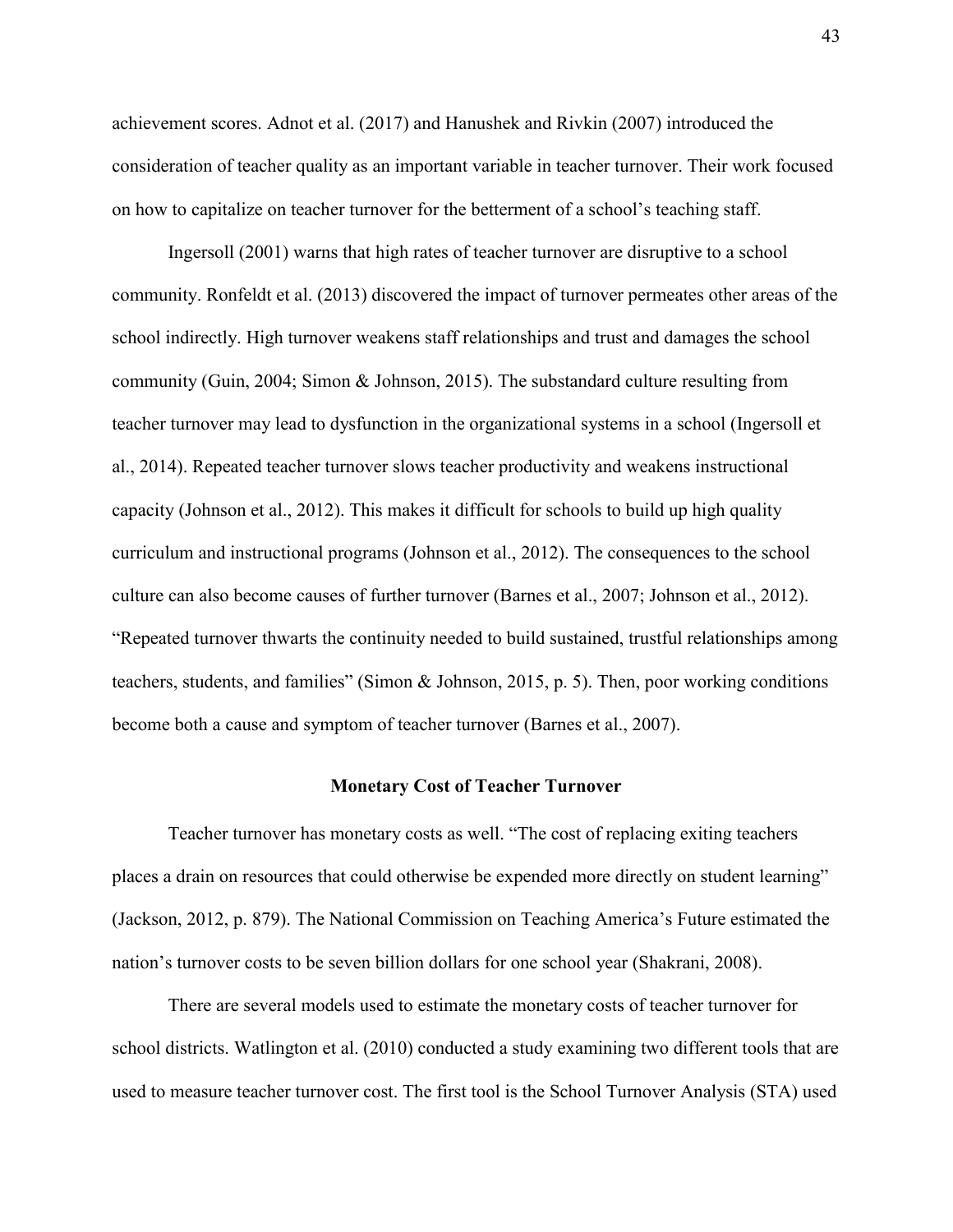achievement scores. Adnot et al. (2017) and Hanushek and Rivkin (2007) introduced the consideration of teacher quality as an important variable in teacher turnover. Their work focused on how to capitalize on teacher turnover for the betterment of a school's teaching staff.

Ingersoll (2001) warns that high rates of teacher turnover are disruptive to a school community. Ronfeldt et al. (2013) discovered the impact of turnover permeates other areas of the school indirectly. High turnover weakens staff relationships and trust and damages the school community (Guin, 2004; Simon & Johnson, 2015). The substandard culture resulting from teacher turnover may lead to dysfunction in the organizational systems in a school (Ingersoll et al., 2014). Repeated teacher turnover slows teacher productivity and weakens instructional capacity (Johnson et al., 2012). This makes it difficult for schools to build up high quality curriculum and instructional programs (Johnson et al., 2012). The consequences to the school culture can also become causes of further turnover (Barnes et al., 2007; Johnson et al., 2012). "Repeated turnover thwarts the continuity needed to build sustained, trustful relationships among teachers, students, and families" (Simon & Johnson, 2015, p. 5). Then, poor working conditions become both a cause and symptom of teacher turnover (Barnes et al., 2007).

## Monetary Cost of Teacher Turnover

Teacher turnover has monetary costs as well. "The cost of replacing exiting teachers places a drain on resources that could otherwise be expended more directly on student learning" (Jackson, 2012, p. 879). The National Commission on Teaching America's Future estimated the nation's turnover costs to be seven billion dollars for one school year (Shakrani, 2008).

There are several models used to estimate the monetary costs of teacher turnover for school districts. Watlington et al. (2010) conducted a study examining two different tools that are used to measure teacher turnover cost. The first tool is the School Turnover Analysis (STA) used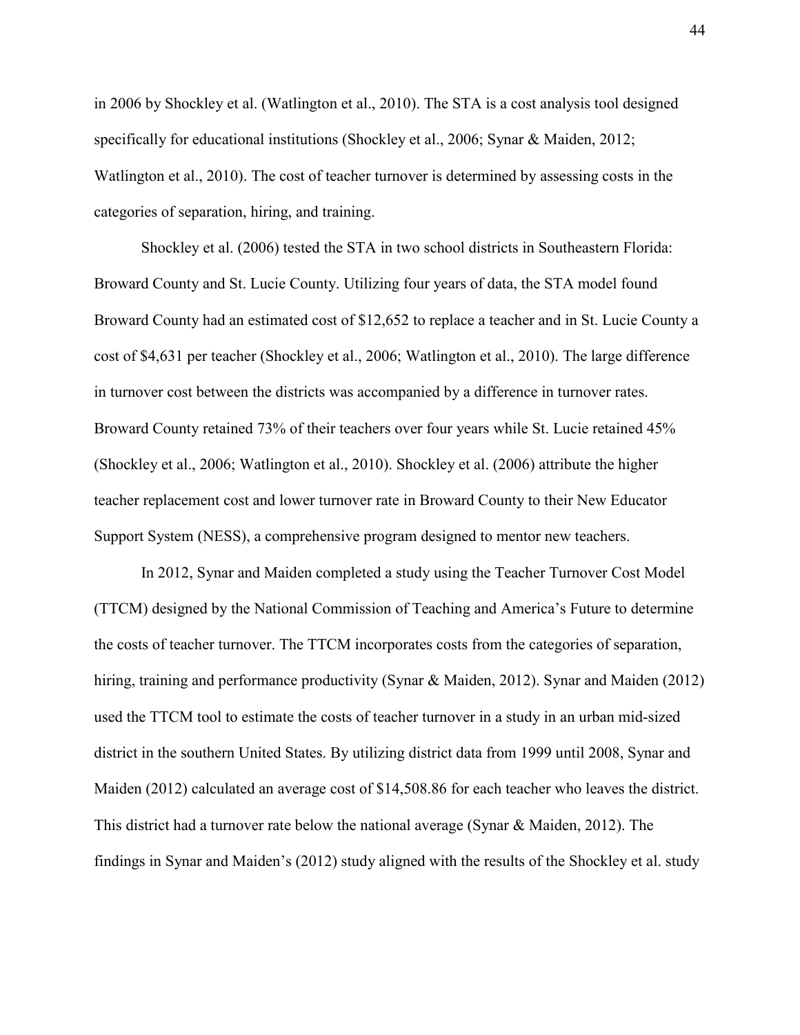in 2006 by Shockley et al. (Watlington et al., 2010). The STA is a cost analysis tool designed specifically for educational institutions (Shockley et al., 2006; Synar & Maiden, 2012; Watlington et al., 2010). The cost of teacher turnover is determined by assessing costs in the categories of separation, hiring, and training.

Shockley et al. (2006) tested the STA in two school districts in Southeastern Florida: Broward County and St. Lucie County. Utilizing four years of data, the STA model found Broward County had an estimated cost of $12,652 to replace a teacher and in St. Lucie County a cost of $4,631 per teacher (Shockley et al., 2006; Watlington et al., 2010). The large difference in turnover cost between the districts was accompanied by a difference in turnover rates. Broward County retained 73% of their teachers over four years while St. Lucie retained 45% (Shockley et al., 2006; Watlington et al., 2010). Shockley et al. (2006) attribute the higher teacher replacement cost and lower turnover rate in Broward County to their New Educator Support System (NESS), a comprehensive program designed to mentor new teachers.

In 2012, Synar and Maiden completed a study using the Teacher Turnover Cost Model (TTCM) designed by the National Commission of Teaching and America's Future to determine the costs of teacher turnover. The TTCM incorporates costs from the categories of separation, hiring, training and performance productivity (Synar & Maiden, 2012). Synar and Maiden (2012) used the TTCM tool to estimate the costs of teacher turnover in a study in an urban mid-sized district in the southern United States. By utilizing district data from 1999 until 2008, Synar and Maiden (2012) calculated an average cost of $14,508.86 for each teacher who leaves the district. This district had a turnover rate below the national average (Synar & Maiden, 2012). The findings in Synar and Maiden's (2012) study aligned with the results of the Shockley et al. study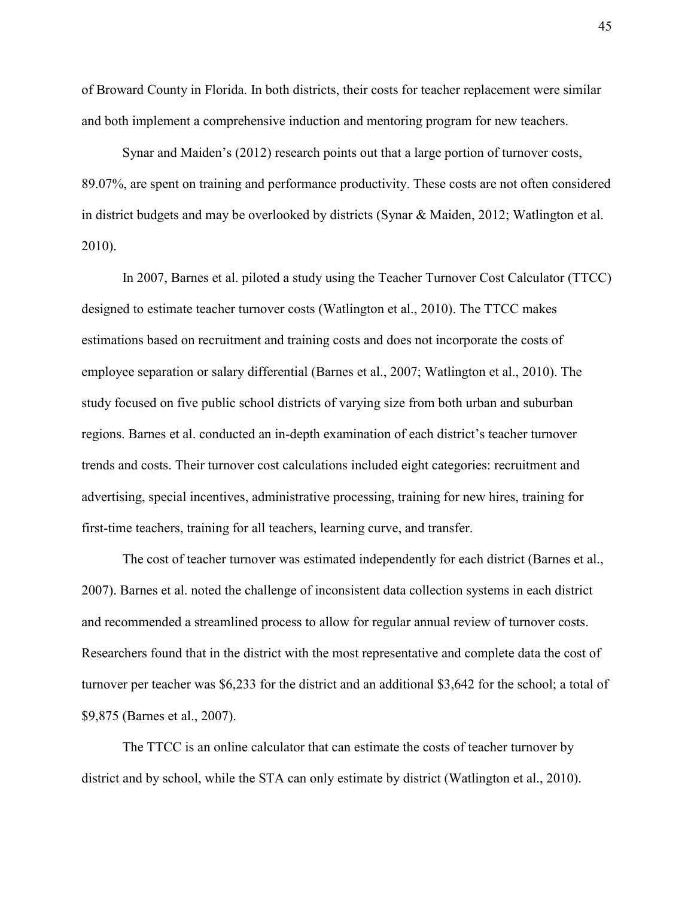of Broward County in Florida. In both districts, their costs for teacher replacement were similar and both implement a comprehensive induction and mentoring program for new teachers.

Synar and Maiden's (2012) research points out that a large portion of turnover costs, 89.07%, are spent on training and performance productivity. These costs are not often considered in district budgets and may be overlooked by districts (Synar & Maiden, 2012; Watlington et al. 2010).

In 2007, Barnes et al. piloted a study using the Teacher Turnover Cost Calculator (TTCC) designed to estimate teacher turnover costs (Watlington et al., 2010). The TTCC makes estimations based on recruitment and training costs and does not incorporate the costs of employee separation or salary differential (Barnes et al., 2007; Watlington et al., 2010). The study focused on five public school districts of varying size from both urban and suburban regions. Barnes et al. conducted an in-depth examination of each district's teacher turnover trends and costs. Their turnover cost calculations included eight categories: recruitment and advertising, special incentives, administrative processing, training for new hires, training for first-time teachers, training for all teachers, learning curve, and transfer.

The cost of teacher turnover was estimated independently for each district (Barnes et al., 2007). Barnes et al. noted the challenge of inconsistent data collection systems in each district and recommended a streamlined process to allow for regular annual review of turnover costs. Researchers found that in the district with the most representative and complete data the cost of turnover per teacher was $6,233 for the district and an additional $3,642 for the school; a total of $9,875 (Barnes et al., 2007).

The TTCC is an online calculator that can estimate the costs of teacher turnover by district and by school, while the STA can only estimate by district (Watlington et al., 2010).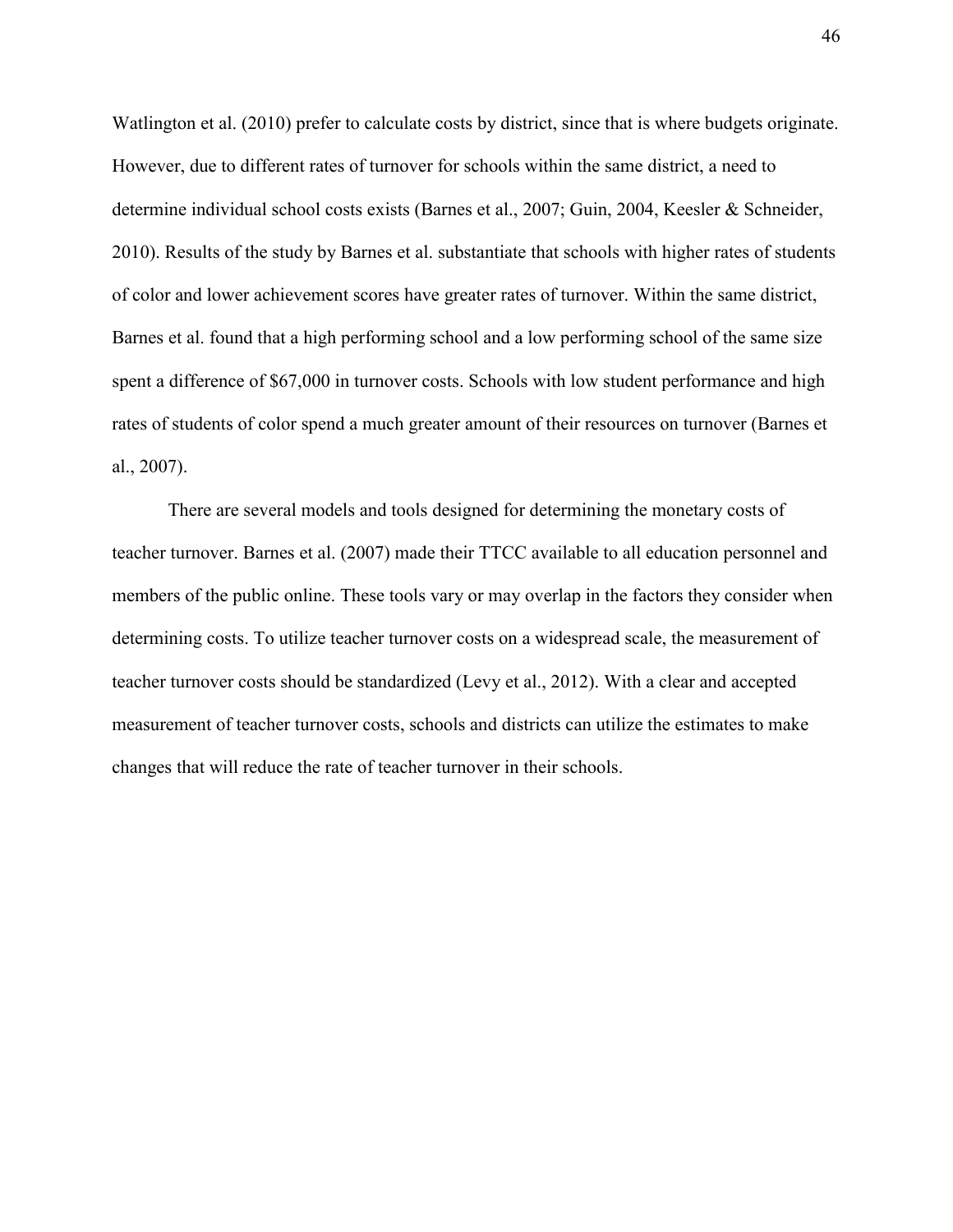Watlington et al. (2010) prefer to calculate costs by district, since that is where budgets originate. However, due to different rates of turnover for schools within the same district, a need to determine individual school costs exists (Barnes et al., 2007; Guin, 2004, Keesler & Schneider, 2010). Results of the study by Barnes et al. substantiate that schools with higher rates of students of color and lower achievement scores have greater rates of turnover. Within the same district, Barnes et al. found that a high performing school and a low performing school of the same size spent a difference of $67,000 in turnover costs. Schools with low student performance and high rates of students of color spend a much greater amount of their resources on turnover (Barnes et al., 2007).

There are several models and tools designed for determining the monetary costs of teacher turnover. Barnes et al. (2007) made their TTCC available to all education personnel and members of the public online. These tools vary or may overlap in the factors they consider when determining costs. To utilize teacher turnover costs on a widespread scale, the measurement of teacher turnover costs should be standardized (Levy et al., 2012). With a clear and accepted measurement of teacher turnover costs, schools and districts can utilize the estimates to make changes that will reduce the rate of teacher turnover in their schools.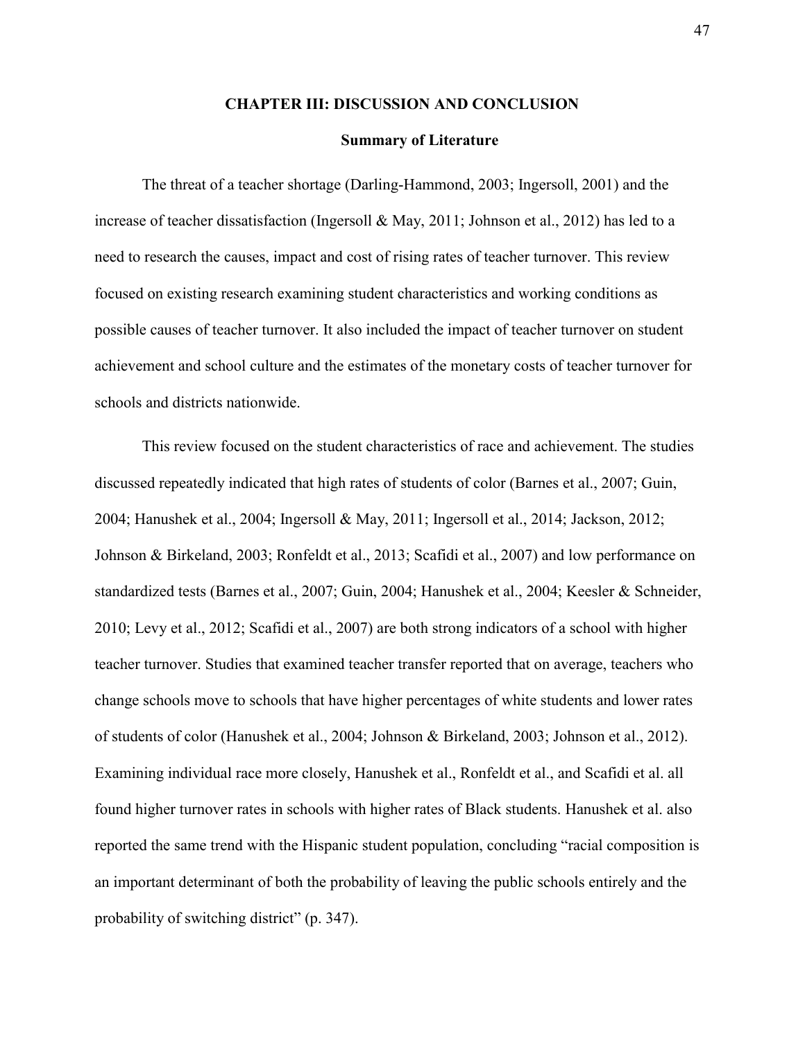# CHAPTER III: DISCUSSION AND CONCLUSION

## Summary of Literature

The threat of a teacher shortage (Darling-Hammond, 2003; Ingersoll, 2001) and the increase of teacher dissatisfaction (Ingersoll & May, 2011; Johnson et al., 2012) has led to a need to research the causes, impact and cost of rising rates of teacher turnover. This review focused on existing research examining student characteristics and working conditions as possible causes of teacher turnover. It also included the impact of teacher turnover on student achievement and school culture and the estimates of the monetary costs of teacher turnover for schools and districts nationwide.

This review focused on the student characteristics of race and achievement. The studies discussed repeatedly indicated that high rates of students of color (Barnes et al., 2007; Guin, 2004; Hanushek et al., 2004; Ingersoll & May, 2011; Ingersoll et al., 2014; Jackson, 2012; Johnson & Birkeland, 2003; Ronfeldt et al., 2013; Scafidi et al., 2007) and low performance on standardized tests (Barnes et al., 2007; Guin, 2004; Hanushek et al., 2004; Keesler & Schneider, 2010; Levy et al., 2012; Scafidi et al., 2007) are both strong indicators of a school with higher teacher turnover. Studies that examined teacher transfer reported that on average, teachers who change schools move to schools that have higher percentages of white students and lower rates of students of color (Hanushek et al., 2004; Johnson & Birkeland, 2003; Johnson et al., 2012). Examining individual race more closely, Hanushek et al., Ronfeldt et al., and Scafidi et al. all found higher turnover rates in schools with higher rates of Black students. Hanushek et al. also reported the same trend with the Hispanic student population, concluding "racial composition is an important determinant of both the probability of leaving the public schools entirely and the probability of switching district" (p. 347).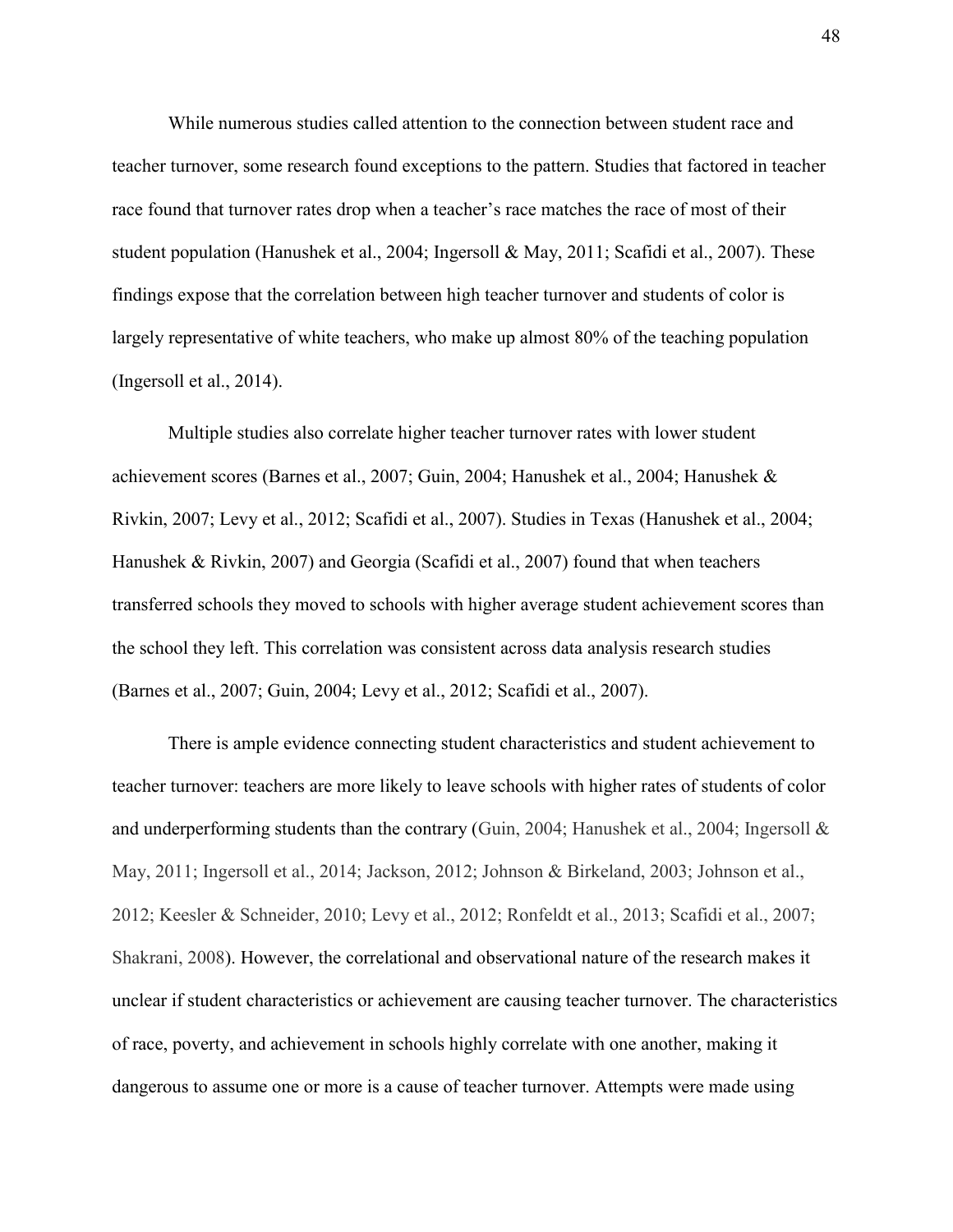While numerous studies called attention to the connection between student race and teacher turnover, some research found exceptions to the pattern. Studies that factored in teacher race found that turnover rates drop when a teacher's race matches the race of most of their student population (Hanushek et al., 2004; Ingersoll & May, 2011; Scafidi et al., 2007). These findings expose that the correlation between high teacher turnover and students of color is largely representative of white teachers, who make up almost 80% of the teaching population (Ingersoll et al., 2014).

Multiple studies also correlate higher teacher turnover rates with lower student achievement scores (Barnes et al., 2007; Guin, 2004; Hanushek et al., 2004; Hanushek & Rivkin, 2007; Levy et al., 2012; Scafidi et al., 2007). Studies in Texas (Hanushek et al., 2004; Hanushek & Rivkin, 2007) and Georgia (Scafidi et al., 2007) found that when teachers transferred schools they moved to schools with higher average student achievement scores than the school they left. This correlation was consistent across data analysis research studies (Barnes et al., 2007; Guin, 2004; Levy et al., 2012; Scafidi et al., 2007).

There is ample evidence connecting student characteristics and student achievement to teacher turnover: teachers are more likely to leave schools with higher rates of students of color and underperforming students than the contrary (Guin, 2004; Hanushek et al., 2004; Ingersoll & May, 2011; Ingersoll et al., 2014; Jackson, 2012; Johnson & Birkeland, 2003; Johnson et al., 2012; Keesler & Schneider, 2010; Levy et al., 2012; Ronfeldt et al., 2013; Scafidi et al., 2007; Shakrani, 2008). However, the correlational and observational nature of the research makes it unclear if student characteristics or achievement are causing teacher turnover. The characteristics of race, poverty, and achievement in schools highly correlate with one another, making it dangerous to assume one or more is a cause of teacher turnover. Attempts were made using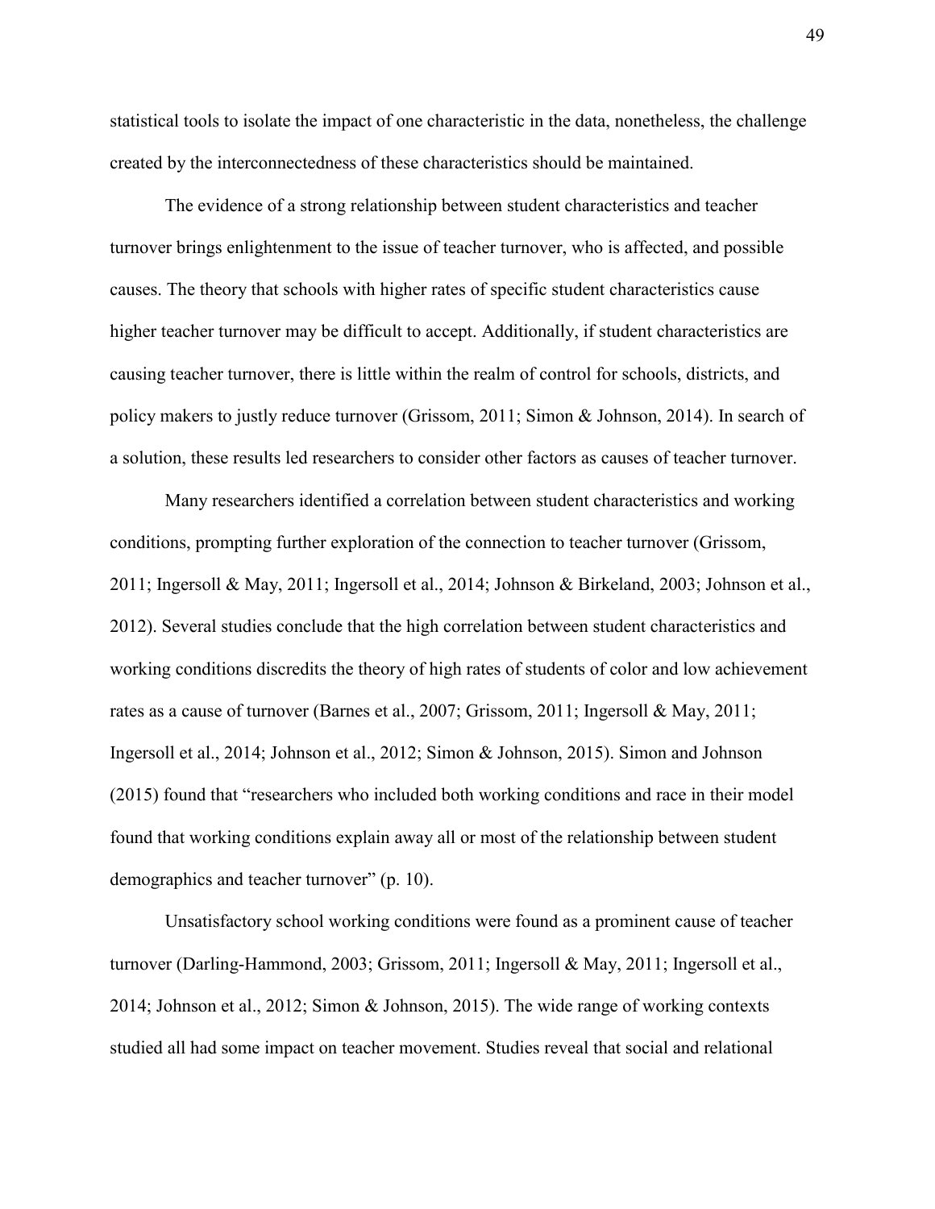statistical tools to isolate the impact of one characteristic in the data, nonetheless, the challenge created by the interconnectedness of these characteristics should be maintained.

The evidence of a strong relationship between student characteristics and teacher turnover brings enlightenment to the issue of teacher turnover, who is affected, and possible causes. The theory that schools with higher rates of specific student characteristics cause higher teacher turnover may be difficult to accept. Additionally, if student characteristics are causing teacher turnover, there is little within the realm of control for schools, districts, and policy makers to justly reduce turnover (Grissom, 2011; Simon & Johnson, 2014). In search of a solution, these results led researchers to consider other factors as causes of teacher turnover.

Many researchers identified a correlation between student characteristics and working conditions, prompting further exploration of the connection to teacher turnover (Grissom, 2011; Ingersoll & May, 2011; Ingersoll et al., 2014; Johnson & Birkeland, 2003; Johnson et al., 2012). Several studies conclude that the high correlation between student characteristics and working conditions discredits the theory of high rates of students of color and low achievement rates as a cause of turnover (Barnes et al., 2007; Grissom, 2011; Ingersoll & May, 2011; Ingersoll et al., 2014; Johnson et al., 2012; Simon & Johnson, 2015). Simon and Johnson (2015) found that "researchers who included both working conditions and race in their model found that working conditions explain away all or most of the relationship between student demographics and teacher turnover" (p. 10).

Unsatisfactory school working conditions were found as a prominent cause of teacher turnover (Darling-Hammond, 2003; Grissom, 2011; Ingersoll & May, 2011; Ingersoll et al., 2014; Johnson et al., 2012; Simon & Johnson, 2015). The wide range of working contexts studied all had some impact on teacher movement. Studies reveal that social and relational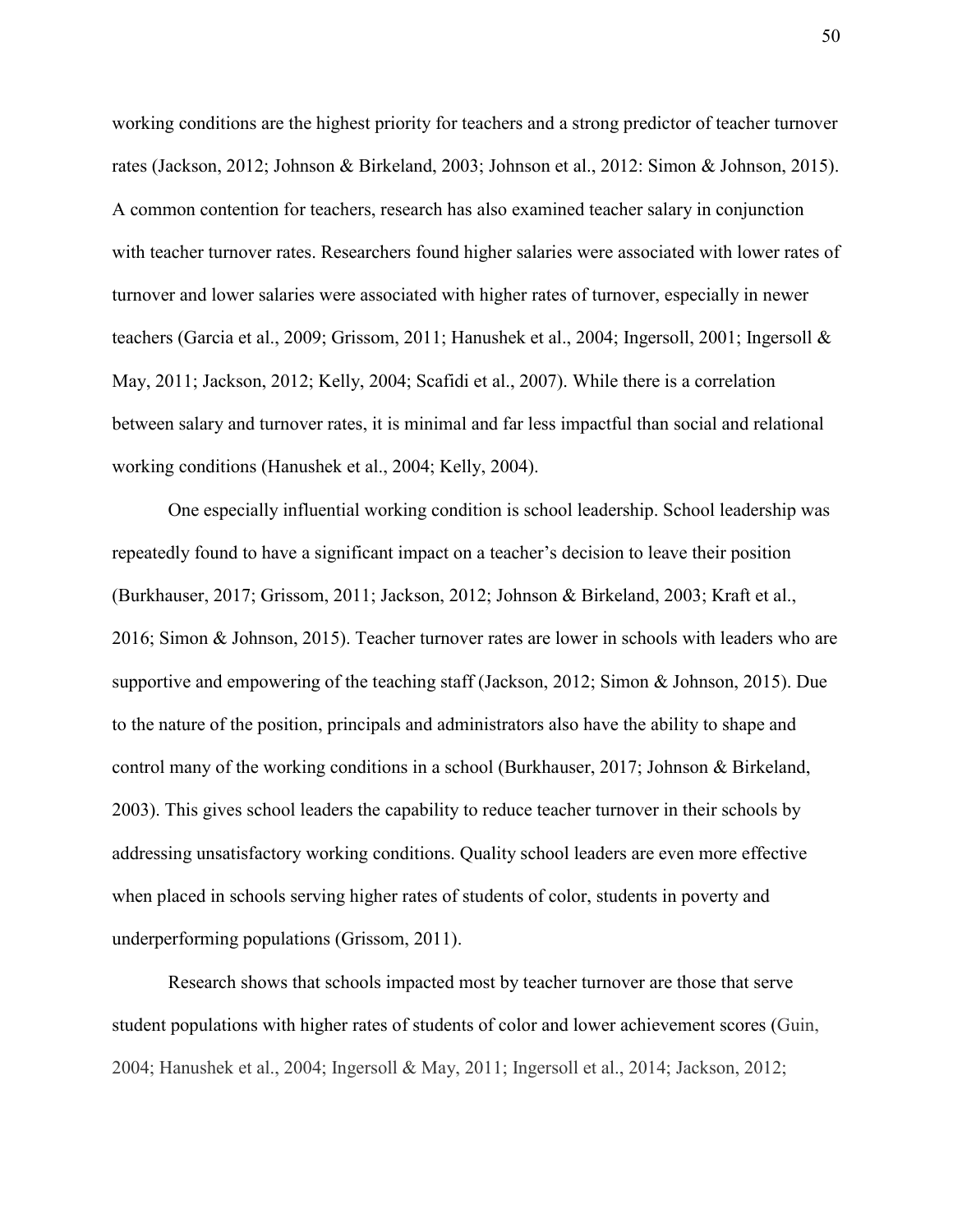working conditions are the highest priority for teachers and a strong predictor of teacher turnover rates (Jackson, 2012; Johnson & Birkeland, 2003; Johnson et al., 2012: Simon & Johnson, 2015). A common contention for teachers, research has also examined teacher salary in conjunction with teacher turnover rates. Researchers found higher salaries were associated with lower rates of turnover and lower salaries were associated with higher rates of turnover, especially in newer teachers (Garcia et al., 2009; Grissom, 2011; Hanushek et al., 2004; Ingersoll, 2001; Ingersoll & May, 2011; Jackson, 2012; Kelly, 2004; Scafidi et al., 2007). While there is a correlation between salary and turnover rates, it is minimal and far less impactful than social and relational working conditions (Hanushek et al., 2004; Kelly, 2004).

One especially influential working condition is school leadership. School leadership was repeatedly found to have a significant impact on a teacher's decision to leave their position (Burkhauser, 2017; Grissom, 2011; Jackson, 2012; Johnson & Birkeland, 2003; Kraft et al., 2016; Simon & Johnson, 2015). Teacher turnover rates are lower in schools with leaders who are supportive and empowering of the teaching staff (Jackson, 2012; Simon & Johnson, 2015). Due to the nature of the position, principals and administrators also have the ability to shape and control many of the working conditions in a school (Burkhauser, 2017; Johnson & Birkeland, 2003). This gives school leaders the capability to reduce teacher turnover in their schools by addressing unsatisfactory working conditions. Quality school leaders are even more effective when placed in schools serving higher rates of students of color, students in poverty and underperforming populations (Grissom, 2011).

Research shows that schools impacted most by teacher turnover are those that serve student populations with higher rates of students of color and lower achievement scores (Guin, 2004; Hanushek et al., 2004; Ingersoll & May, 2011; Ingersoll et al., 2014; Jackson, 2012;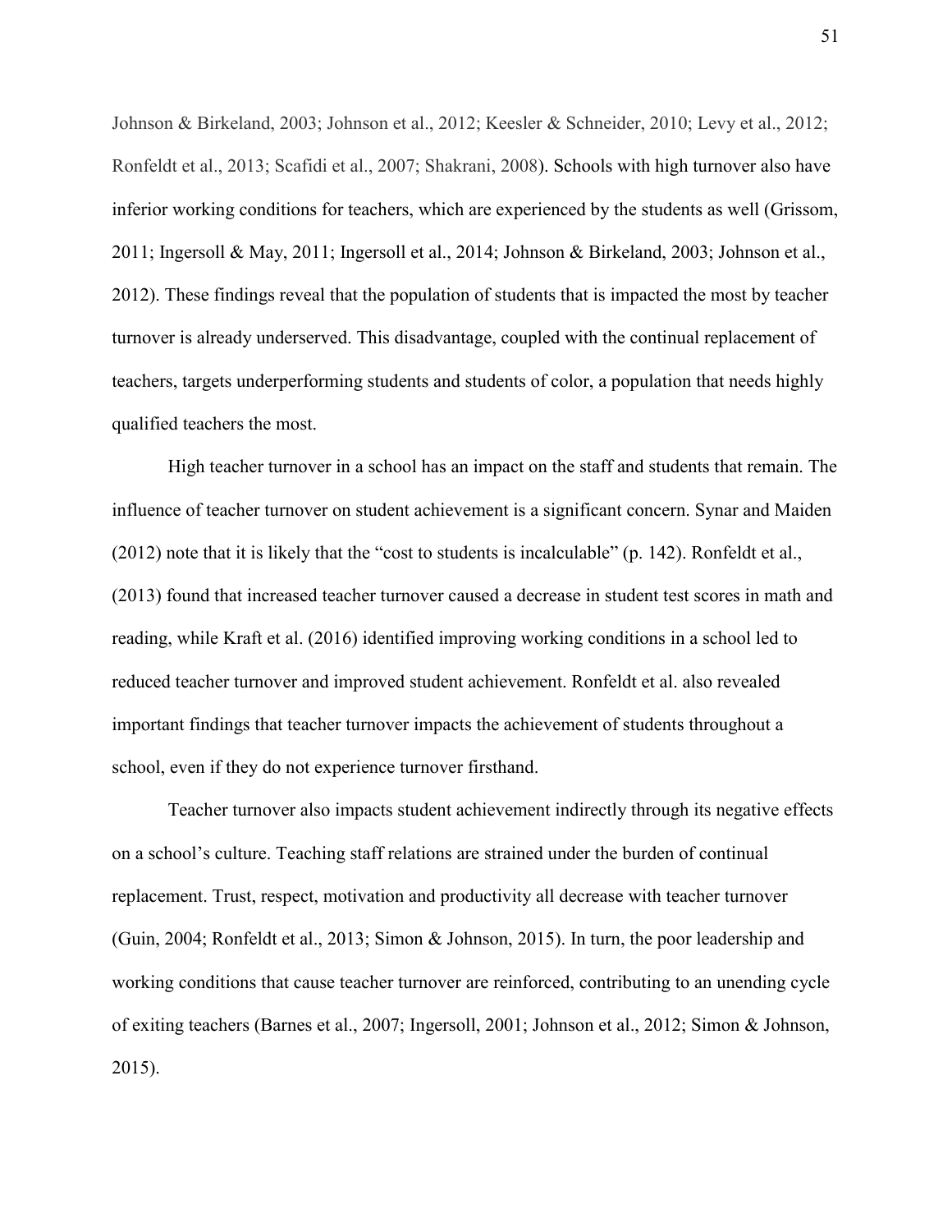Johnson & Birkeland, 2003; Johnson et al., 2012; Keesler & Schneider, 2010; Levy et al., 2012; Ronfeldt et al., 2013; Scafidi et al., 2007; Shakrani, 2008). Schools with high turnover also have inferior working conditions for teachers, which are experienced by the students as well (Grissom, 2011; Ingersoll & May, 2011; Ingersoll et al., 2014; Johnson & Birkeland, 2003; Johnson et al., 2012). These findings reveal that the population of students that is impacted the most by teacher turnover is already underserved. This disadvantage, coupled with the continual replacement of teachers, targets underperforming students and students of color, a population that needs highly qualified teachers the most.

High teacher turnover in a school has an impact on the staff and students that remain. The influence of teacher turnover on student achievement is a significant concern. Synar and Maiden (2012) note that it is likely that the "cost to students is incalculable" (p. 142). Ronfeldt et al., (2013) found that increased teacher turnover caused a decrease in student test scores in math and reading, while Kraft et al. (2016) identified improving working conditions in a school led to reduced teacher turnover and improved student achievement. Ronfeldt et al. also revealed important findings that teacher turnover impacts the achievement of students throughout a school, even if they do not experience turnover firsthand.

Teacher turnover also impacts student achievement indirectly through its negative effects on a school's culture. Teaching staff relations are strained under the burden of continual replacement. Trust, respect, motivation and productivity all decrease with teacher turnover (Guin, 2004; Ronfeldt et al., 2013; Simon & Johnson, 2015). In turn, the poor leadership and working conditions that cause teacher turnover are reinforced, contributing to an unending cycle of exiting teachers (Barnes et al., 2007; Ingersoll, 2001; Johnson et al., 2012; Simon & Johnson, 2015).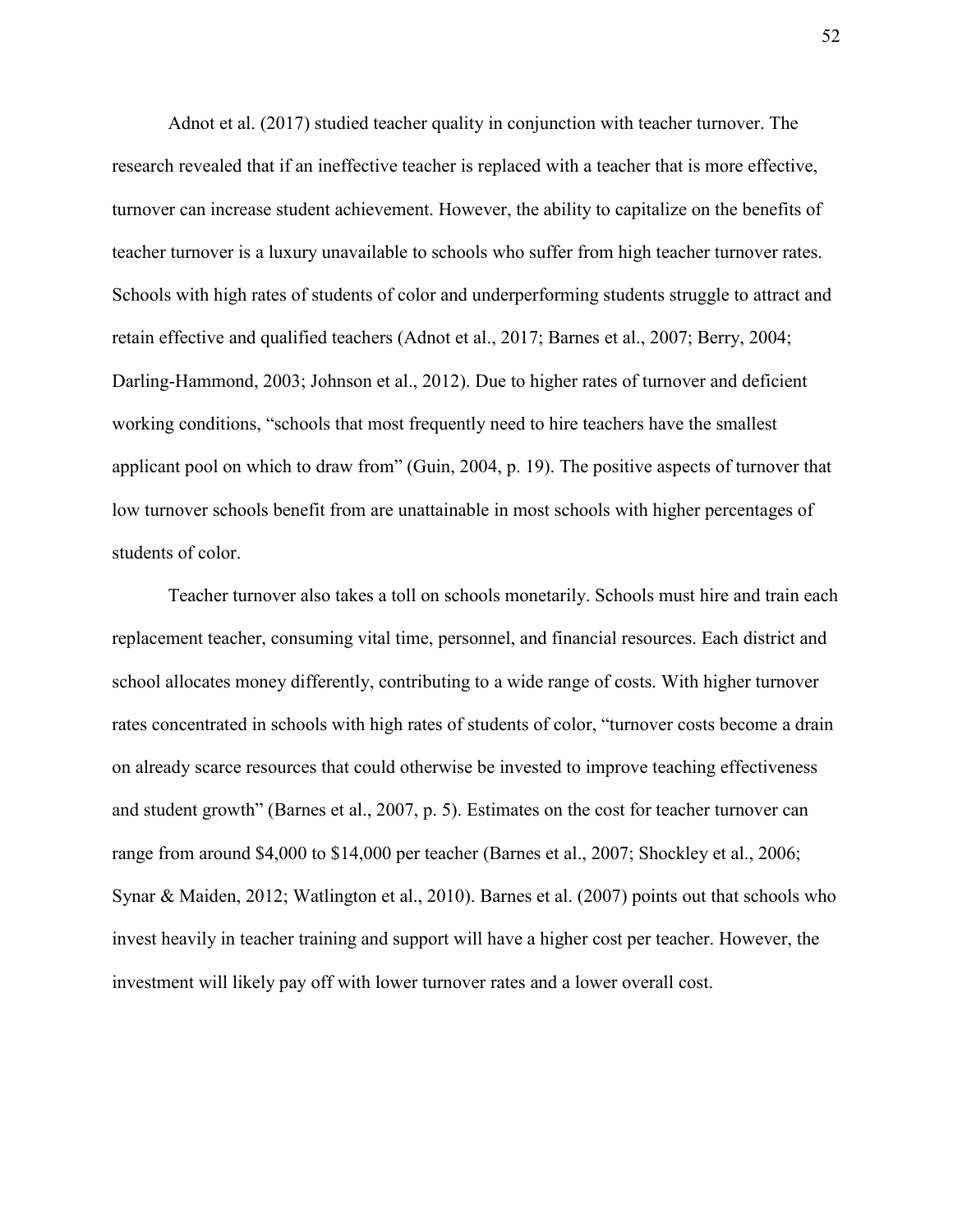Adnot et al. (2017) studied teacher quality in conjunction with teacher turnover. The research revealed that if an ineffective teacher is replaced with a teacher that is more effective, turnover can increase student achievement. However, the ability to capitalize on the benefits of teacher turnover is a luxury unavailable to schools who suffer from high teacher turnover rates. Schools with high rates of students of color and underperforming students struggle to attract and retain effective and qualified teachers (Adnot et al., 2017; Barnes et al., 2007; Berry, 2004; Darling-Hammond, 2003; Johnson et al., 2012). Due to higher rates of turnover and deficient working conditions, "schools that most frequently need to hire teachers have the smallest applicant pool on which to draw from" (Guin, 2004, p. 19). The positive aspects of turnover that low turnover schools benefit from are unattainable in most schools with higher percentages of students of color.

Teacher turnover also takes a toll on schools monetarily. Schools must hire and train each replacement teacher, consuming vital time, personnel, and financial resources. Each district and school allocates money differently, contributing to a wide range of costs. With higher turnover rates concentrated in schools with high rates of students of color, "turnover costs become a drain on already scarce resources that could otherwise be invested to improve teaching effectiveness and student growth" (Barnes et al., 2007, p. 5). Estimates on the cost for teacher turnover can range from around $4,000 to $14,000 per teacher (Barnes et al., 2007; Shockley et al., 2006; Synar & Maiden, 2012; Watlington et al., 2010). Barnes et al. (2007) points out that schools who invest heavily in teacher training and support will have a higher cost per teacher. However, the investment will likely pay off with lower turnover rates and a lower overall cost.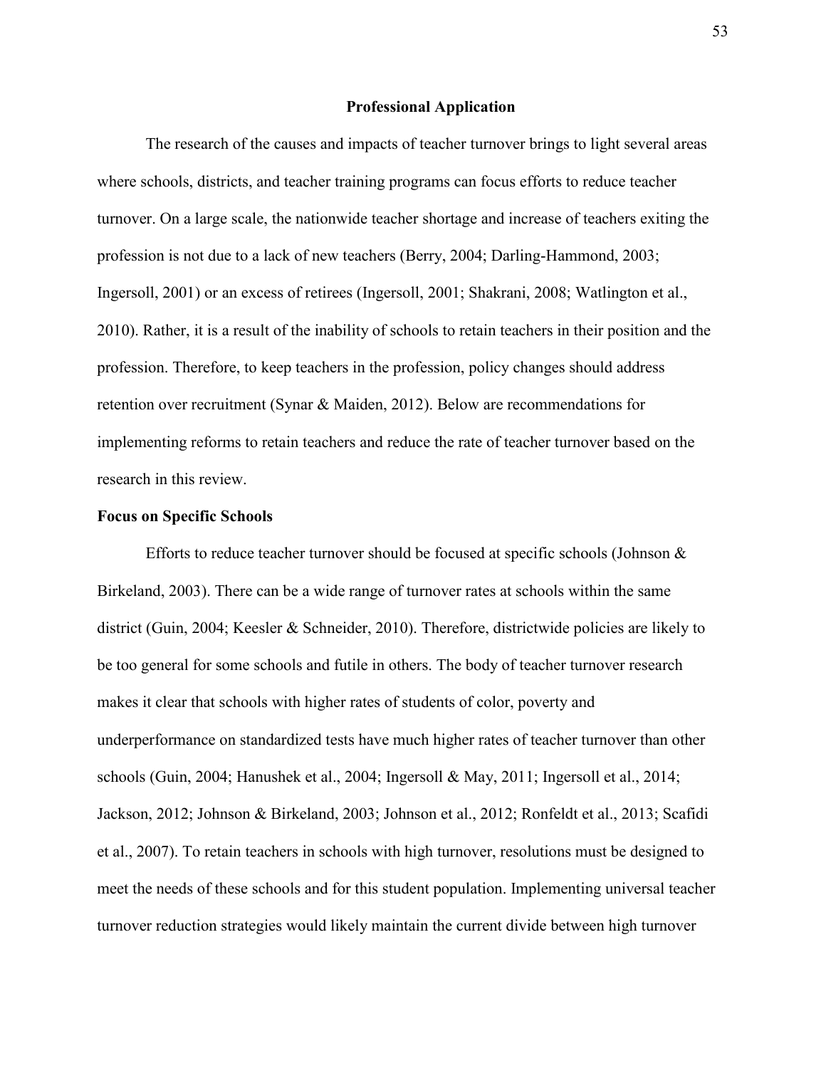## Professional Application

The research of the causes and impacts of teacher turnover brings to light several areas where schools, districts, and teacher training programs can focus efforts to reduce teacher turnover. On a large scale, the nationwide teacher shortage and increase of teachers exiting the profession is not due to a lack of new teachers (Berry, 2004; Darling-Hammond, 2003; Ingersoll, 2001) or an excess of retirees (Ingersoll, 2001; Shakrani, 2008; Watlington et al., 2010). Rather, it is a result of the inability of schools to retain teachers in their position and the profession. Therefore, to keep teachers in the profession, policy changes should address retention over recruitment (Synar & Maiden, 2012). Below are recommendations for implementing reforms to retain teachers and reduce the rate of teacher turnover based on the research in this review.

### Focus on Specific Schools

Efforts to reduce teacher turnover should be focused at specific schools (Johnson & Birkeland, 2003). There can be a wide range of turnover rates at schools within the same district (Guin, 2004; Keesler & Schneider, 2010). Therefore, districtwide policies are likely to be too general for some schools and futile in others. The body of teacher turnover research makes it clear that schools with higher rates of students of color, poverty and underperformance on standardized tests have much higher rates of teacher turnover than other schools (Guin, 2004; Hanushek et al., 2004; Ingersoll & May, 2011; Ingersoll et al., 2014; Jackson, 2012; Johnson & Birkeland, 2003; Johnson et al., 2012; Ronfeldt et al., 2013; Scafidi et al., 2007). To retain teachers in schools with high turnover, resolutions must be designed to meet the needs of these schools and for this student population. Implementing universal teacher turnover reduction strategies would likely maintain the current divide between high turnover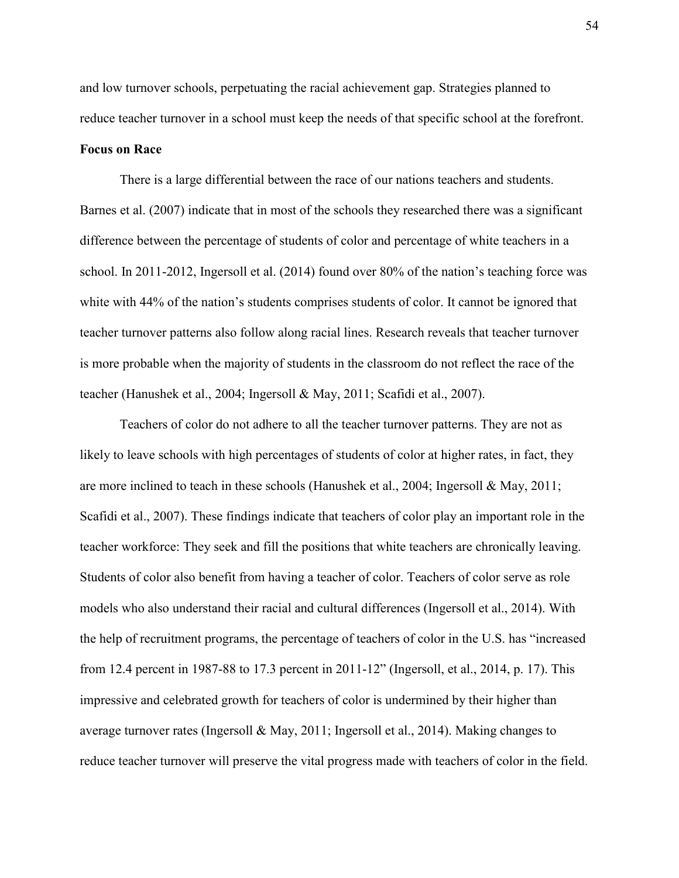and low turnover schools, perpetuating the racial achievement gap. Strategies planned to reduce teacher turnover in a school must keep the needs of that specific school at the forefront.

**Focus on Race**

There is a large differential between the race of our nations teachers and students. Barnes et al. (2007) indicate that in most of the schools they researched there was a significant difference between the percentage of students of color and percentage of white teachers in a school. In 2011-2012, Ingersoll et al. (2014) found over 80% of the nation's teaching force was white with 44% of the nation's students comprises students of color. It cannot be ignored that teacher turnover patterns also follow along racial lines. Research reveals that teacher turnover is more probable when the majority of students in the classroom do not reflect the race of the teacher (Hanushek et al., 2004; Ingersoll & May, 2011; Scafidi et al., 2007).

Teachers of color do not adhere to all the teacher turnover patterns. They are not as likely to leave schools with high percentages of students of color at higher rates, in fact, they are more inclined to teach in these schools (Hanushek et al., 2004; Ingersoll & May, 2011; Scafidi et al., 2007). These findings indicate that teachers of color play an important role in the teacher workforce: They seek and fill the positions that white teachers are chronically leaving. Students of color also benefit from having a teacher of color. Teachers of color serve as role models who also understand their racial and cultural differences (Ingersoll et al., 2014). With the help of recruitment programs, the percentage of teachers of color in the U.S. has "increased from 12.4 percent in 1987-88 to 17.3 percent in 2011-12" (Ingersoll, et al., 2014, p. 17). This impressive and celebrated growth for teachers of color is undermined by their higher than average turnover rates (Ingersoll & May, 2011; Ingersoll et al., 2014). Making changes to reduce teacher turnover will preserve the vital progress made with teachers of color in the field.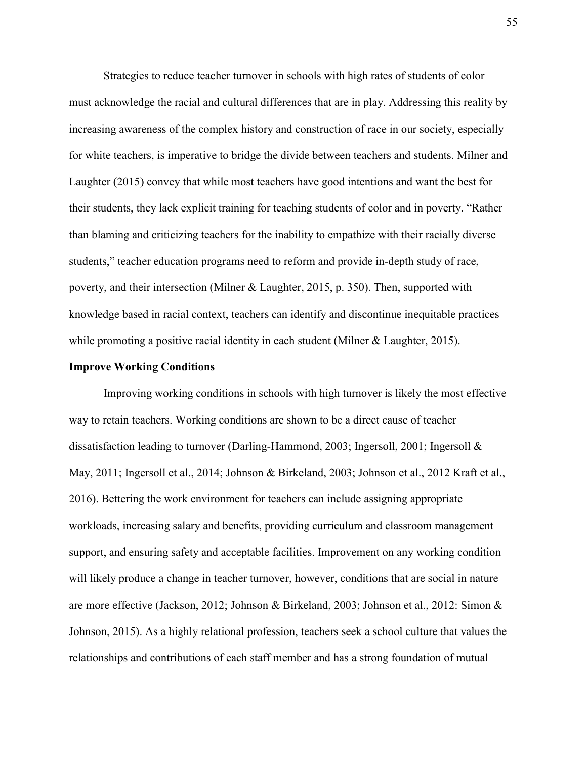Strategies to reduce teacher turnover in schools with high rates of students of color must acknowledge the racial and cultural differences that are in play. Addressing this reality by increasing awareness of the complex history and construction of race in our society, especially for white teachers, is imperative to bridge the divide between teachers and students. Milner and Laughter (2015) convey that while most teachers have good intentions and want the best for their students, they lack explicit training for teaching students of color and in poverty. "Rather than blaming and criticizing teachers for the inability to empathize with their racially diverse students," teacher education programs need to reform and provide in-depth study of race, poverty, and their intersection (Milner & Laughter, 2015, p. 350). Then, supported with knowledge based in racial context, teachers can identify and discontinue inequitable practices while promoting a positive racial identity in each student (Milner & Laughter, 2015).

**Improve Working Conditions**

Improving working conditions in schools with high turnover is likely the most effective way to retain teachers. Working conditions are shown to be a direct cause of teacher dissatisfaction leading to turnover (Darling-Hammond, 2003; Ingersoll, 2001; Ingersoll & May, 2011; Ingersoll et al., 2014; Johnson & Birkeland, 2003; Johnson et al., 2012 Kraft et al., 2016). Bettering the work environment for teachers can include assigning appropriate workloads, increasing salary and benefits, providing curriculum and classroom management support, and ensuring safety and acceptable facilities. Improvement on any working condition will likely produce a change in teacher turnover, however, conditions that are social in nature are more effective (Jackson, 2012; Johnson & Birkeland, 2003; Johnson et al., 2012: Simon & Johnson, 2015). As a highly relational profession, teachers seek a school culture that values the relationships and contributions of each staff member and has a strong foundation of mutual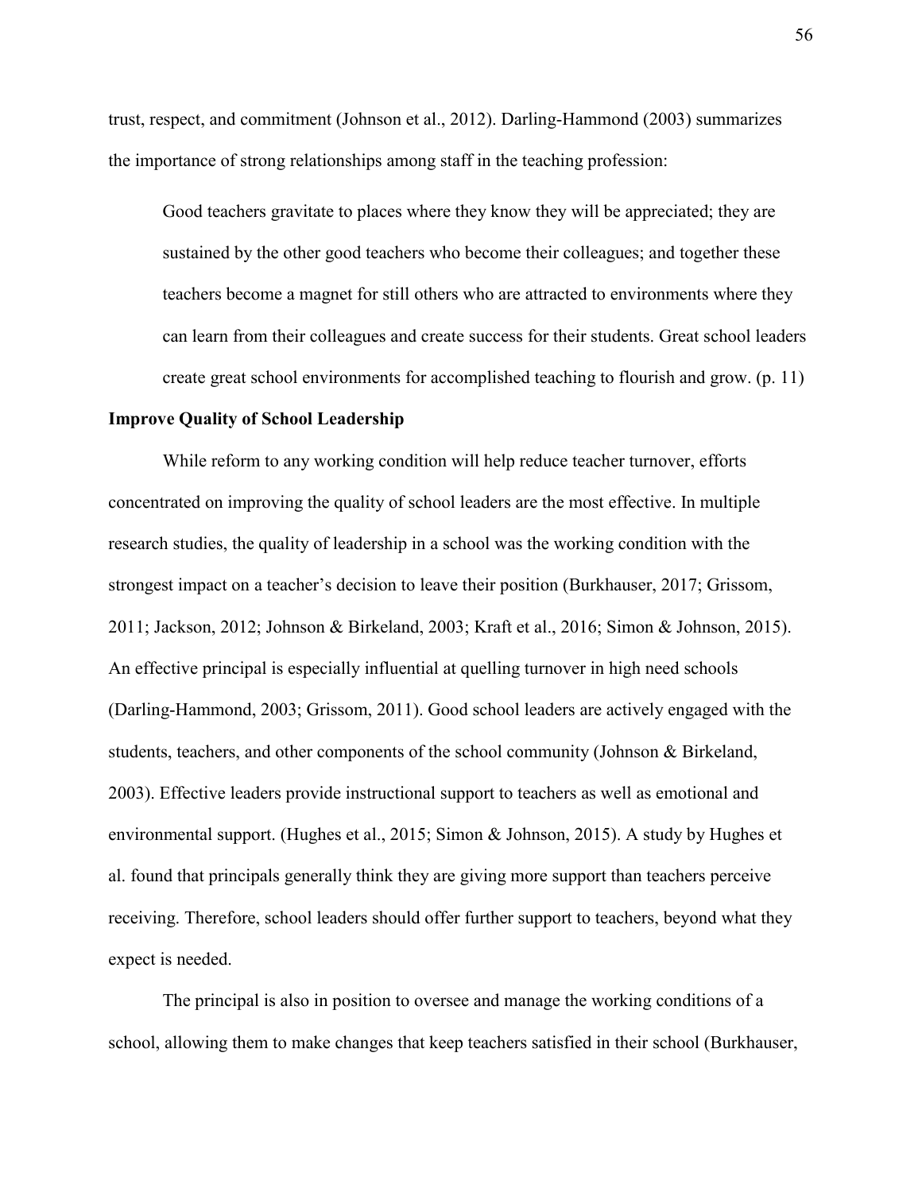trust, respect, and commitment (Johnson et al., 2012). Darling-Hammond (2003) summarizes the importance of strong relationships among staff in the teaching profession:

> Good teachers gravitate to places where they know they will be appreciated; they are sustained by the other good teachers who become their colleagues; and together these teachers become a magnet for still others who are attracted to environments where they can learn from their colleagues and create success for their students. Great school leaders create great school environments for accomplished teaching to flourish and grow. (p. 11)

**Improve Quality of School Leadership**

While reform to any working condition will help reduce teacher turnover, efforts concentrated on improving the quality of school leaders are the most effective. In multiple research studies, the quality of leadership in a school was the working condition with the strongest impact on a teacher's decision to leave their position (Burkhauser, 2017; Grissom, 2011; Jackson, 2012; Johnson & Birkeland, 2003; Kraft et al., 2016; Simon & Johnson, 2015). An effective principal is especially influential at quelling turnover in high need schools (Darling-Hammond, 2003; Grissom, 2011). Good school leaders are actively engaged with the students, teachers, and other components of the school community (Johnson & Birkeland, 2003). Effective leaders provide instructional support to teachers as well as emotional and environmental support. (Hughes et al., 2015; Simon & Johnson, 2015). A study by Hughes et al. found that principals generally think they are giving more support than teachers perceive receiving. Therefore, school leaders should offer further support to teachers, beyond what they expect is needed.

The principal is also in position to oversee and manage the working conditions of a school, allowing them to make changes that keep teachers satisfied in their school (Burkhauser,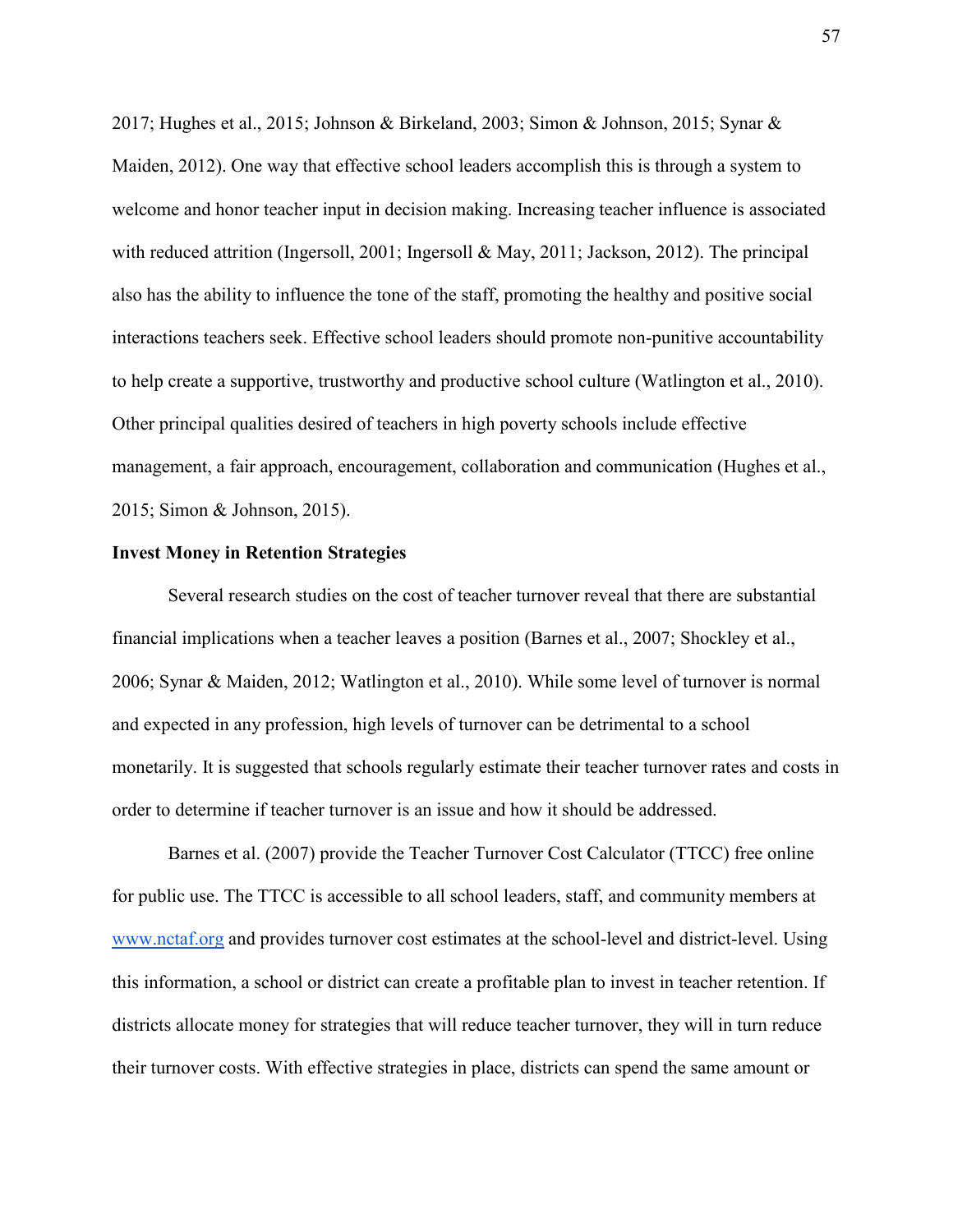2017; Hughes et al., 2015; Johnson & Birkeland, 2003; Simon & Johnson, 2015; Synar & Maiden, 2012). One way that effective school leaders accomplish this is through a system to welcome and honor teacher input in decision making. Increasing teacher influence is associated with reduced attrition (Ingersoll, 2001; Ingersoll & May, 2011; Jackson, 2012). The principal also has the ability to influence the tone of the staff, promoting the healthy and positive social interactions teachers seek. Effective school leaders should promote non-punitive accountability to help create a supportive, trustworthy and productive school culture (Watlington et al., 2010). Other principal qualities desired of teachers in high poverty schools include effective management, a fair approach, encouragement, collaboration and communication (Hughes et al., 2015; Simon & Johnson, 2015).

**Invest Money in Retention Strategies**

Several research studies on the cost of teacher turnover reveal that there are substantial financial implications when a teacher leaves a position (Barnes et al., 2007; Shockley et al., 2006; Synar & Maiden, 2012; Watlington et al., 2010). While some level of turnover is normal and expected in any profession, high levels of turnover can be detrimental to a school monetarily. It is suggested that schools regularly estimate their teacher turnover rates and costs in order to determine if teacher turnover is an issue and how it should be addressed.

Barnes et al. (2007) provide the Teacher Turnover Cost Calculator (TTCC) free online for public use. The TTCC is accessible to all school leaders, staff, and community members at www.nctaf.org and provides turnover cost estimates at the school-level and district-level. Using this information, a school or district can create a profitable plan to invest in teacher retention. If districts allocate money for strategies that will reduce teacher turnover, they will in turn reduce their turnover costs. With effective strategies in place, districts can spend the same amount or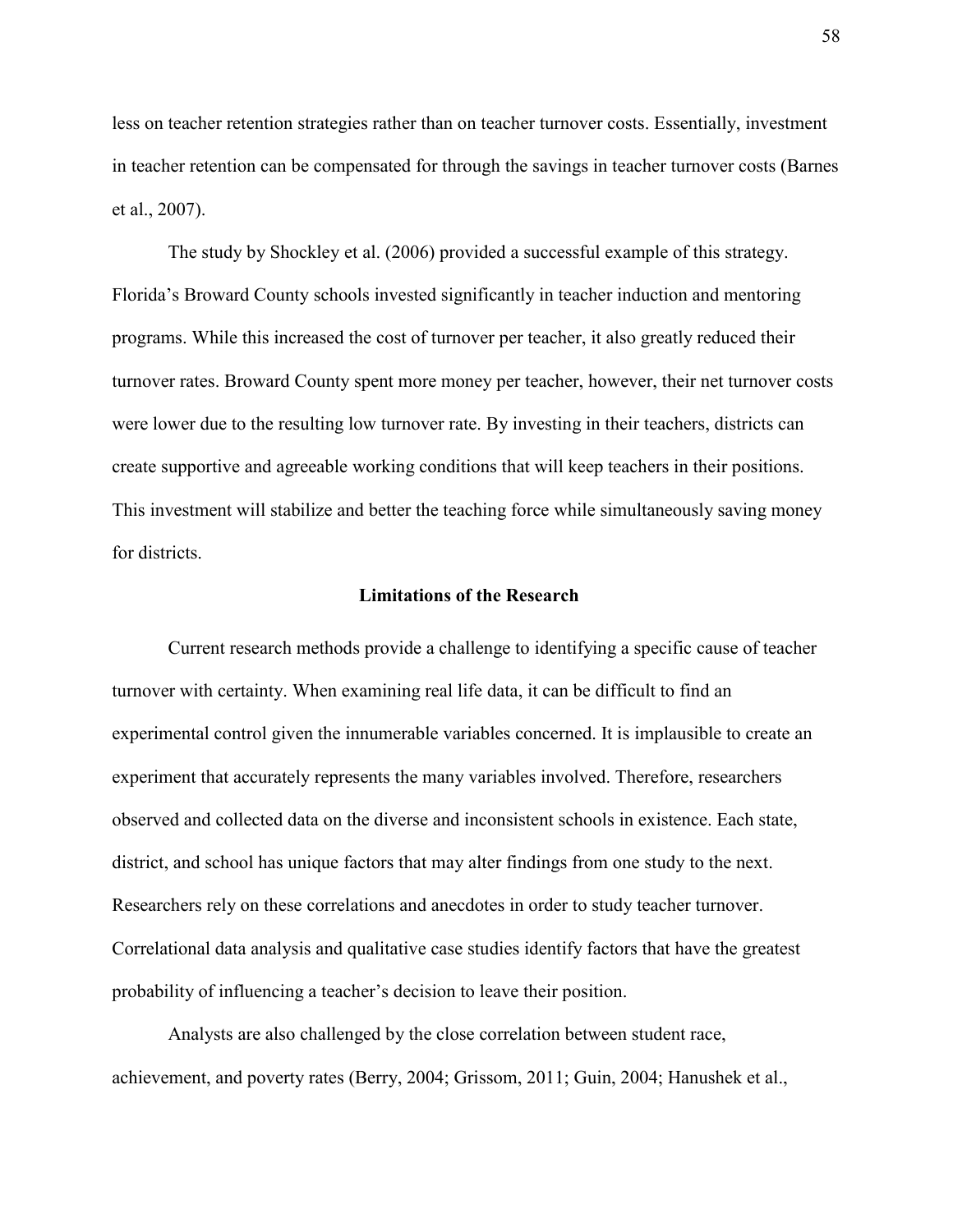less on teacher retention strategies rather than on teacher turnover costs. Essentially, investment in teacher retention can be compensated for through the savings in teacher turnover costs (Barnes et al., 2007).

The study by Shockley et al. (2006) provided a successful example of this strategy. Florida's Broward County schools invested significantly in teacher induction and mentoring programs. While this increased the cost of turnover per teacher, it also greatly reduced their turnover rates. Broward County spent more money per teacher, however, their net turnover costs were lower due to the resulting low turnover rate. By investing in their teachers, districts can create supportive and agreeable working conditions that will keep teachers in their positions. This investment will stabilize and better the teaching force while simultaneously saving money for districts.

## Limitations of the Research

Current research methods provide a challenge to identifying a specific cause of teacher turnover with certainty. When examining real life data, it can be difficult to find an experimental control given the innumerable variables concerned. It is implausible to create an experiment that accurately represents the many variables involved. Therefore, researchers observed and collected data on the diverse and inconsistent schools in existence. Each state, district, and school has unique factors that may alter findings from one study to the next. Researchers rely on these correlations and anecdotes in order to study teacher turnover. Correlational data analysis and qualitative case studies identify factors that have the greatest probability of influencing a teacher's decision to leave their position.

Analysts are also challenged by the close correlation between student race, achievement, and poverty rates (Berry, 2004; Grissom, 2011; Guin, 2004; Hanushek et al.,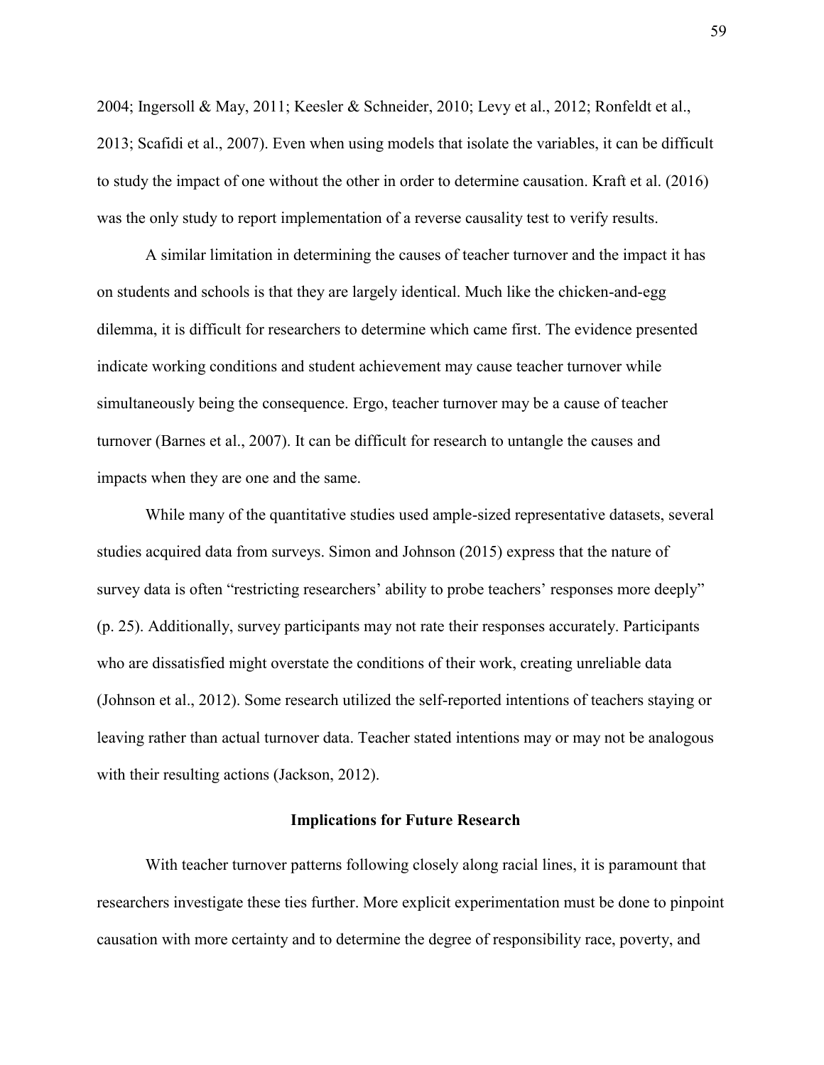2004; Ingersoll & May, 2011; Keesler & Schneider, 2010; Levy et al., 2012; Ronfeldt et al., 2013; Scafidi et al., 2007). Even when using models that isolate the variables, it can be difficult to study the impact of one without the other in order to determine causation. Kraft et al. (2016) was the only study to report implementation of a reverse causality test to verify results.

A similar limitation in determining the causes of teacher turnover and the impact it has on students and schools is that they are largely identical. Much like the chicken-and-egg dilemma, it is difficult for researchers to determine which came first. The evidence presented indicate working conditions and student achievement may cause teacher turnover while simultaneously being the consequence. Ergo, teacher turnover may be a cause of teacher turnover (Barnes et al., 2007). It can be difficult for research to untangle the causes and impacts when they are one and the same.

While many of the quantitative studies used ample-sized representative datasets, several studies acquired data from surveys. Simon and Johnson (2015) express that the nature of survey data is often "restricting researchers' ability to probe teachers' responses more deeply" (p. 25). Additionally, survey participants may not rate their responses accurately. Participants who are dissatisfied might overstate the conditions of their work, creating unreliable data (Johnson et al., 2012). Some research utilized the self-reported intentions of teachers staying or leaving rather than actual turnover data. Teacher stated intentions may or may not be analogous with their resulting actions (Jackson, 2012).

## Implications for Future Research

With teacher turnover patterns following closely along racial lines, it is paramount that researchers investigate these ties further. More explicit experimentation must be done to pinpoint causation with more certainty and to determine the degree of responsibility race, poverty, and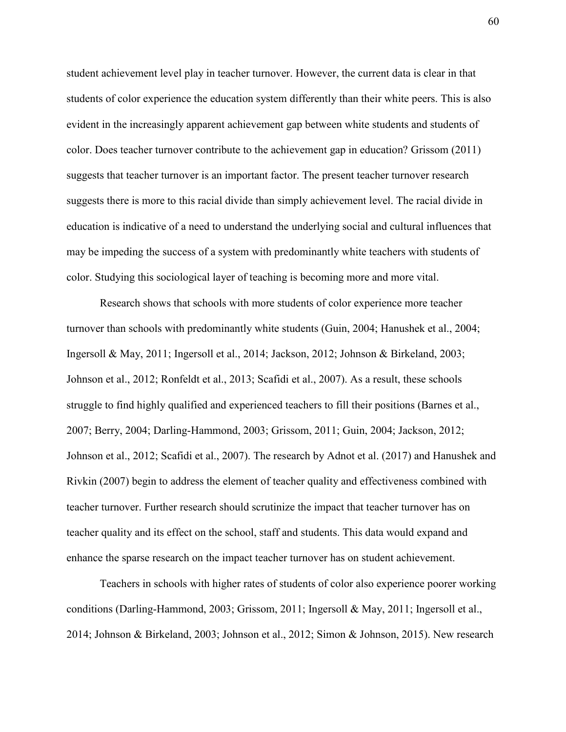student achievement level play in teacher turnover. However, the current data is clear in that students of color experience the education system differently than their white peers. This is also evident in the increasingly apparent achievement gap between white students and students of color. Does teacher turnover contribute to the achievement gap in education? Grissom (2011) suggests that teacher turnover is an important factor. The present teacher turnover research suggests there is more to this racial divide than simply achievement level. The racial divide in education is indicative of a need to understand the underlying social and cultural influences that may be impeding the success of a system with predominantly white teachers with students of color. Studying this sociological layer of teaching is becoming more and more vital.

Research shows that schools with more students of color experience more teacher turnover than schools with predominantly white students (Guin, 2004; Hanushek et al., 2004; Ingersoll & May, 2011; Ingersoll et al., 2014; Jackson, 2012; Johnson & Birkeland, 2003; Johnson et al., 2012; Ronfeldt et al., 2013; Scafidi et al., 2007). As a result, these schools struggle to find highly qualified and experienced teachers to fill their positions (Barnes et al., 2007; Berry, 2004; Darling-Hammond, 2003; Grissom, 2011; Guin, 2004; Jackson, 2012; Johnson et al., 2012; Scafidi et al., 2007). The research by Adnot et al. (2017) and Hanushek and Rivkin (2007) begin to address the element of teacher quality and effectiveness combined with teacher turnover. Further research should scrutinize the impact that teacher turnover has on teacher quality and its effect on the school, staff and students. This data would expand and enhance the sparse research on the impact teacher turnover has on student achievement.

Teachers in schools with higher rates of students of color also experience poorer working conditions (Darling-Hammond, 2003; Grissom, 2011; Ingersoll & May, 2011; Ingersoll et al., 2014; Johnson & Birkeland, 2003; Johnson et al., 2012; Simon & Johnson, 2015). New research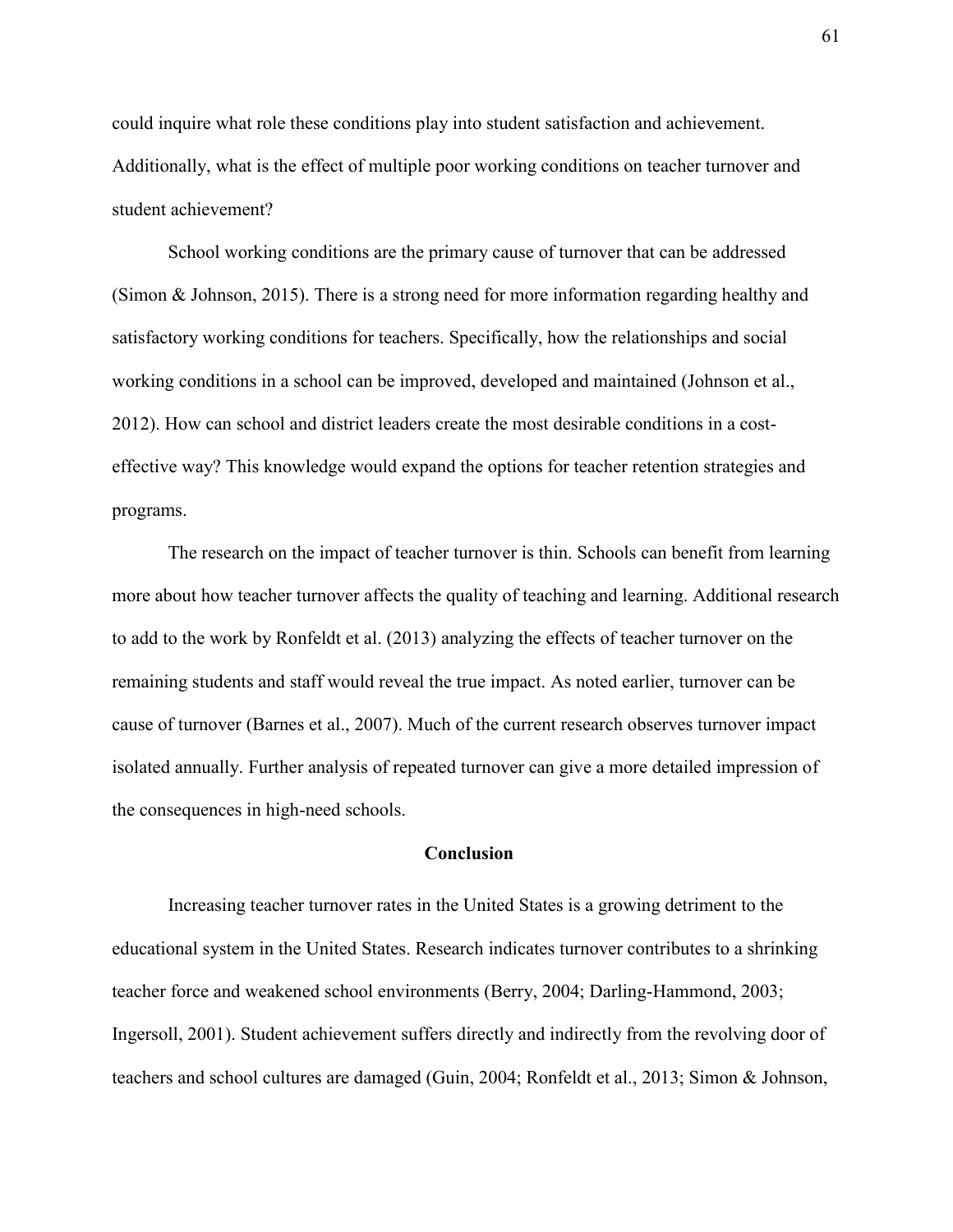could inquire what role these conditions play into student satisfaction and achievement. Additionally, what is the effect of multiple poor working conditions on teacher turnover and student achievement?

School working conditions are the primary cause of turnover that can be addressed (Simon & Johnson, 2015). There is a strong need for more information regarding healthy and satisfactory working conditions for teachers. Specifically, how the relationships and social working conditions in a school can be improved, developed and maintained (Johnson et al., 2012). How can school and district leaders create the most desirable conditions in a cost-effective way? This knowledge would expand the options for teacher retention strategies and programs.

The research on the impact of teacher turnover is thin. Schools can benefit from learning more about how teacher turnover affects the quality of teaching and learning. Additional research to add to the work by Ronfeldt et al. (2013) analyzing the effects of teacher turnover on the remaining students and staff would reveal the true impact. As noted earlier, turnover can be cause of turnover (Barnes et al., 2007). Much of the current research observes turnover impact isolated annually. Further analysis of repeated turnover can give a more detailed impression of the consequences in high-need schools.

## Conclusion

Increasing teacher turnover rates in the United States is a growing detriment to the educational system in the United States. Research indicates turnover contributes to a shrinking teacher force and weakened school environments (Berry, 2004; Darling-Hammond, 2003; Ingersoll, 2001). Student achievement suffers directly and indirectly from the revolving door of teachers and school cultures are damaged (Guin, 2004; Ronfeldt et al., 2013; Simon & Johnson,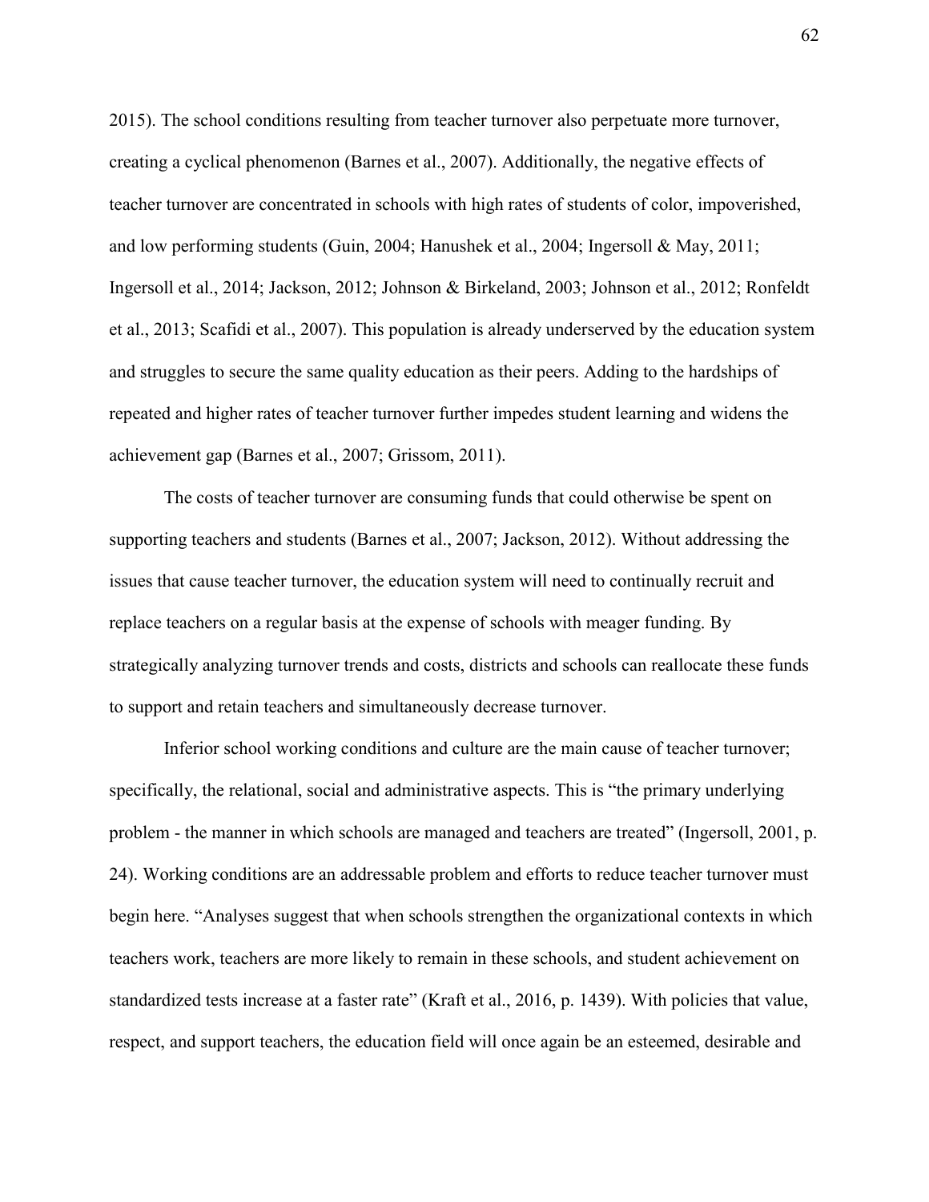2015). The school conditions resulting from teacher turnover also perpetuate more turnover, creating a cyclical phenomenon (Barnes et al., 2007). Additionally, the negative effects of teacher turnover are concentrated in schools with high rates of students of color, impoverished, and low performing students (Guin, 2004; Hanushek et al., 2004; Ingersoll & May, 2011; Ingersoll et al., 2014; Jackson, 2012; Johnson & Birkeland, 2003; Johnson et al., 2012; Ronfeldt et al., 2013; Scafidi et al., 2007). This population is already underserved by the education system and struggles to secure the same quality education as their peers. Adding to the hardships of repeated and higher rates of teacher turnover further impedes student learning and widens the achievement gap (Barnes et al., 2007; Grissom, 2011).

The costs of teacher turnover are consuming funds that could otherwise be spent on supporting teachers and students (Barnes et al., 2007; Jackson, 2012). Without addressing the issues that cause teacher turnover, the education system will need to continually recruit and replace teachers on a regular basis at the expense of schools with meager funding. By strategically analyzing turnover trends and costs, districts and schools can reallocate these funds to support and retain teachers and simultaneously decrease turnover.

Inferior school working conditions and culture are the main cause of teacher turnover; specifically, the relational, social and administrative aspects. This is "the primary underlying problem - the manner in which schools are managed and teachers are treated" (Ingersoll, 2001, p. 24). Working conditions are an addressable problem and efforts to reduce teacher turnover must begin here. "Analyses suggest that when schools strengthen the organizational contexts in which teachers work, teachers are more likely to remain in these schools, and student achievement on standardized tests increase at a faster rate" (Kraft et al., 2016, p. 1439). With policies that value, respect, and support teachers, the education field will once again be an esteemed, desirable and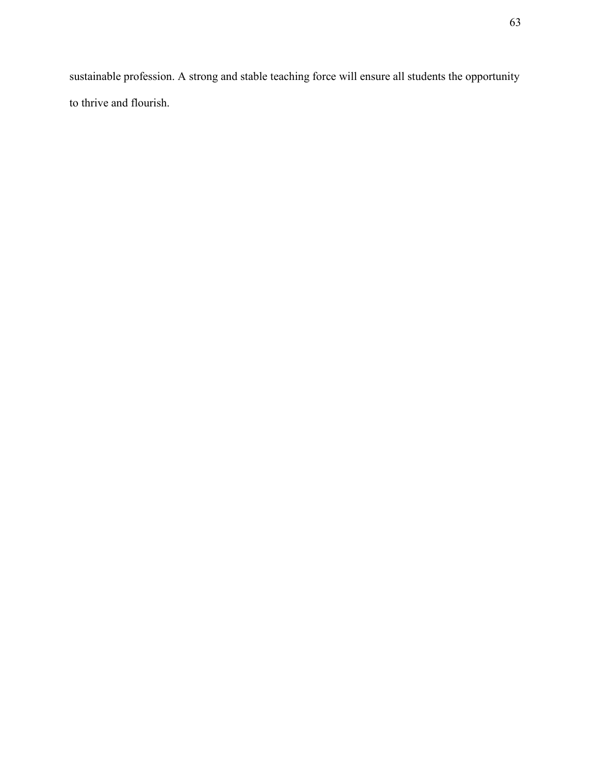sustainable profession. A strong and stable teaching force will ensure all students the opportunity to thrive and flourish.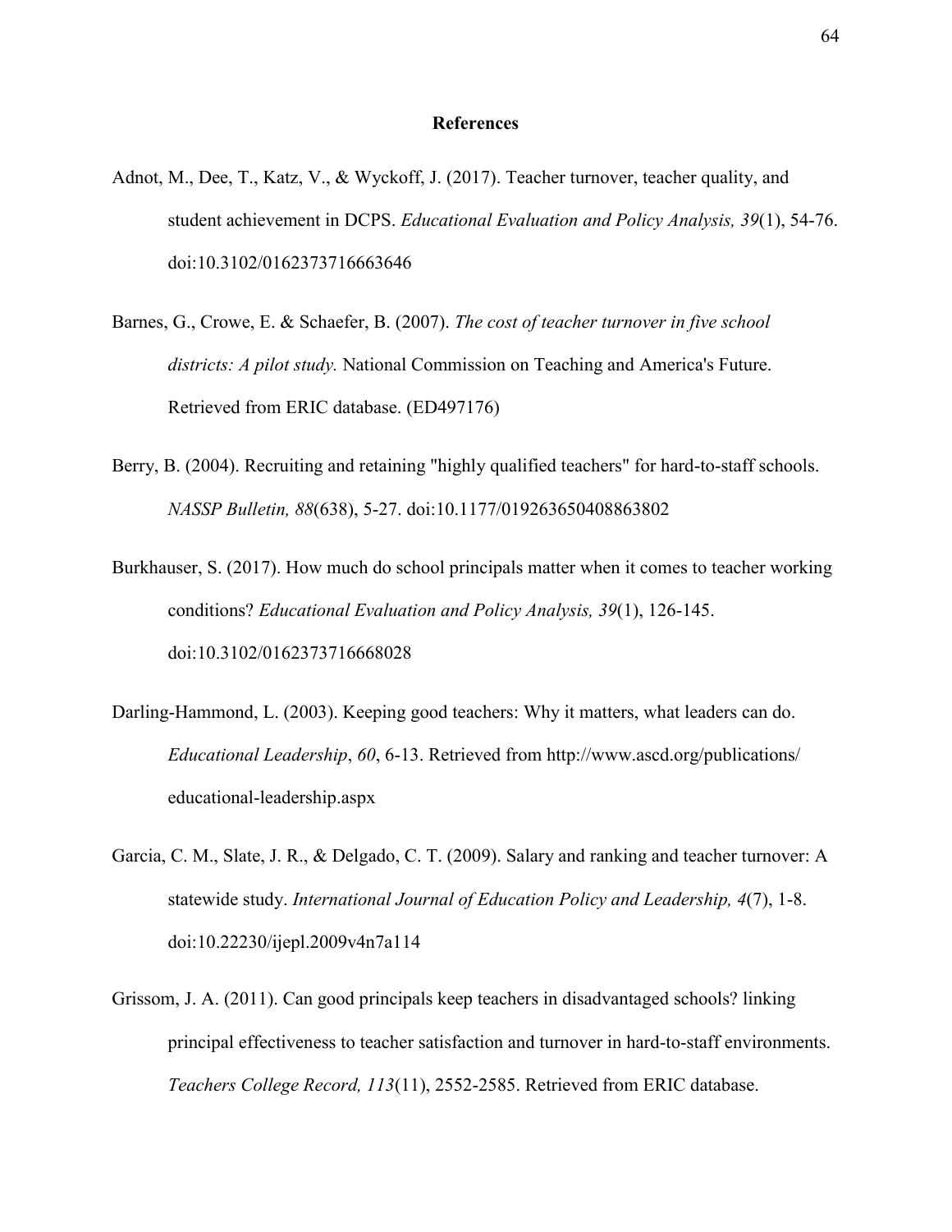# References

Adnot, M., Dee, T., Katz, V., & Wyckoff, J. (2017). Teacher turnover, teacher quality, and student achievement in DCPS. *Educational Evaluation and Policy Analysis, 39*(1), 54-76. doi:10.3102/0162373716663646

Barnes, G., Crowe, E. & Schaefer, B. (2007). *The cost of teacher turnover in five school districts: A pilot study.* National Commission on Teaching and America's Future. Retrieved from ERIC database. (ED497176)

Berry, B. (2004). Recruiting and retaining "highly qualified teachers" for hard-to-staff schools. *NASSP Bulletin, 88*(638), 5-27. doi:10.1177/019263650408863802

Burkhauser, S. (2017). How much do school principals matter when it comes to teacher working conditions? *Educational Evaluation and Policy Analysis, 39*(1), 126-145. doi:10.3102/0162373716668028

Darling-Hammond, L. (2003). Keeping good teachers: Why it matters, what leaders can do. *Educational Leadership*, *60*, 6-13. Retrieved from http://www.ascd.org/publications/educational-leadership.aspx

Garcia, C. M., Slate, J. R., & Delgado, C. T. (2009). Salary and ranking and teacher turnover: A statewide study. *International Journal of Education Policy and Leadership, 4*(7), 1-8. doi:10.22230/ijepl.2009v4n7a114

Grissom, J. A. (2011). Can good principals keep teachers in disadvantaged schools? linking principal effectiveness to teacher satisfaction and turnover in hard-to-staff environments. *Teachers College Record, 113*(11), 2552-2585. Retrieved from ERIC database.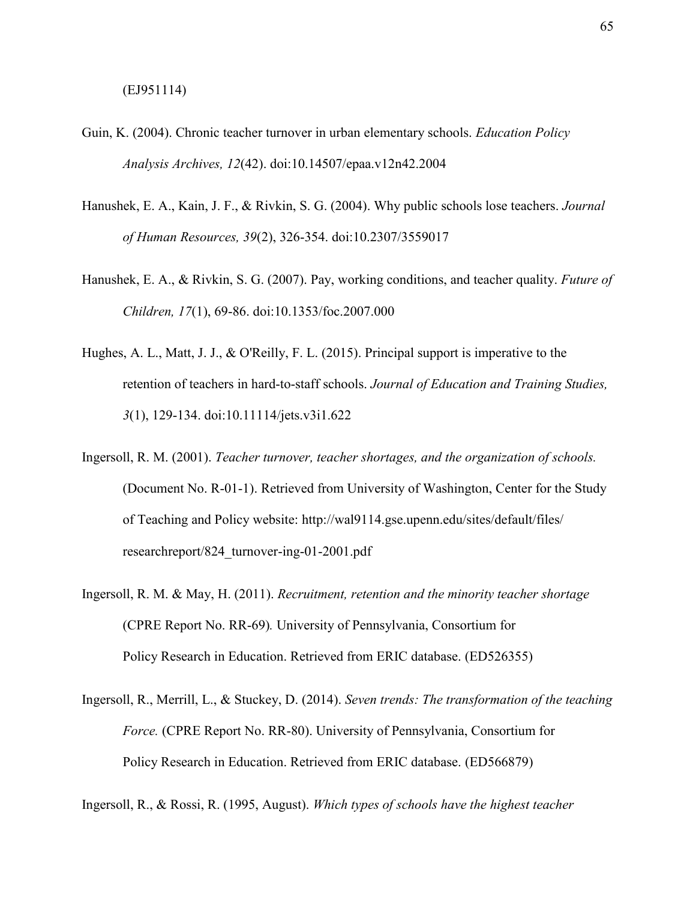(EJ951114)

Guin, K. (2004). Chronic teacher turnover in urban elementary schools. *Education Policy Analysis Archives, 12*(42). doi:10.14507/epaa.v12n42.2004

Hanushek, E. A., Kain, J. F., & Rivkin, S. G. (2004). Why public schools lose teachers. *Journal of Human Resources, 39*(2), 326-354. doi:10.2307/3559017

Hanushek, E. A., & Rivkin, S. G. (2007). Pay, working conditions, and teacher quality. *Future of Children, 17*(1), 69-86. doi:10.1353/foc.2007.000

Hughes, A. L., Matt, J. J., & O'Reilly, F. L. (2015). Principal support is imperative to the retention of teachers in hard-to-staff schools. *Journal of Education and Training Studies, 3*(1), 129-134. doi:10.11114/jets.v3i1.622

Ingersoll, R. M. (2001). *Teacher turnover, teacher shortages, and the organization of schools.* (Document No. R-01-1). Retrieved from University of Washington, Center for the Study of Teaching and Policy website: http://wal9114.gse.upenn.edu/sites/default/files/researchreport/824_turnover-ing-01-2001.pdf

Ingersoll, R. M. & May, H. (2011). *Recruitment, retention and the minority teacher shortage* (CPRE Report No. RR-69)*.* University of Pennsylvania, Consortium for Policy Research in Education. Retrieved from ERIC database. (ED526355)

Ingersoll, R., Merrill, L., & Stuckey, D. (2014). *Seven trends: The transformation of the teaching Force.* (CPRE Report No. RR-80). University of Pennsylvania, Consortium for Policy Research in Education. Retrieved from ERIC database. (ED566879)

Ingersoll, R., & Rossi, R. (1995, August). *Which types of schools have the highest teacher*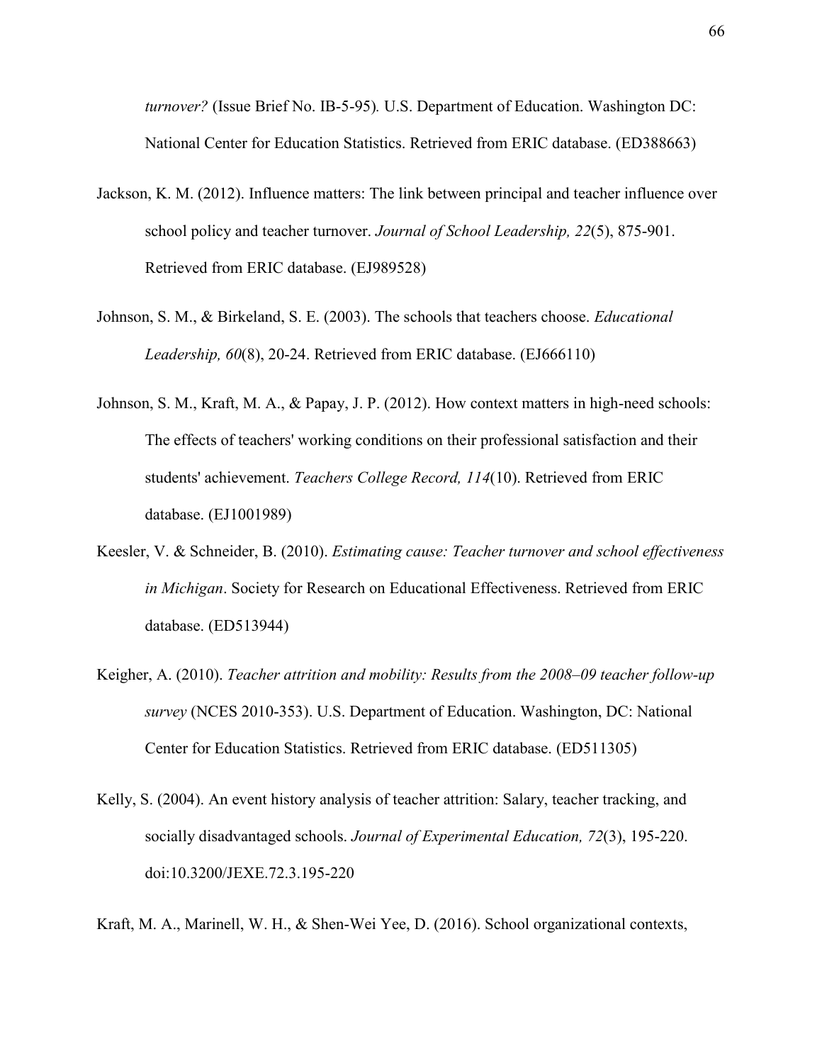*turnover?* (Issue Brief No. IB-5-95)*.* U.S. Department of Education. Washington DC: National Center for Education Statistics. Retrieved from ERIC database. (ED388663)

Jackson, K. M. (2012). Influence matters: The link between principal and teacher influence over school policy and teacher turnover. *Journal of School Leadership, 22*(5), 875-901. Retrieved from ERIC database. (EJ989528)

Johnson, S. M., & Birkeland, S. E. (2003). The schools that teachers choose. *Educational Leadership, 60*(8), 20-24. Retrieved from ERIC database. (EJ666110)

Johnson, S. M., Kraft, M. A., & Papay, J. P. (2012). How context matters in high-need schools: The effects of teachers' working conditions on their professional satisfaction and their students' achievement. *Teachers College Record, 114*(10). Retrieved from ERIC database. (EJ1001989)

Keesler, V. & Schneider, B. (2010). *Estimating cause: Teacher turnover and school effectiveness in Michigan*. Society for Research on Educational Effectiveness. Retrieved from ERIC database. (ED513944)

Keigher, A. (2010). *Teacher attrition and mobility: Results from the 2008–09 teacher follow-up survey* (NCES 2010-353). U.S. Department of Education. Washington, DC: National Center for Education Statistics. Retrieved from ERIC database. (ED511305)

Kelly, S. (2004). An event history analysis of teacher attrition: Salary, teacher tracking, and socially disadvantaged schools. *Journal of Experimental Education, 72*(3), 195-220. doi:10.3200/JEXE.72.3.195-220

Kraft, M. A., Marinell, W. H., & Shen-Wei Yee, D. (2016). School organizational contexts,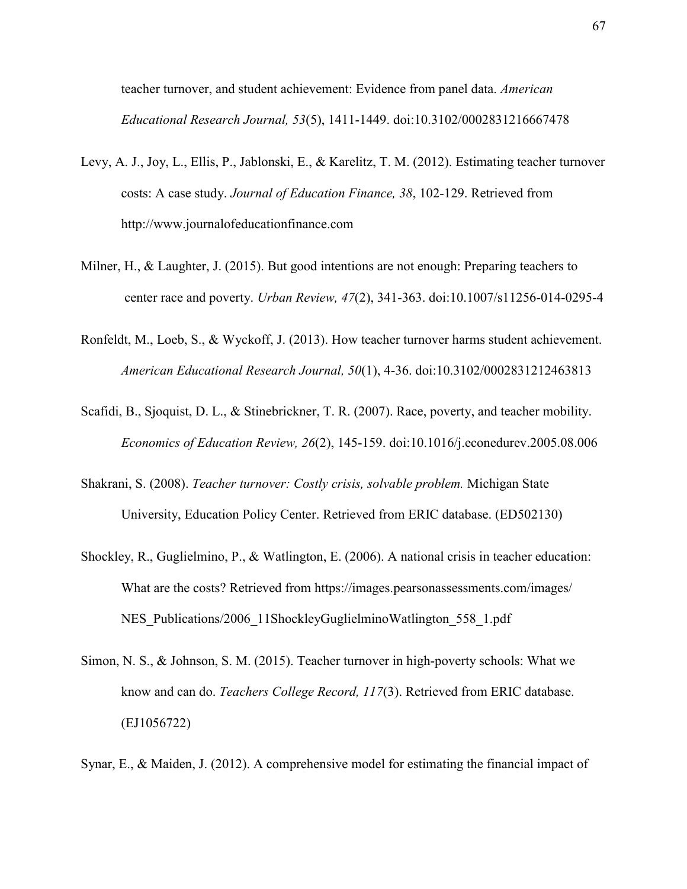teacher turnover, and student achievement: Evidence from panel data. *American Educational Research Journal, 53*(5), 1411-1449. doi:10.3102/0002831216667478

Levy, A. J., Joy, L., Ellis, P., Jablonski, E., & Karelitz, T. M. (2012). Estimating teacher turnover costs: A case study. *Journal of Education Finance, 38*, 102-129. Retrieved from http://www.journalofeducationfinance.com

Milner, H., & Laughter, J. (2015). But good intentions are not enough: Preparing teachers to center race and poverty. *Urban Review, 47*(2), 341-363. doi:10.1007/s11256-014-0295-4

Ronfeldt, M., Loeb, S., & Wyckoff, J. (2013). How teacher turnover harms student achievement. *American Educational Research Journal, 50*(1), 4-36. doi:10.3102/0002831212463813

Scafidi, B., Sjoquist, D. L., & Stinebrickner, T. R. (2007). Race, poverty, and teacher mobility. *Economics of Education Review, 26*(2), 145-159. doi:10.1016/j.econedurev.2005.08.006

Shakrani, S. (2008). *Teacher turnover: Costly crisis, solvable problem.* Michigan State University, Education Policy Center. Retrieved from ERIC database. (ED502130)

Shockley, R., Guglielmino, P., & Watlington, E. (2006). A national crisis in teacher education: What are the costs? Retrieved from https://images.pearsonassessments.com/images/NES_Publications/2006_11ShockleyGuglielminoWatlington_558_1.pdf

Simon, N. S., & Johnson, S. M. (2015). Teacher turnover in high-poverty schools: What we know and can do. *Teachers College Record, 117*(3). Retrieved from ERIC database. (EJ1056722)

Synar, E., & Maiden, J. (2012). A comprehensive model for estimating the financial impact of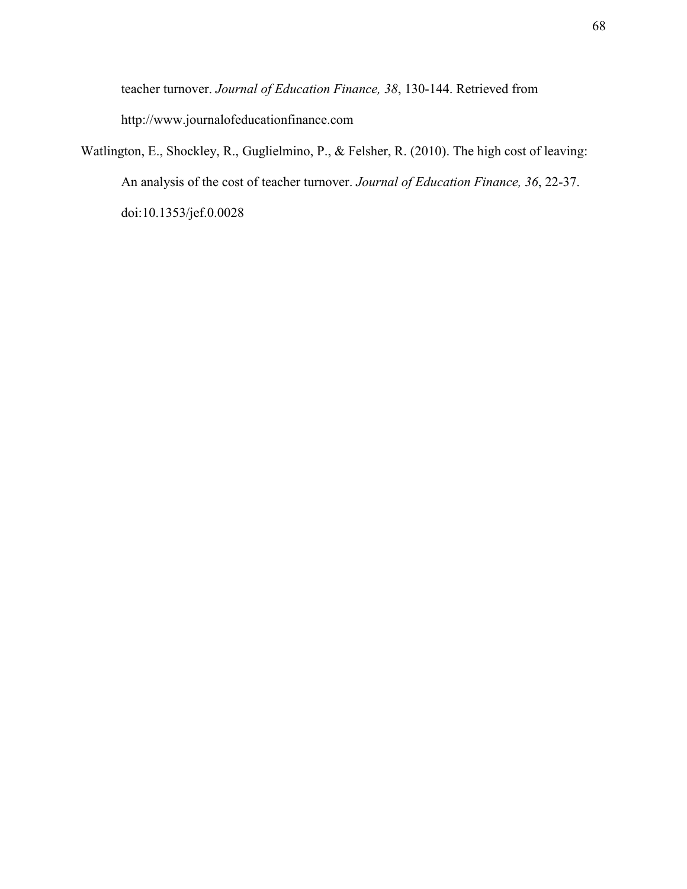teacher turnover. *Journal of Education Finance, 38*, 130-144. Retrieved from http://www.journalofeducationfinance.com

Watlington, E., Shockley, R., Guglielmino, P., & Felsher, R. (2010). The high cost of leaving: An analysis of the cost of teacher turnover. *Journal of Education Finance, 36*, 22-37. doi:10.1353/jef.0.0028